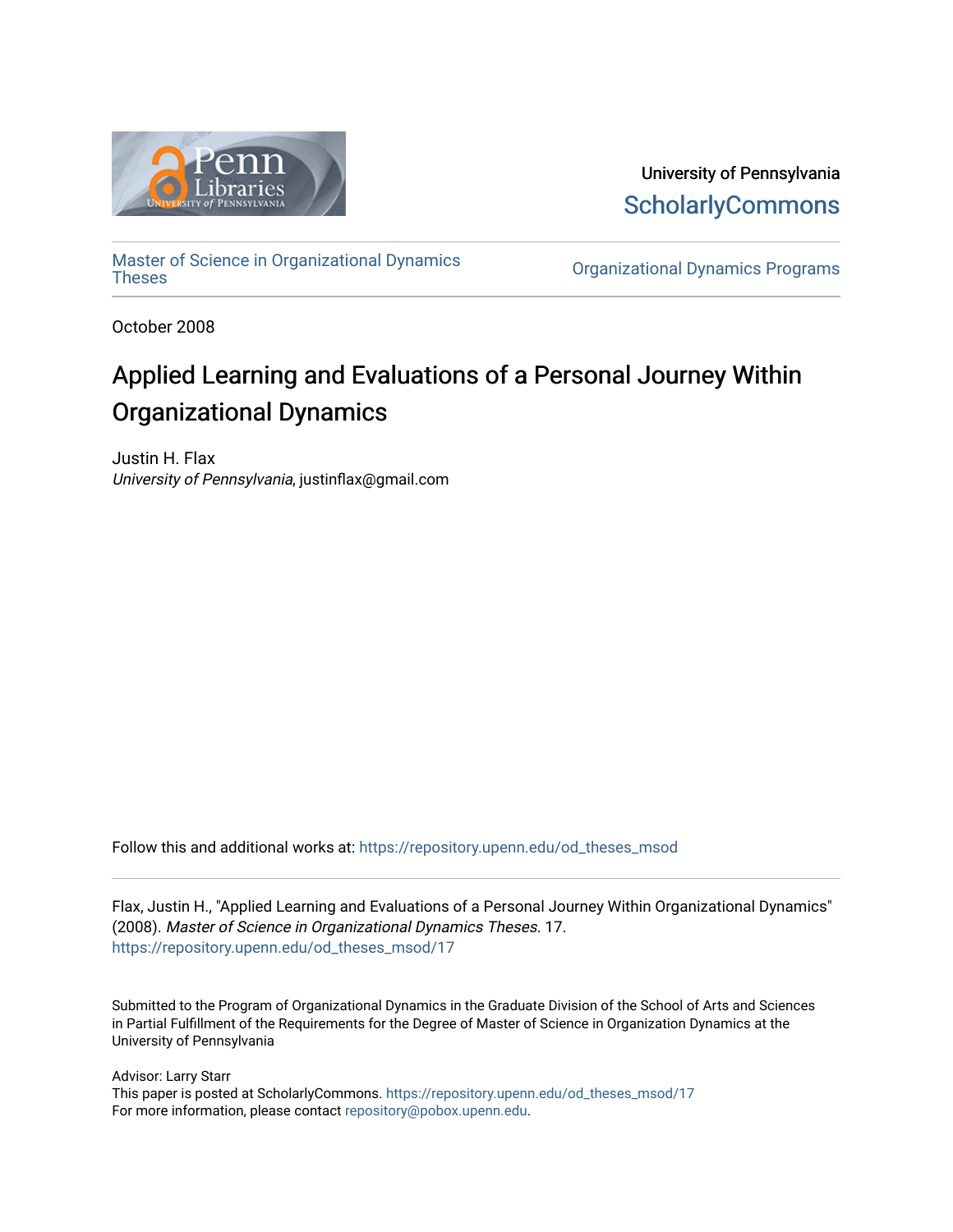University of Pennsylvania
ScholarlyCommons

Master of Science in Organizational Dynamics Theses

Organizational Dynamics Programs

October 2008

# Applied Learning and Evaluations of a Personal Journey Within Organizational Dynamics

Justin H. Flax
*University of Pennsylvania*, justinflax@gmail.com

Follow this and additional works at: https://repository.upenn.edu/od_theses_msod

Flax, Justin H., "Applied Learning and Evaluations of a Personal Journey Within Organizational Dynamics" (2008). *Master of Science in Organizational Dynamics Theses*. 17.
https://repository.upenn.edu/od_theses_msod/17

Submitted to the Program of Organizational Dynamics in the Graduate Division of the School of Arts and Sciences in Partial Fulfillment of the Requirements for the Degree of Master of Science in Organization Dynamics at the University of Pennsylvania

Advisor: Larry Starr
This paper is posted at ScholarlyCommons. https://repository.upenn.edu/od_theses_msod/17
For more information, please contact repository@pobox.upenn.edu.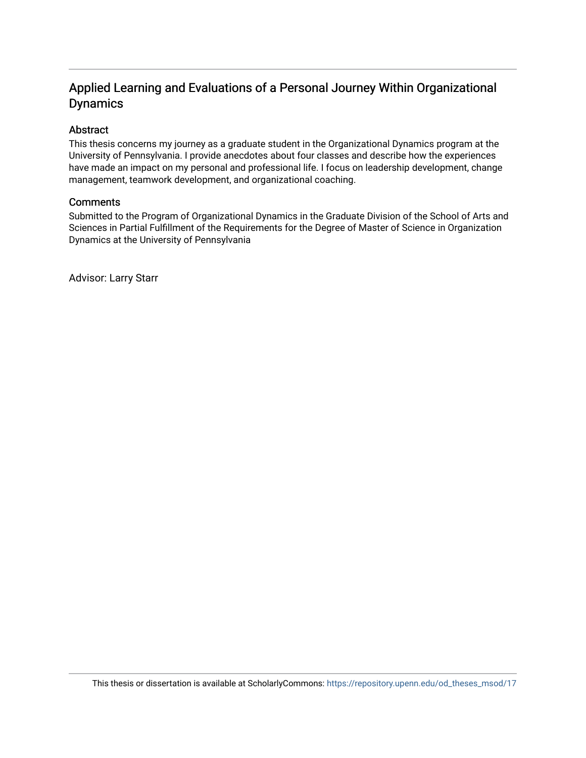# Applied Learning and Evaluations of a Personal Journey Within Organizational Dynamics

## Abstract

This thesis concerns my journey as a graduate student in the Organizational Dynamics program at the University of Pennsylvania. I provide anecdotes about four classes and describe how the experiences have made an impact on my personal and professional life. I focus on leadership development, change management, teamwork development, and organizational coaching.

## Comments

Submitted to the Program of Organizational Dynamics in the Graduate Division of the School of Arts and Sciences in Partial Fulfillment of the Requirements for the Degree of Master of Science in Organization Dynamics at the University of Pennsylvania

Advisor: Larry Starr

This thesis or dissertation is available at ScholarlyCommons: https://repository.upenn.edu/od_theses_msod/17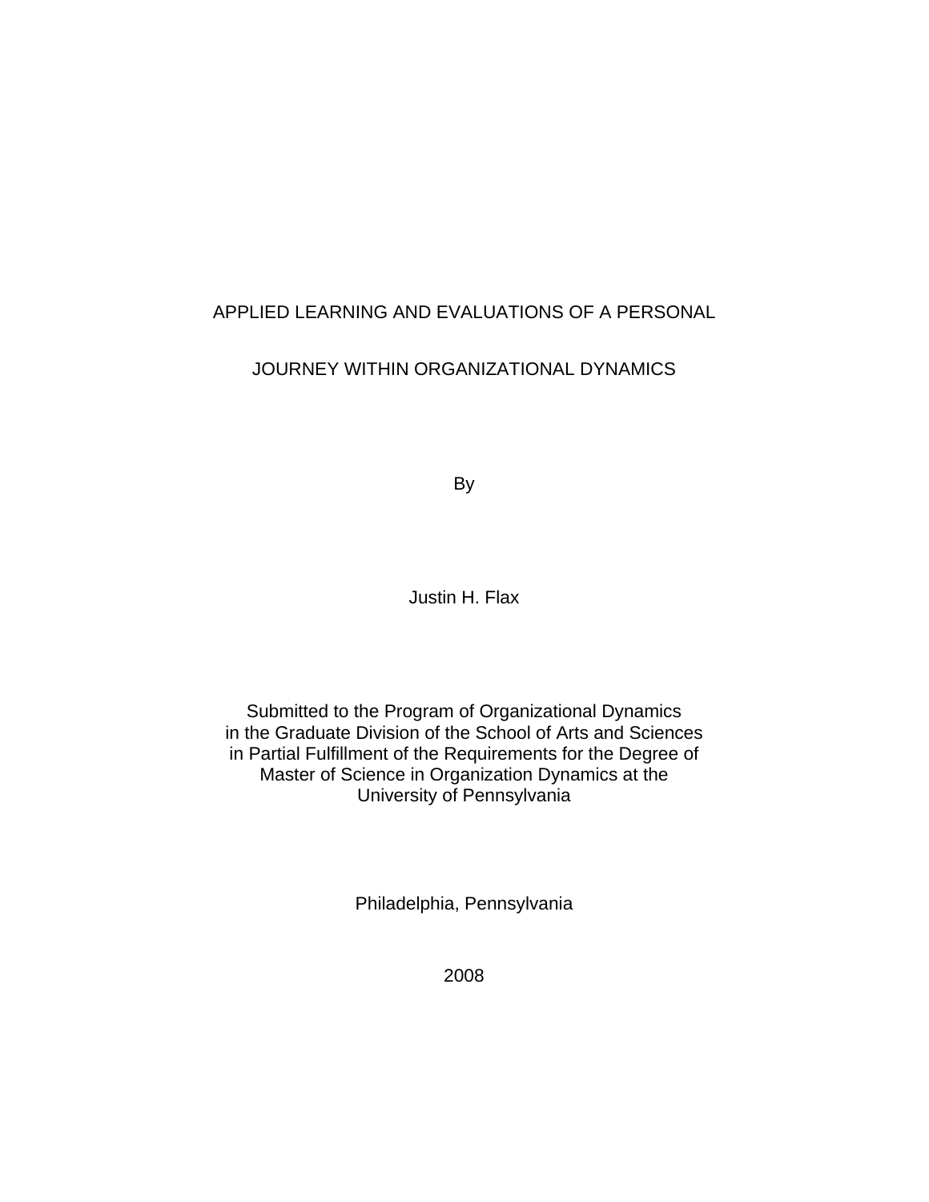# APPLIED LEARNING AND EVALUATIONS OF A PERSONAL JOURNEY WITHIN ORGANIZATIONAL DYNAMICS

By

Justin H. Flax

Submitted to the Program of Organizational Dynamics
in the Graduate Division of the School of Arts and Sciences
in Partial Fulfillment of the Requirements for the Degree of
Master of Science in Organization Dynamics at the
University of Pennsylvania

Philadelphia, Pennsylvania

2008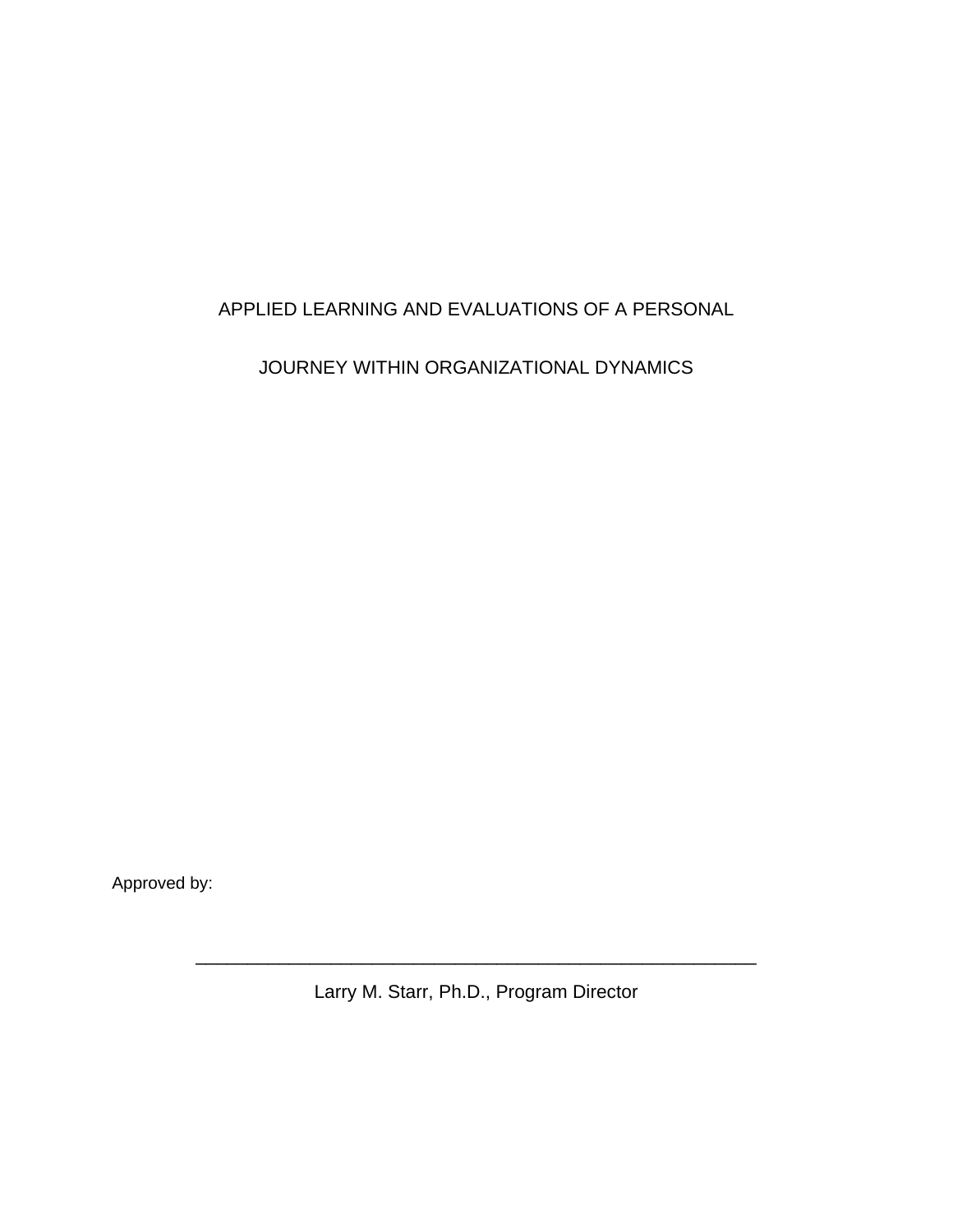# APPLIED LEARNING AND EVALUATIONS OF A PERSONAL JOURNEY WITHIN ORGANIZATIONAL DYNAMICS

Approved by:

\_\_\_\_\_\_\_\_\_\_\_\_\_\_\_\_\_\_\_\_\_\_\_\_\_\_\_\_\_\_\_\_\_\_\_\_\_\_\_\_\_\_\_\_\_\_\_\_

Larry M. Starr, Ph.D., Program Director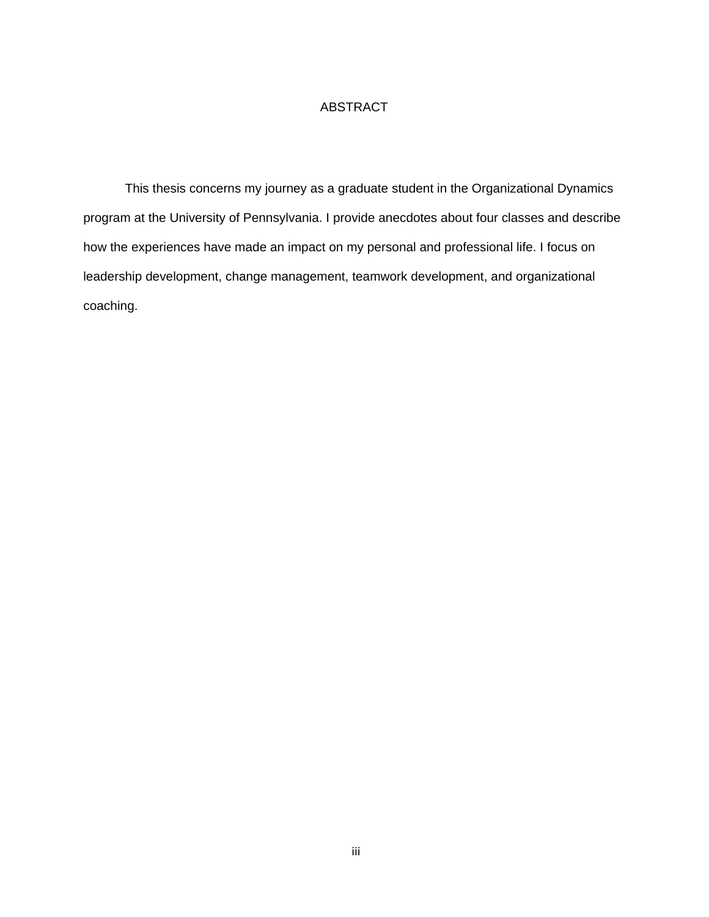# ABSTRACT

This thesis concerns my journey as a graduate student in the Organizational Dynamics program at the University of Pennsylvania. I provide anecdotes about four classes and describe how the experiences have made an impact on my personal and professional life. I focus on leadership development, change management, teamwork development, and organizational coaching.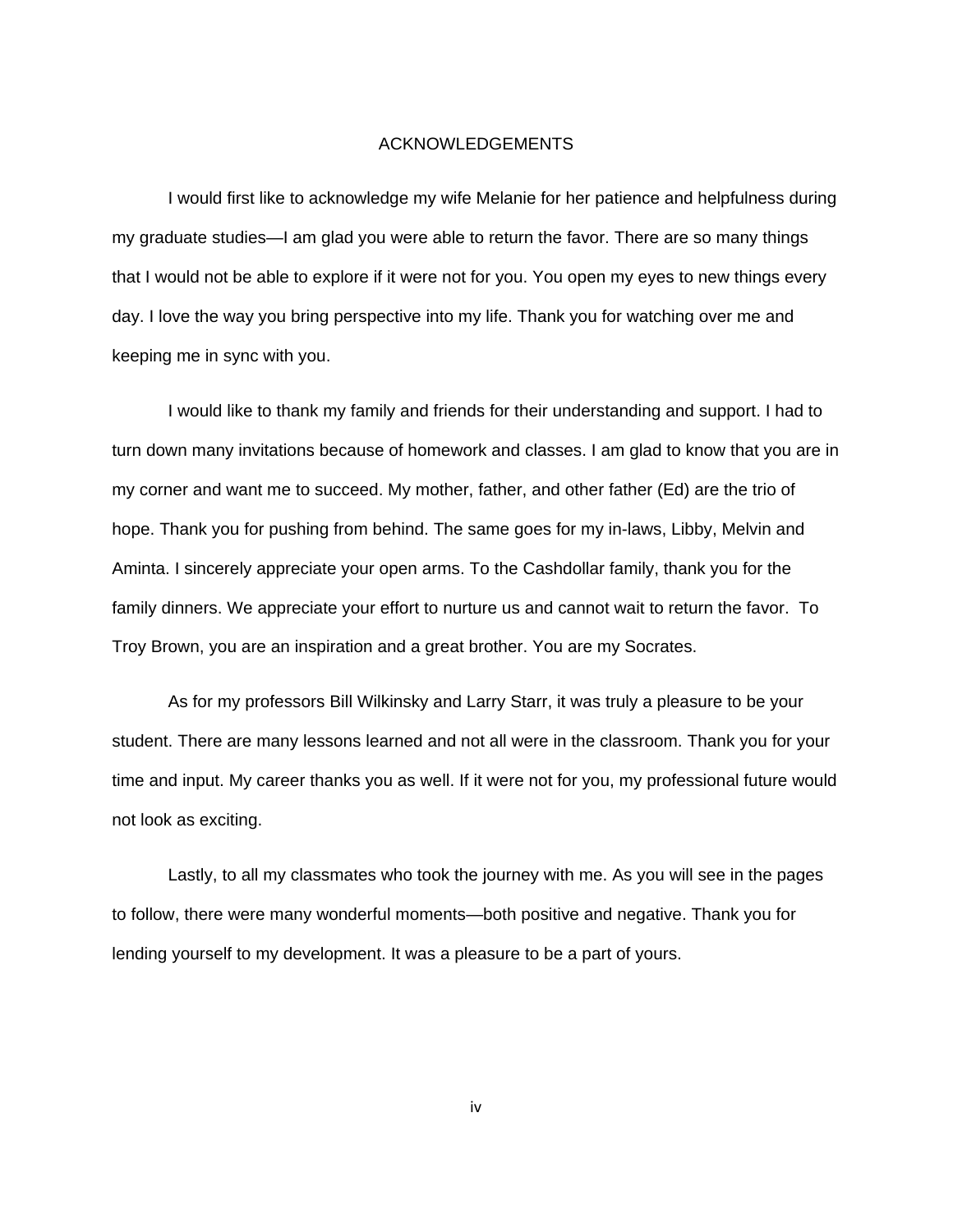# ACKNOWLEDGEMENTS

I would first like to acknowledge my wife Melanie for her patience and helpfulness during my graduate studies—I am glad you were able to return the favor. There are so many things that I would not be able to explore if it were not for you. You open my eyes to new things every day. I love the way you bring perspective into my life. Thank you for watching over me and keeping me in sync with you.

I would like to thank my family and friends for their understanding and support. I had to turn down many invitations because of homework and classes. I am glad to know that you are in my corner and want me to succeed. My mother, father, and other father (Ed) are the trio of hope. Thank you for pushing from behind. The same goes for my in-laws, Libby, Melvin and Aminta. I sincerely appreciate your open arms. To the Cashdollar family, thank you for the family dinners. We appreciate your effort to nurture us and cannot wait to return the favor. To Troy Brown, you are an inspiration and a great brother. You are my Socrates.

As for my professors Bill Wilkinsky and Larry Starr, it was truly a pleasure to be your student. There are many lessons learned and not all were in the classroom. Thank you for your time and input. My career thanks you as well. If it were not for you, my professional future would not look as exciting.

Lastly, to all my classmates who took the journey with me. As you will see in the pages to follow, there were many wonderful moments—both positive and negative. Thank you for lending yourself to my development. It was a pleasure to be a part of yours.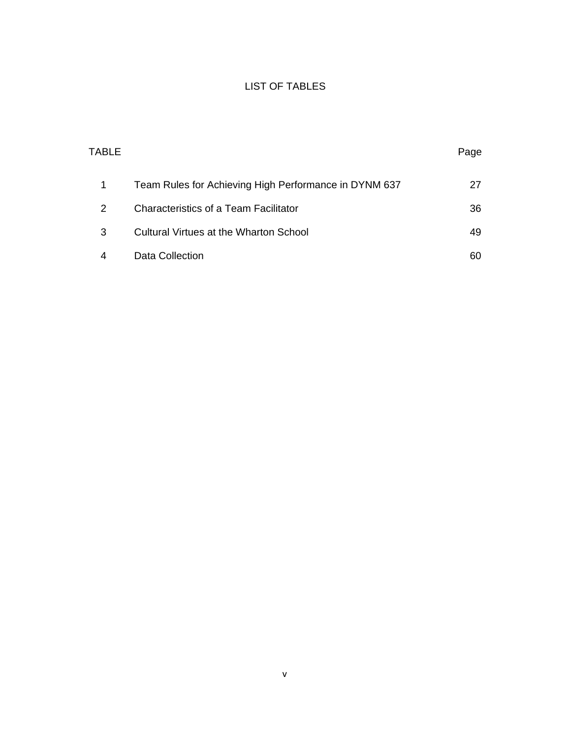# LIST OF TABLES

| TABLE | | Page |
|---|---|---|
| 1 | Team Rules for Achieving High Performance in DYNM 637 | 27 |
| 2 | Characteristics of a Team Facilitator | 36 |
| 3 | Cultural Virtues at the Wharton School | 49 |
| 4 | Data Collection | 60 |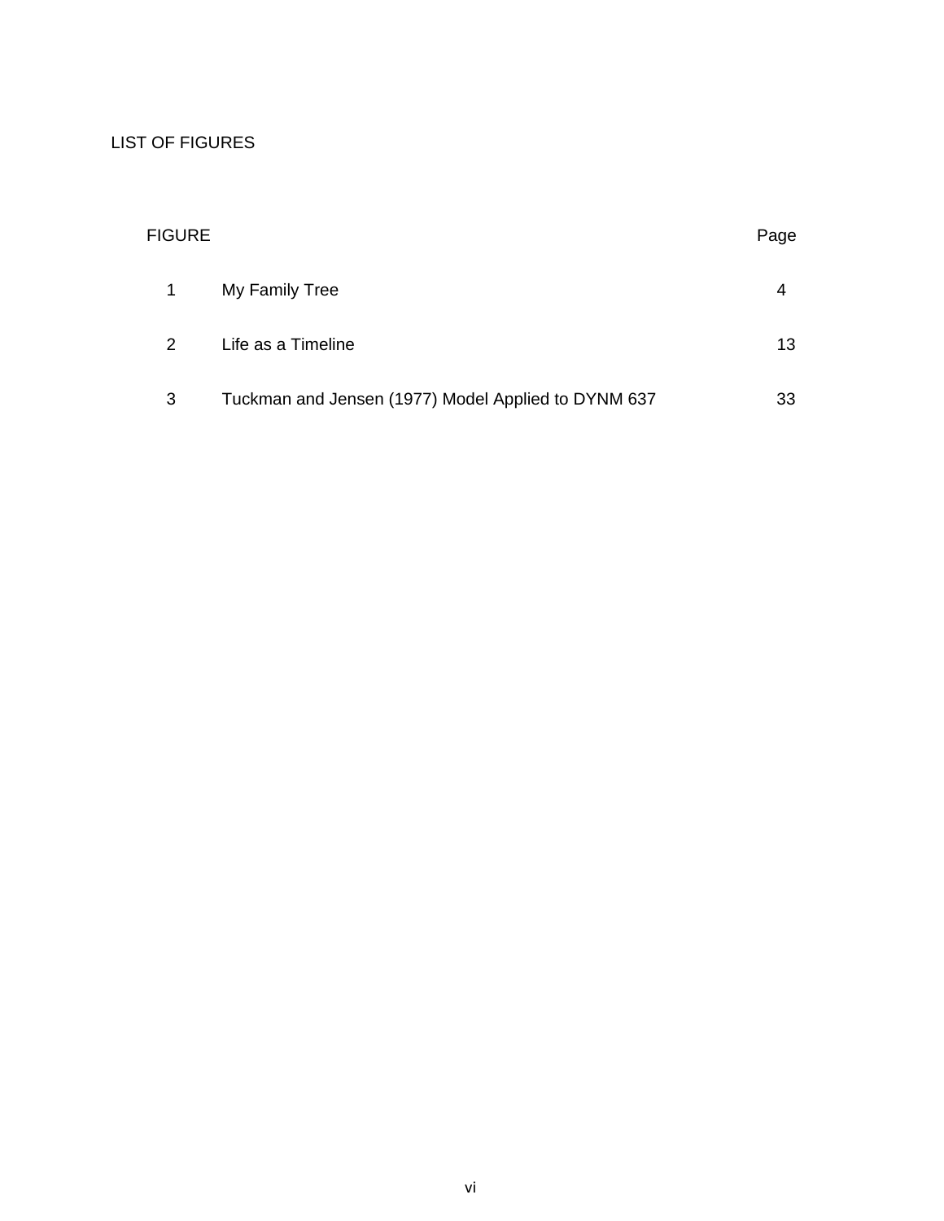# LIST OF FIGURES

| FIGURE | | Page |
|---|---|---|
| 1 | My Family Tree | 4 |
| 2 | Life as a Timeline | 13 |
| 3 | Tuckman and Jensen (1977) Model Applied to DYNM 637 | 33 |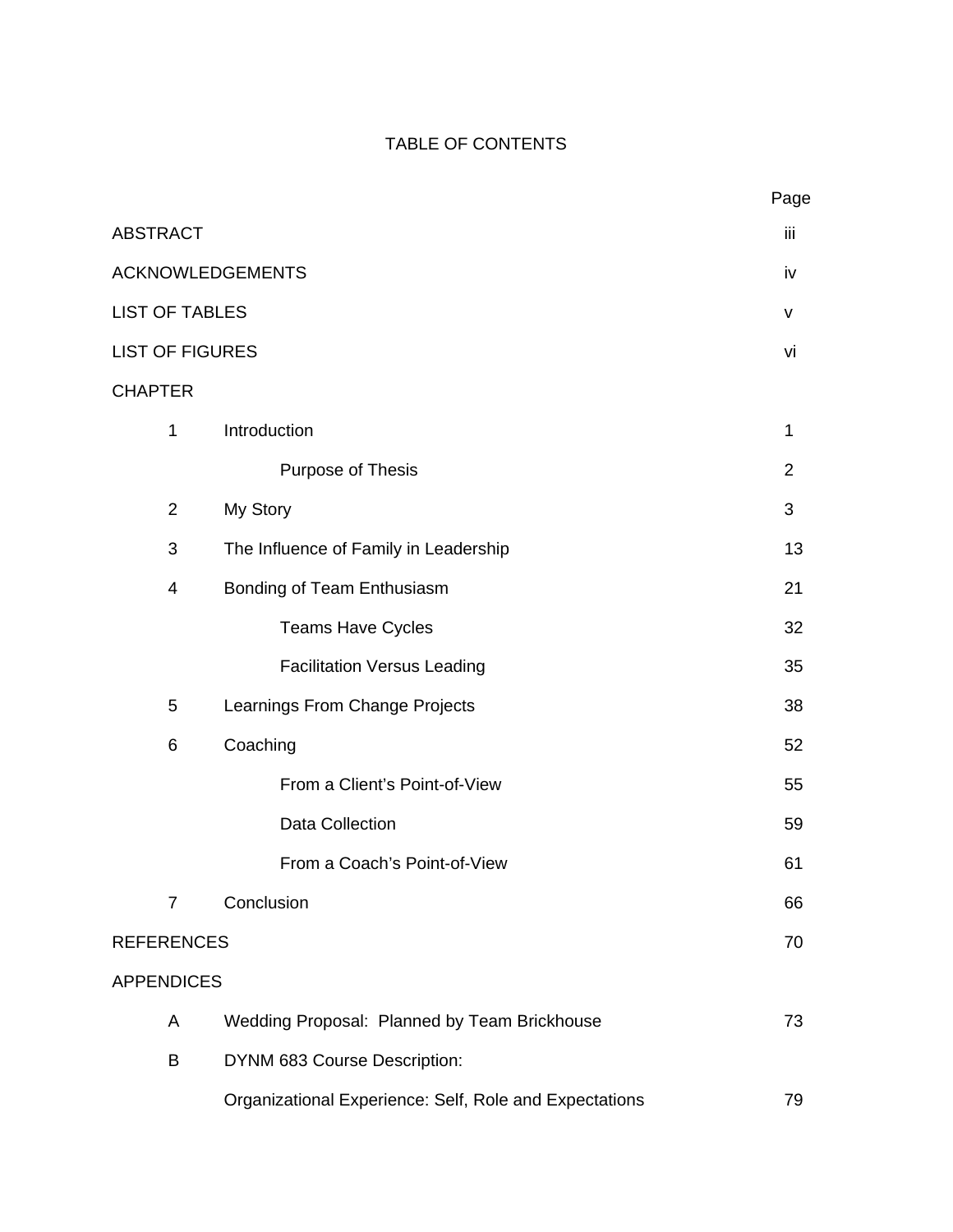# TABLE OF CONTENTS

| | | Page |
|---|---|---|
| ABSTRACT | | iii |
| ACKNOWLEDGEMENTS | | iv |
| LIST OF TABLES | | v |
| LIST OF FIGURES | | vi |
| CHAPTER | | |
| 1 | Introduction | 1 |
| | Purpose of Thesis | 2 |
| 2 | My Story | 3 |
| 3 | The Influence of Family in Leadership | 13 |
| 4 | Bonding of Team Enthusiasm | 21 |
| | Teams Have Cycles | 32 |
| | Facilitation Versus Leading | 35 |
| 5 | Learnings From Change Projects | 38 |
| 6 | Coaching | 52 |
| | From a Client's Point-of-View | 55 |
| | Data Collection | 59 |
| | From a Coach's Point-of-View | 61 |
| 7 | Conclusion | 66 |
| REFERENCES | | 70 |
| APPENDICES | | |
| A | Wedding Proposal: Planned by Team Brickhouse | 73 |
| B | DYNM 683 Course Description: Organizational Experience: Self, Role and Expectations | 79 |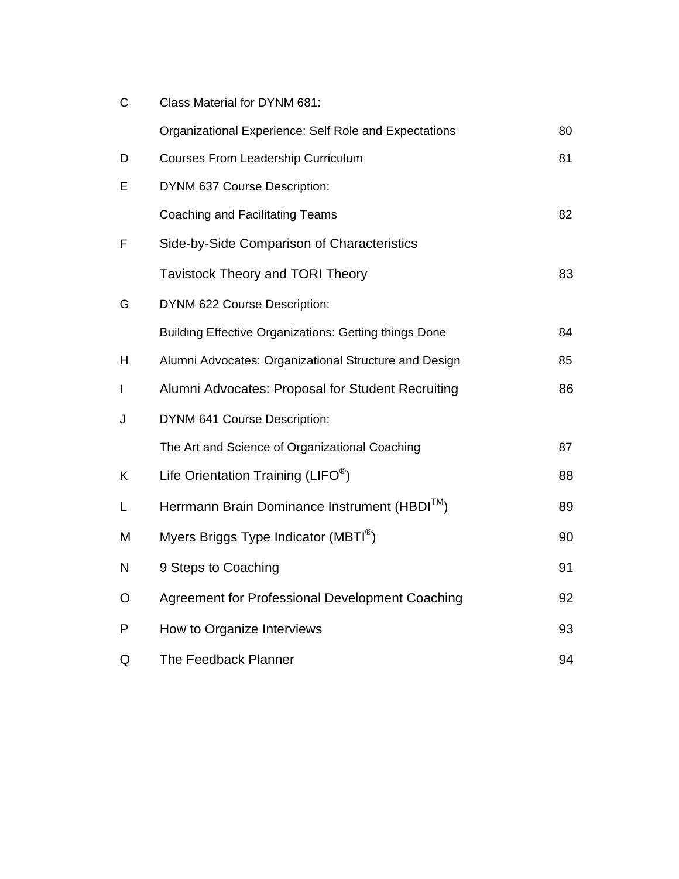| | | |
|---|---|---|
| C | Class Material for DYNM 681: | |
| | Organizational Experience: Self Role and Expectations | 80 |
| D | Courses From Leadership Curriculum | 81 |
| E | DYNM 637 Course Description: | |
| | Coaching and Facilitating Teams | 82 |
| F | Side-by-Side Comparison of Characteristics | |
| | Tavistock Theory and TORI Theory | 83 |
| G | DYNM 622 Course Description: | |
| | Building Effective Organizations: Getting things Done | 84 |
| H | Alumni Advocates: Organizational Structure and Design | 85 |
| I | Alumni Advocates: Proposal for Student Recruiting | 86 |
| J | DYNM 641 Course Description: | |
| | The Art and Science of Organizational Coaching | 87 |
| K | Life Orientation Training (LIFO®) | 88 |
| L | Herrmann Brain Dominance Instrument (HBDI™) | 89 |
| M | Myers Briggs Type Indicator (MBTI®) | 90 |
| N | 9 Steps to Coaching | 91 |
| O | Agreement for Professional Development Coaching | 92 |
| P | How to Organize Interviews | 93 |
| Q | The Feedback Planner | 94 |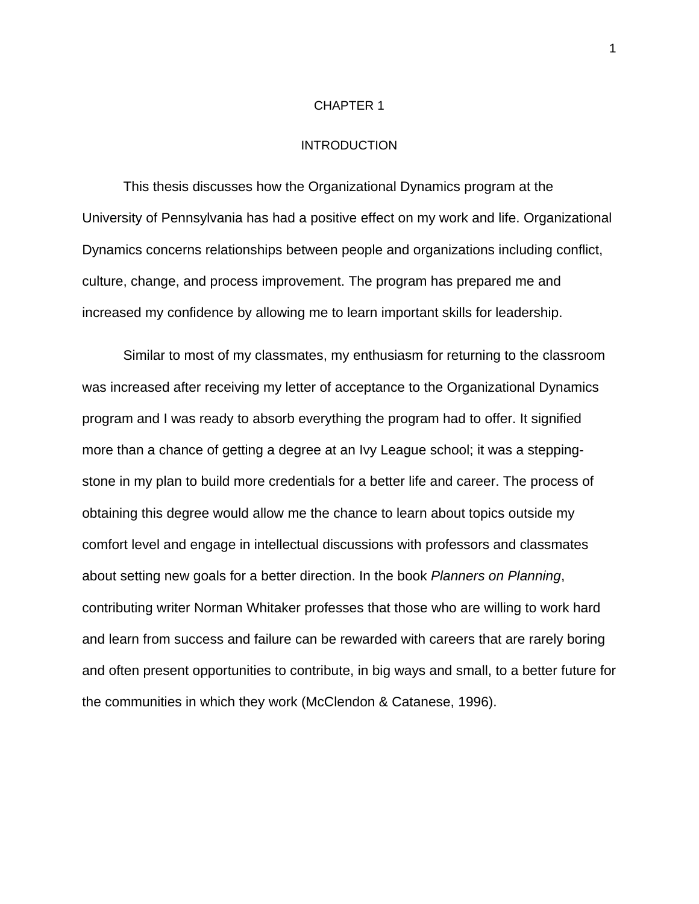# CHAPTER 1

## INTRODUCTION

This thesis discusses how the Organizational Dynamics program at the University of Pennsylvania has had a positive effect on my work and life. Organizational Dynamics concerns relationships between people and organizations including conflict, culture, change, and process improvement. The program has prepared me and increased my confidence by allowing me to learn important skills for leadership.

Similar to most of my classmates, my enthusiasm for returning to the classroom was increased after receiving my letter of acceptance to the Organizational Dynamics program and I was ready to absorb everything the program had to offer. It signified more than a chance of getting a degree at an Ivy League school; it was a stepping-stone in my plan to build more credentials for a better life and career. The process of obtaining this degree would allow me the chance to learn about topics outside my comfort level and engage in intellectual discussions with professors and classmates about setting new goals for a better direction. In the book *Planners on Planning*, contributing writer Norman Whitaker professes that those who are willing to work hard and learn from success and failure can be rewarded with careers that are rarely boring and often present opportunities to contribute, in big ways and small, to a better future for the communities in which they work (McClendon & Catanese, 1996).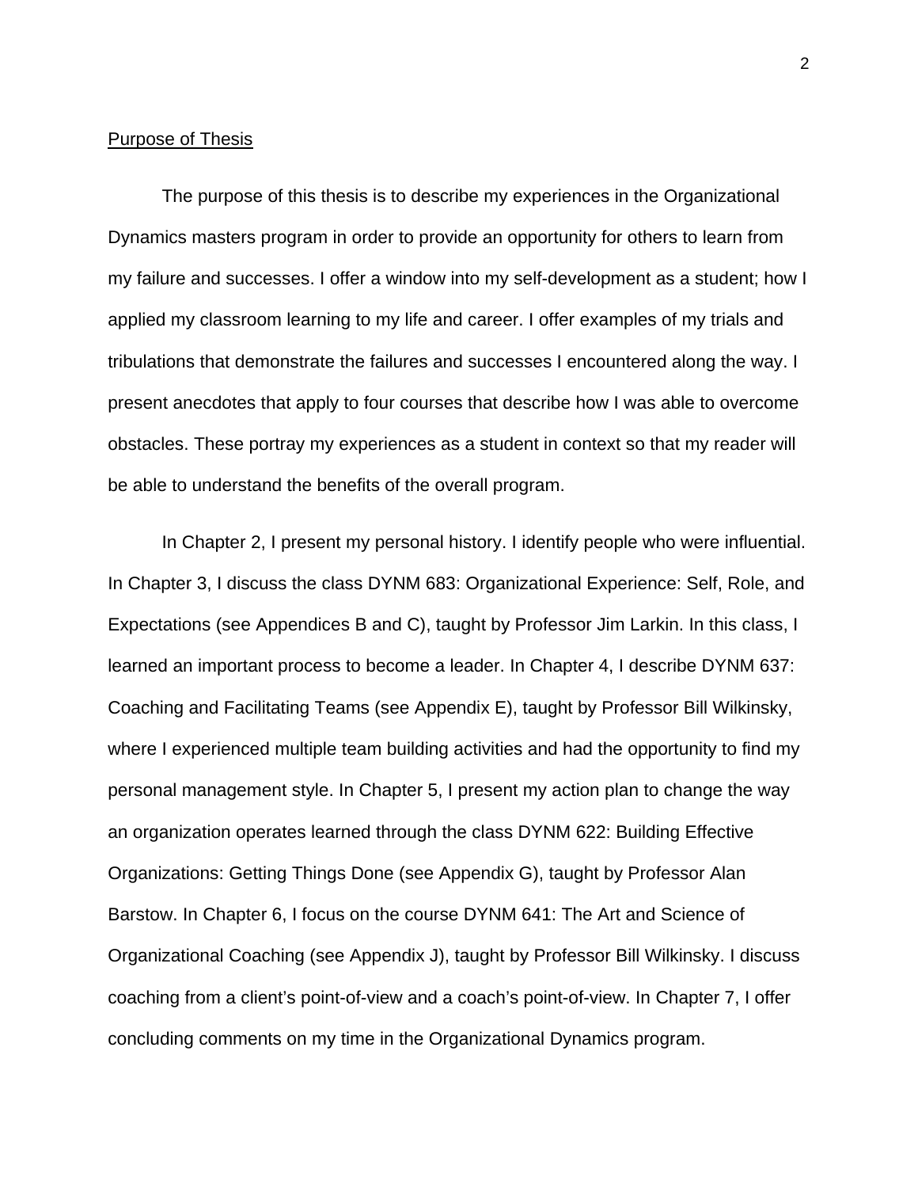Purpose of Thesis

The purpose of this thesis is to describe my experiences in the Organizational Dynamics masters program in order to provide an opportunity for others to learn from my failure and successes. I offer a window into my self-development as a student; how I applied my classroom learning to my life and career. I offer examples of my trials and tribulations that demonstrate the failures and successes I encountered along the way. I present anecdotes that apply to four courses that describe how I was able to overcome obstacles. These portray my experiences as a student in context so that my reader will be able to understand the benefits of the overall program.

In Chapter 2, I present my personal history. I identify people who were influential. In Chapter 3, I discuss the class DYNM 683: Organizational Experience: Self, Role, and Expectations (see Appendices B and C), taught by Professor Jim Larkin. In this class, I learned an important process to become a leader. In Chapter 4, I describe DYNM 637: Coaching and Facilitating Teams (see Appendix E), taught by Professor Bill Wilkinsky, where I experienced multiple team building activities and had the opportunity to find my personal management style. In Chapter 5, I present my action plan to change the way an organization operates learned through the class DYNM 622: Building Effective Organizations: Getting Things Done (see Appendix G), taught by Professor Alan Barstow. In Chapter 6, I focus on the course DYNM 641: The Art and Science of Organizational Coaching (see Appendix J), taught by Professor Bill Wilkinsky. I discuss coaching from a client's point-of-view and a coach's point-of-view. In Chapter 7, I offer concluding comments on my time in the Organizational Dynamics program.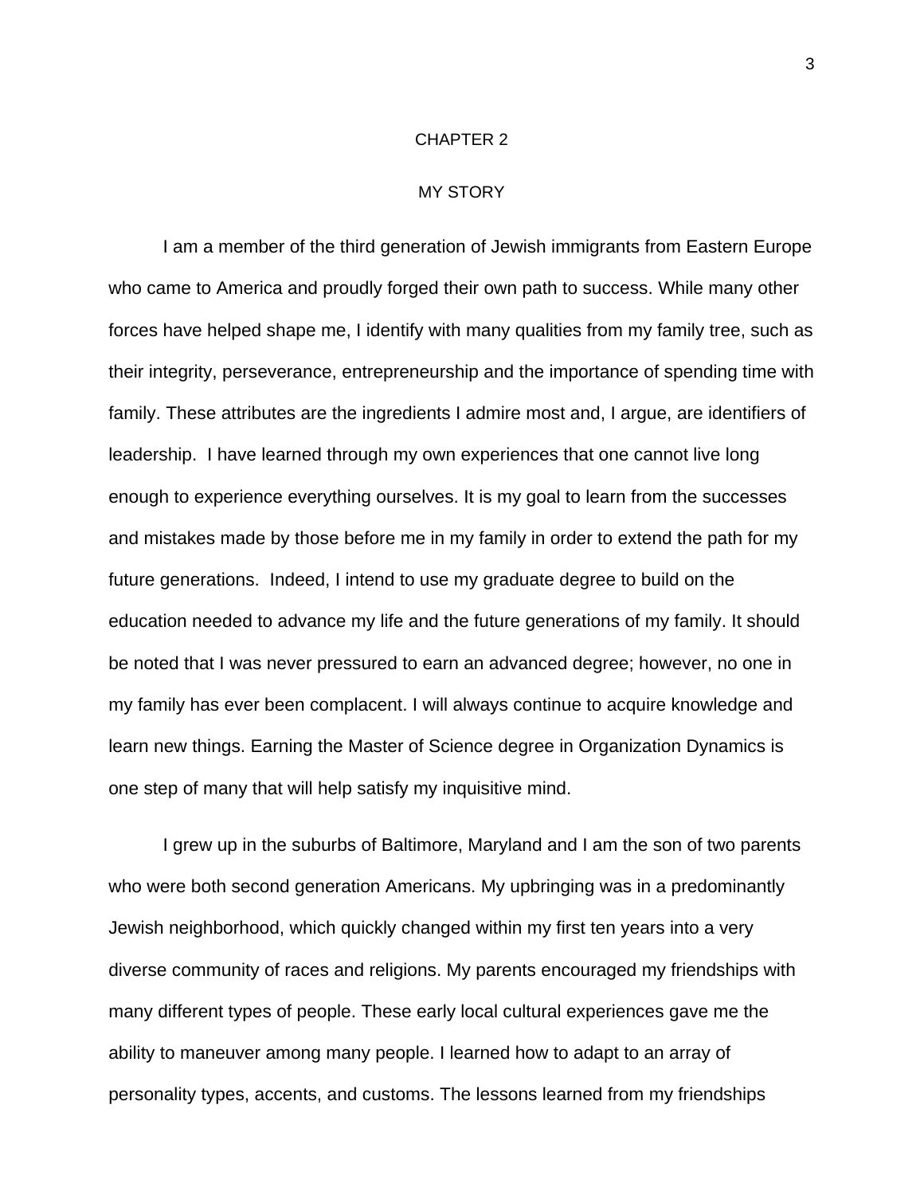# CHAPTER 2

## MY STORY

I am a member of the third generation of Jewish immigrants from Eastern Europe who came to America and proudly forged their own path to success. While many other forces have helped shape me, I identify with many qualities from my family tree, such as their integrity, perseverance, entrepreneurship and the importance of spending time with family. These attributes are the ingredients I admire most and, I argue, are identifiers of leadership. I have learned through my own experiences that one cannot live long enough to experience everything ourselves. It is my goal to learn from the successes and mistakes made by those before me in my family in order to extend the path for my future generations. Indeed, I intend to use my graduate degree to build on the education needed to advance my life and the future generations of my family. It should be noted that I was never pressured to earn an advanced degree; however, no one in my family has ever been complacent. I will always continue to acquire knowledge and learn new things. Earning the Master of Science degree in Organization Dynamics is one step of many that will help satisfy my inquisitive mind.

I grew up in the suburbs of Baltimore, Maryland and I am the son of two parents who were both second generation Americans. My upbringing was in a predominantly Jewish neighborhood, which quickly changed within my first ten years into a very diverse community of races and religions. My parents encouraged my friendships with many different types of people. These early local cultural experiences gave me the ability to maneuver among many people. I learned how to adapt to an array of personality types, accents, and customs. The lessons learned from my friendships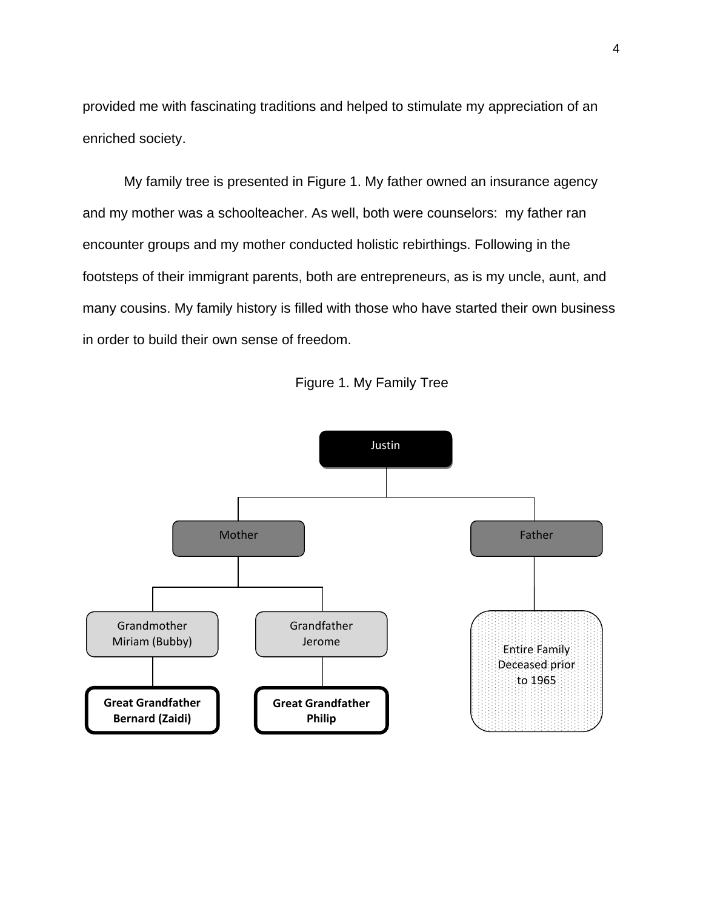provided me with fascinating traditions and helped to stimulate my appreciation of an enriched society.

My family tree is presented in Figure 1. My father owned an insurance agency and my mother was a schoolteacher. As well, both were counselors:  my father ran encounter groups and my mother conducted holistic rebirthings. Following in the footsteps of their immigrant parents, both are entrepreneurs, as is my uncle, aunt, and many cousins. My family history is filled with those who have started their own business in order to build their own sense of freedom.

Figure 1. My Family Tree

- Justin
  - Mother
    - Grandmother Miriam (Bubby)
      - **Great Grandfather Bernard (Zaidi)**
    - Grandfather Jerome
      - **Great Grandfather Philip**
  - Father
    - Entire Family Deceased prior to 1965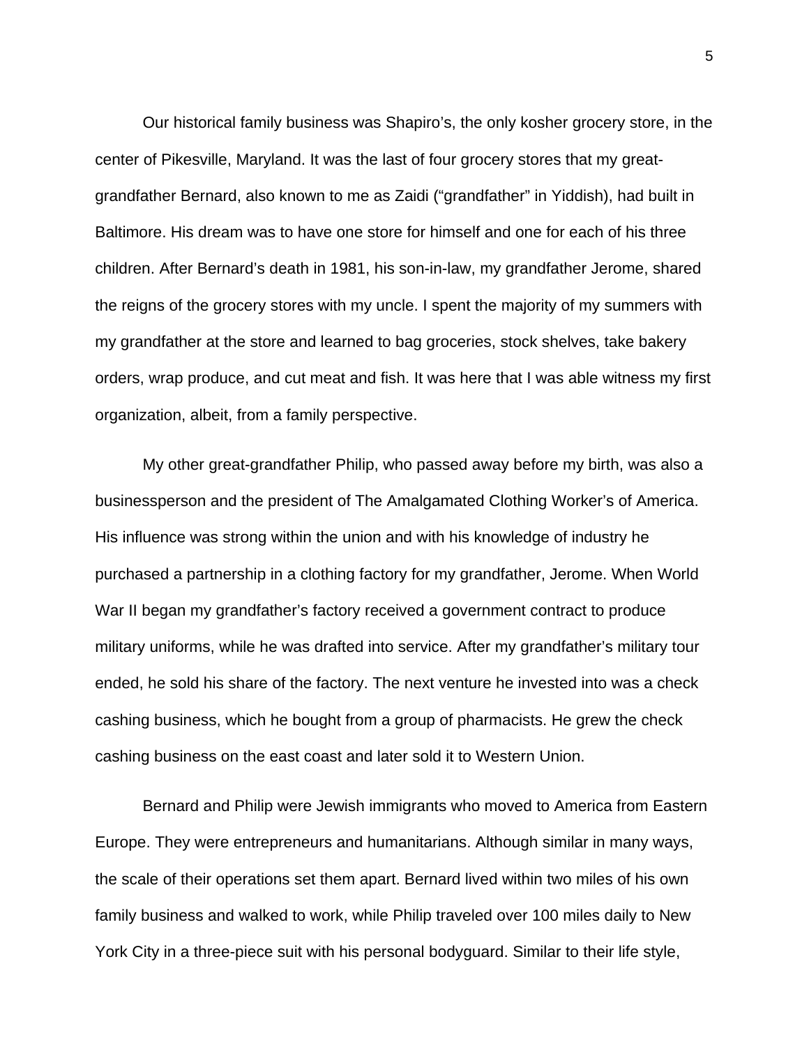Our historical family business was Shapiro's, the only kosher grocery store, in the center of Pikesville, Maryland. It was the last of four grocery stores that my great-grandfather Bernard, also known to me as Zaidi ("grandfather" in Yiddish), had built in Baltimore. His dream was to have one store for himself and one for each of his three children. After Bernard's death in 1981, his son-in-law, my grandfather Jerome, shared the reigns of the grocery stores with my uncle. I spent the majority of my summers with my grandfather at the store and learned to bag groceries, stock shelves, take bakery orders, wrap produce, and cut meat and fish. It was here that I was able witness my first organization, albeit, from a family perspective.

My other great-grandfather Philip, who passed away before my birth, was also a businessperson and the president of The Amalgamated Clothing Worker's of America. His influence was strong within the union and with his knowledge of industry he purchased a partnership in a clothing factory for my grandfather, Jerome. When World War II began my grandfather's factory received a government contract to produce military uniforms, while he was drafted into service. After my grandfather's military tour ended, he sold his share of the factory. The next venture he invested into was a check cashing business, which he bought from a group of pharmacists. He grew the check cashing business on the east coast and later sold it to Western Union.

Bernard and Philip were Jewish immigrants who moved to America from Eastern Europe. They were entrepreneurs and humanitarians. Although similar in many ways, the scale of their operations set them apart. Bernard lived within two miles of his own family business and walked to work, while Philip traveled over 100 miles daily to New York City in a three-piece suit with his personal bodyguard. Similar to their life style,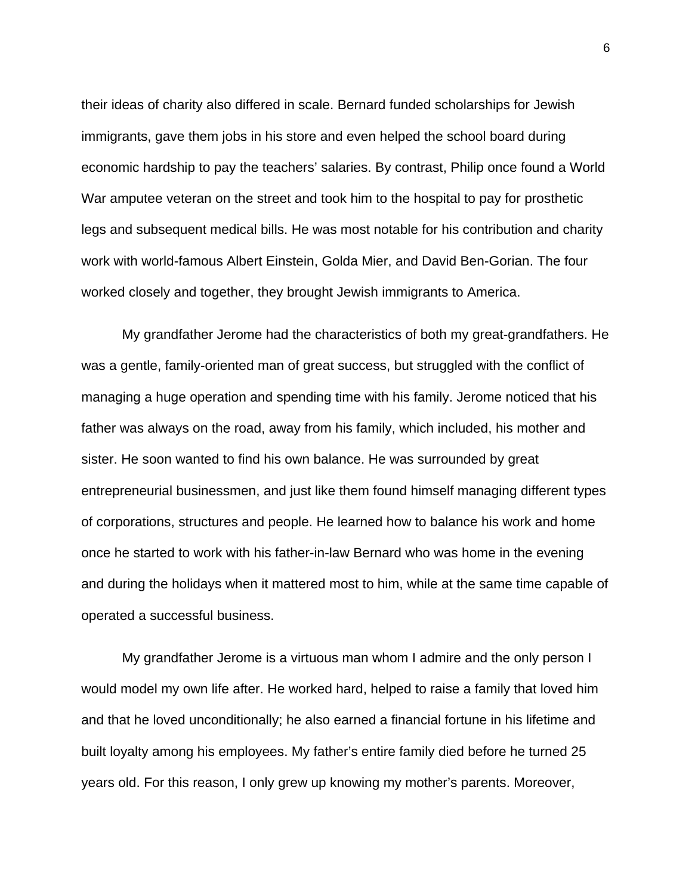their ideas of charity also differed in scale. Bernard funded scholarships for Jewish immigrants, gave them jobs in his store and even helped the school board during economic hardship to pay the teachers' salaries. By contrast, Philip once found a World War amputee veteran on the street and took him to the hospital to pay for prosthetic legs and subsequent medical bills. He was most notable for his contribution and charity work with world-famous Albert Einstein, Golda Mier, and David Ben-Gorian. The four worked closely and together, they brought Jewish immigrants to America.

My grandfather Jerome had the characteristics of both my great-grandfathers. He was a gentle, family-oriented man of great success, but struggled with the conflict of managing a huge operation and spending time with his family. Jerome noticed that his father was always on the road, away from his family, which included, his mother and sister. He soon wanted to find his own balance. He was surrounded by great entrepreneurial businessmen, and just like them found himself managing different types of corporations, structures and people. He learned how to balance his work and home once he started to work with his father-in-law Bernard who was home in the evening and during the holidays when it mattered most to him, while at the same time capable of operated a successful business.

My grandfather Jerome is a virtuous man whom I admire and the only person I would model my own life after. He worked hard, helped to raise a family that loved him and that he loved unconditionally; he also earned a financial fortune in his lifetime and built loyalty among his employees. My father's entire family died before he turned 25 years old. For this reason, I only grew up knowing my mother's parents. Moreover,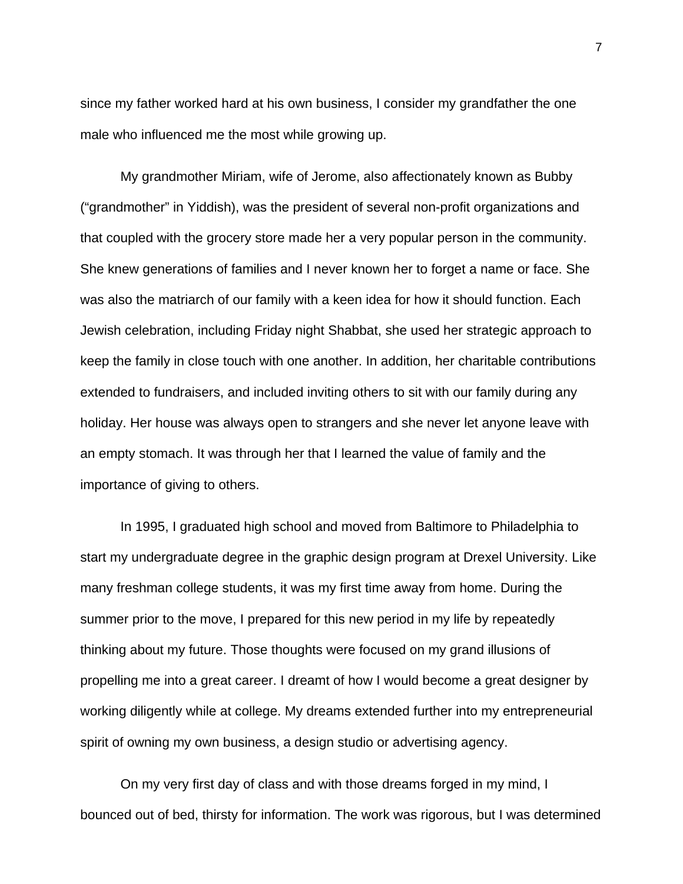since my father worked hard at his own business, I consider my grandfather the one male who influenced me the most while growing up.

My grandmother Miriam, wife of Jerome, also affectionately known as Bubby (“grandmother” in Yiddish), was the president of several non-profit organizations and that coupled with the grocery store made her a very popular person in the community. She knew generations of families and I never known her to forget a name or face. She was also the matriarch of our family with a keen idea for how it should function. Each Jewish celebration, including Friday night Shabbat, she used her strategic approach to keep the family in close touch with one another. In addition, her charitable contributions extended to fundraisers, and included inviting others to sit with our family during any holiday. Her house was always open to strangers and she never let anyone leave with an empty stomach. It was through her that I learned the value of family and the importance of giving to others.

In 1995, I graduated high school and moved from Baltimore to Philadelphia to start my undergraduate degree in the graphic design program at Drexel University. Like many freshman college students, it was my first time away from home. During the summer prior to the move, I prepared for this new period in my life by repeatedly thinking about my future. Those thoughts were focused on my grand illusions of propelling me into a great career. I dreamt of how I would become a great designer by working diligently while at college. My dreams extended further into my entrepreneurial spirit of owning my own business, a design studio or advertising agency.

On my very first day of class and with those dreams forged in my mind, I bounced out of bed, thirsty for information. The work was rigorous, but I was determined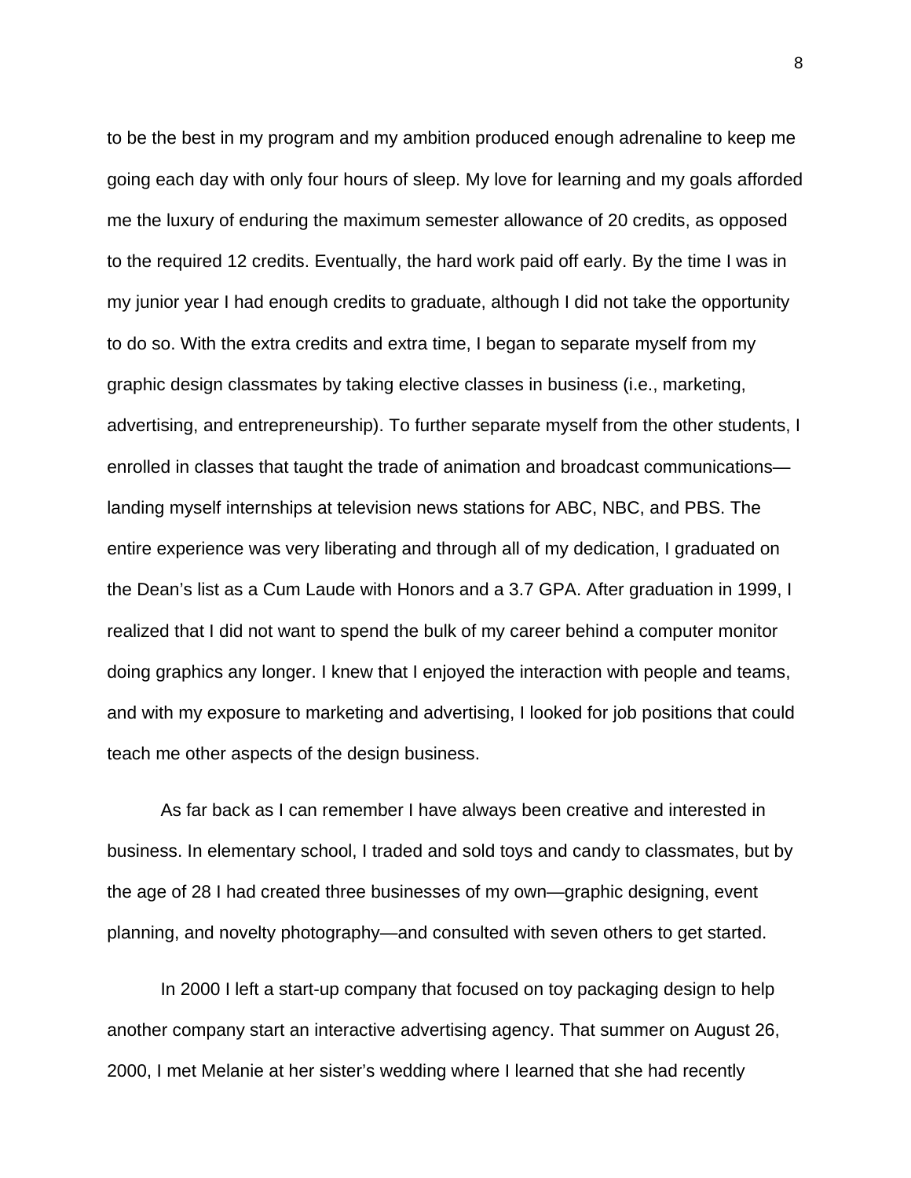to be the best in my program and my ambition produced enough adrenaline to keep me going each day with only four hours of sleep. My love for learning and my goals afforded me the luxury of enduring the maximum semester allowance of 20 credits, as opposed to the required 12 credits. Eventually, the hard work paid off early. By the time I was in my junior year I had enough credits to graduate, although I did not take the opportunity to do so. With the extra credits and extra time, I began to separate myself from my graphic design classmates by taking elective classes in business (i.e., marketing, advertising, and entrepreneurship). To further separate myself from the other students, I enrolled in classes that taught the trade of animation and broadcast communications—landing myself internships at television news stations for ABC, NBC, and PBS. The entire experience was very liberating and through all of my dedication, I graduated on the Dean's list as a Cum Laude with Honors and a 3.7 GPA. After graduation in 1999, I realized that I did not want to spend the bulk of my career behind a computer monitor doing graphics any longer. I knew that I enjoyed the interaction with people and teams, and with my exposure to marketing and advertising, I looked for job positions that could teach me other aspects of the design business.

As far back as I can remember I have always been creative and interested in business. In elementary school, I traded and sold toys and candy to classmates, but by the age of 28 I had created three businesses of my own—graphic designing, event planning, and novelty photography—and consulted with seven others to get started.

In 2000 I left a start-up company that focused on toy packaging design to help another company start an interactive advertising agency. That summer on August 26, 2000, I met Melanie at her sister's wedding where I learned that she had recently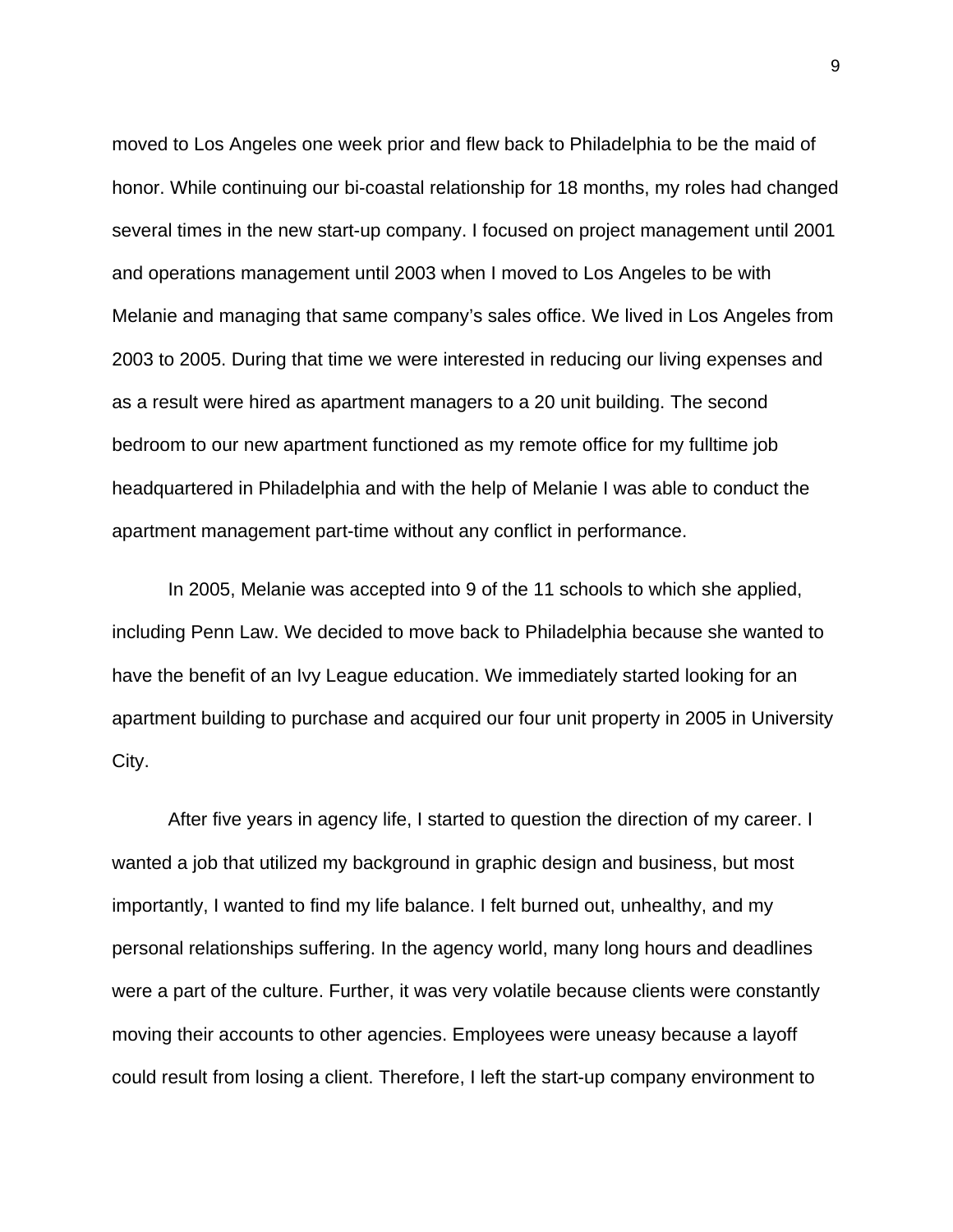moved to Los Angeles one week prior and flew back to Philadelphia to be the maid of honor. While continuing our bi-coastal relationship for 18 months, my roles had changed several times in the new start-up company. I focused on project management until 2001 and operations management until 2003 when I moved to Los Angeles to be with Melanie and managing that same company's sales office. We lived in Los Angeles from 2003 to 2005. During that time we were interested in reducing our living expenses and as a result were hired as apartment managers to a 20 unit building. The second bedroom to our new apartment functioned as my remote office for my fulltime job headquartered in Philadelphia and with the help of Melanie I was able to conduct the apartment management part-time without any conflict in performance.

In 2005, Melanie was accepted into 9 of the 11 schools to which she applied, including Penn Law. We decided to move back to Philadelphia because she wanted to have the benefit of an Ivy League education. We immediately started looking for an apartment building to purchase and acquired our four unit property in 2005 in University City.

After five years in agency life, I started to question the direction of my career. I wanted a job that utilized my background in graphic design and business, but most importantly, I wanted to find my life balance. I felt burned out, unhealthy, and my personal relationships suffering. In the agency world, many long hours and deadlines were a part of the culture. Further, it was very volatile because clients were constantly moving their accounts to other agencies. Employees were uneasy because a layoff could result from losing a client. Therefore, I left the start-up company environment to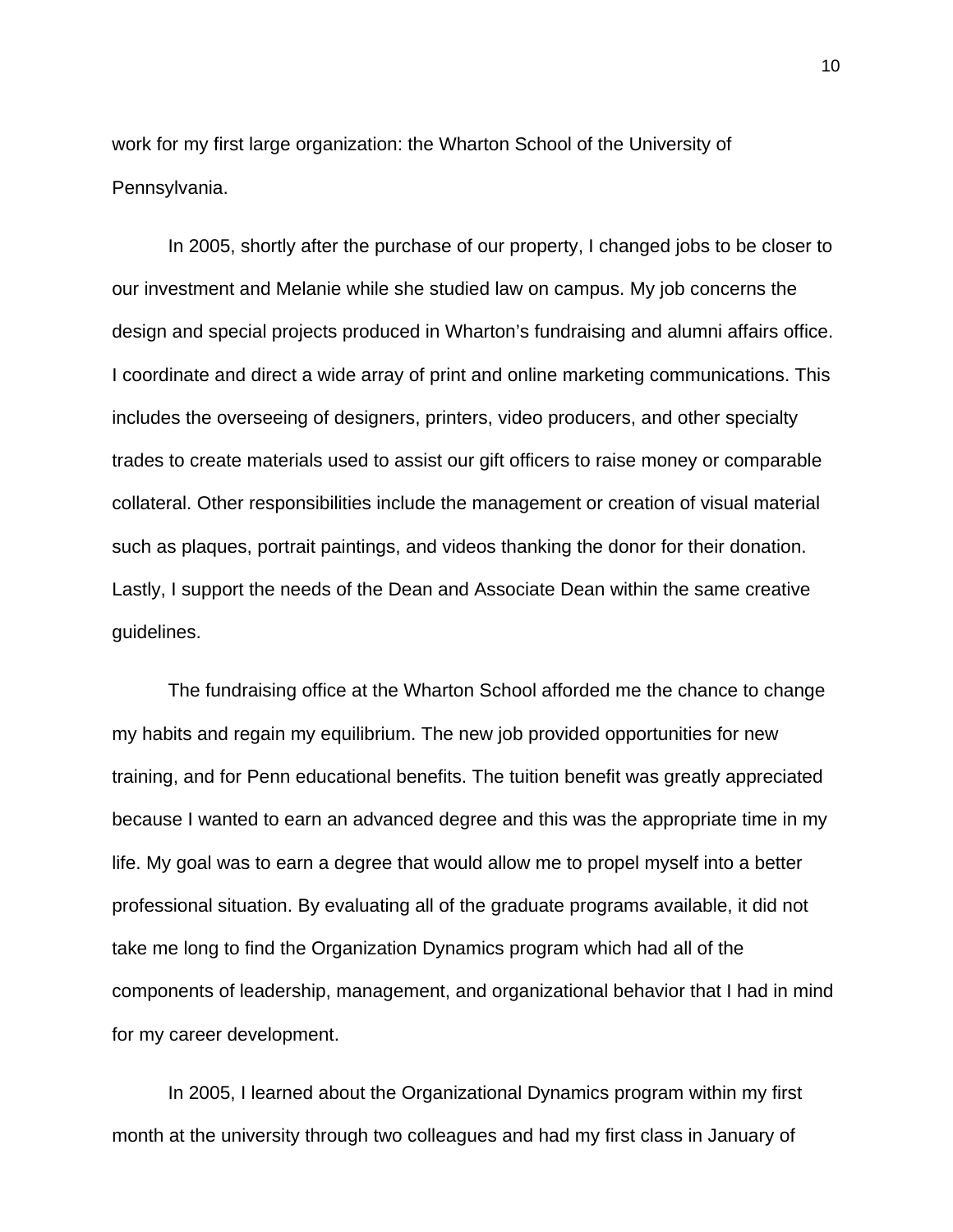work for my first large organization: the Wharton School of the University of Pennsylvania.

In 2005, shortly after the purchase of our property, I changed jobs to be closer to our investment and Melanie while she studied law on campus. My job concerns the design and special projects produced in Wharton's fundraising and alumni affairs office. I coordinate and direct a wide array of print and online marketing communications. This includes the overseeing of designers, printers, video producers, and other specialty trades to create materials used to assist our gift officers to raise money or comparable collateral. Other responsibilities include the management or creation of visual material such as plaques, portrait paintings, and videos thanking the donor for their donation. Lastly, I support the needs of the Dean and Associate Dean within the same creative guidelines.

The fundraising office at the Wharton School afforded me the chance to change my habits and regain my equilibrium. The new job provided opportunities for new training, and for Penn educational benefits. The tuition benefit was greatly appreciated because I wanted to earn an advanced degree and this was the appropriate time in my life. My goal was to earn a degree that would allow me to propel myself into a better professional situation. By evaluating all of the graduate programs available, it did not take me long to find the Organization Dynamics program which had all of the components of leadership, management, and organizational behavior that I had in mind for my career development.

In 2005, I learned about the Organizational Dynamics program within my first month at the university through two colleagues and had my first class in January of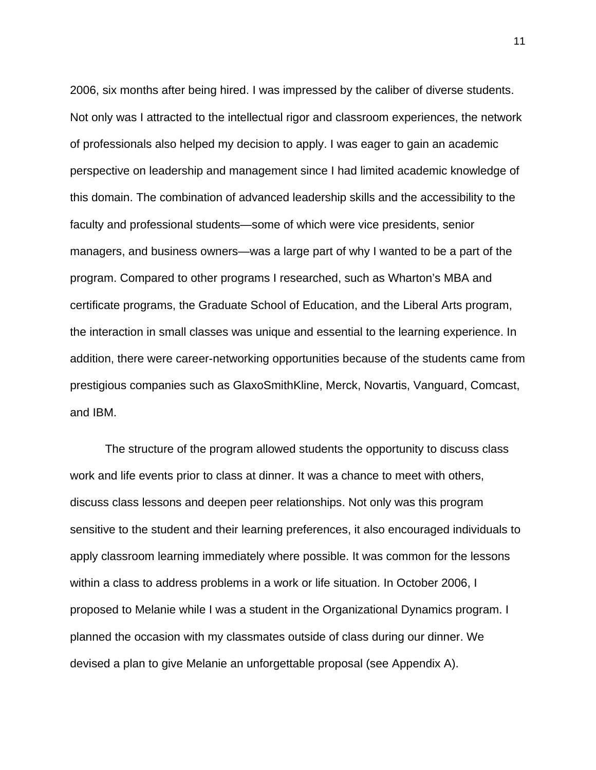2006, six months after being hired. I was impressed by the caliber of diverse students. Not only was I attracted to the intellectual rigor and classroom experiences, the network of professionals also helped my decision to apply. I was eager to gain an academic perspective on leadership and management since I had limited academic knowledge of this domain. The combination of advanced leadership skills and the accessibility to the faculty and professional students—some of which were vice presidents, senior managers, and business owners—was a large part of why I wanted to be a part of the program. Compared to other programs I researched, such as Wharton's MBA and certificate programs, the Graduate School of Education, and the Liberal Arts program, the interaction in small classes was unique and essential to the learning experience. In addition, there were career-networking opportunities because of the students came from prestigious companies such as GlaxoSmithKline, Merck, Novartis, Vanguard, Comcast, and IBM.

The structure of the program allowed students the opportunity to discuss class work and life events prior to class at dinner. It was a chance to meet with others, discuss class lessons and deepen peer relationships. Not only was this program sensitive to the student and their learning preferences, it also encouraged individuals to apply classroom learning immediately where possible. It was common for the lessons within a class to address problems in a work or life situation. In October 2006, I proposed to Melanie while I was a student in the Organizational Dynamics program. I planned the occasion with my classmates outside of class during our dinner. We devised a plan to give Melanie an unforgettable proposal (see Appendix A).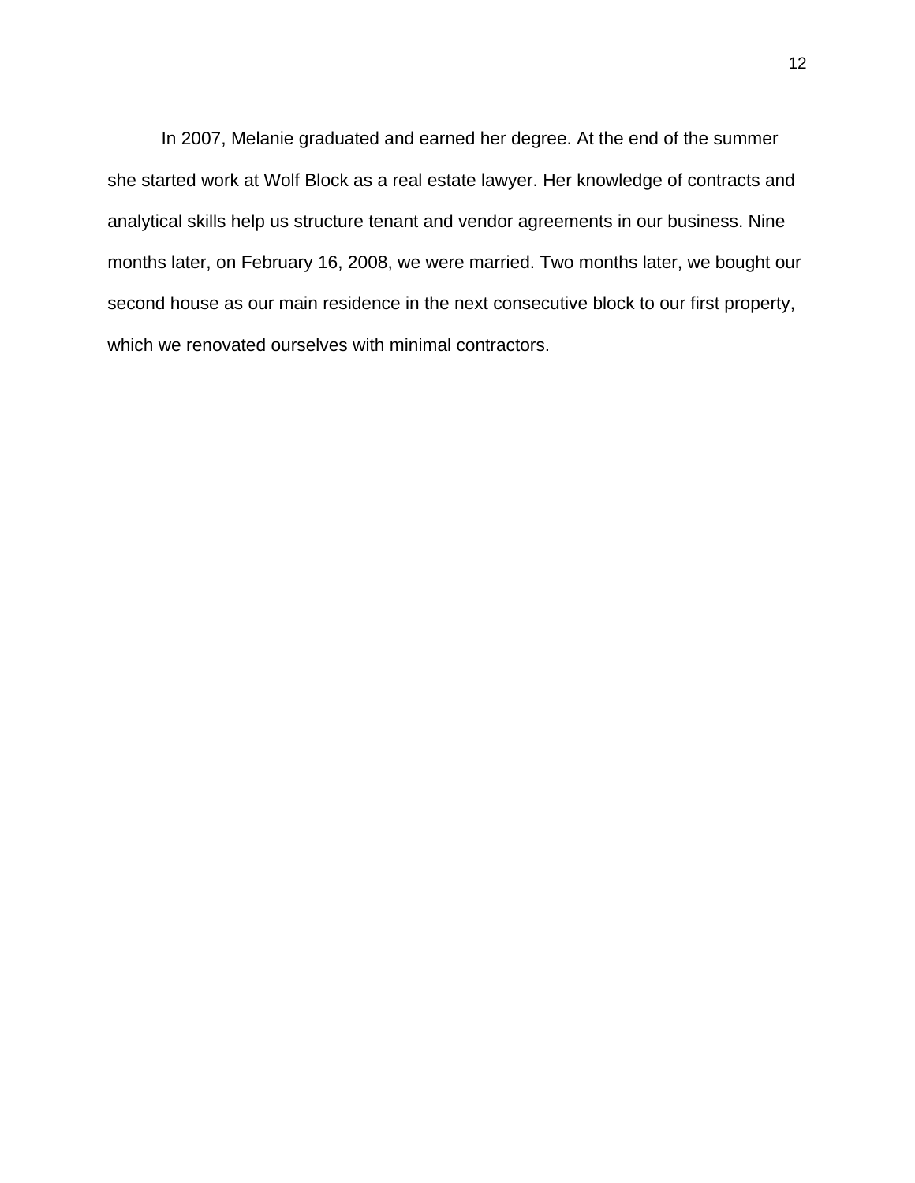In 2007, Melanie graduated and earned her degree. At the end of the summer she started work at Wolf Block as a real estate lawyer. Her knowledge of contracts and analytical skills help us structure tenant and vendor agreements in our business. Nine months later, on February 16, 2008, we were married. Two months later, we bought our second house as our main residence in the next consecutive block to our first property, which we renovated ourselves with minimal contractors.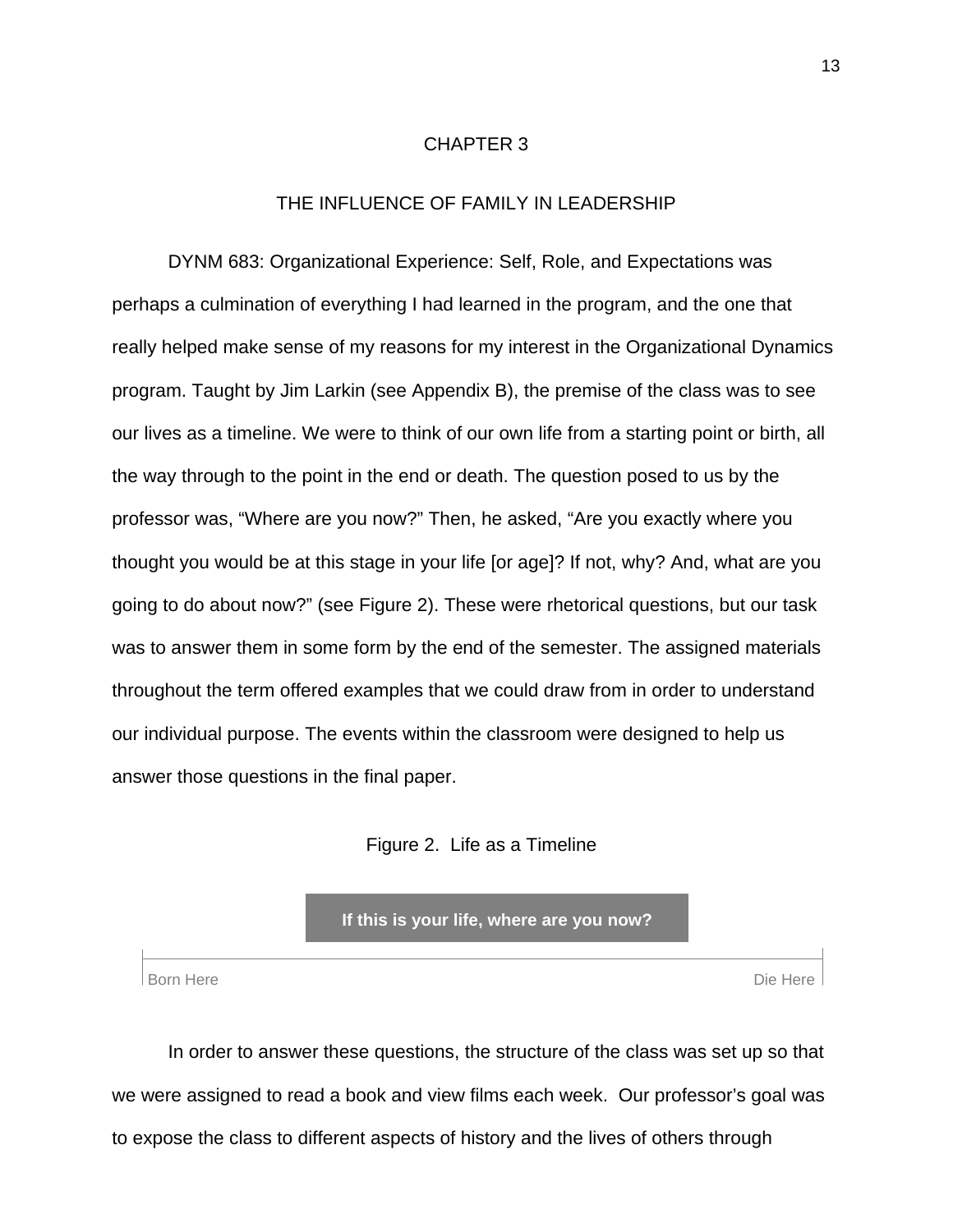# CHAPTER 3

## THE INFLUENCE OF FAMILY IN LEADERSHIP

DYNM 683: Organizational Experience: Self, Role, and Expectations was perhaps a culmination of everything I had learned in the program, and the one that really helped make sense of my reasons for my interest in the Organizational Dynamics program. Taught by Jim Larkin (see Appendix B), the premise of the class was to see our lives as a timeline. We were to think of our own life from a starting point or birth, all the way through to the point in the end or death. The question posed to us by the professor was, "Where are you now?" Then, he asked, "Are you exactly where you thought you would be at this stage in your life [or age]? If not, why? And, what are you going to do about now?" (see Figure 2). These were rhetorical questions, but our task was to answer them in some form by the end of the semester. The assigned materials throughout the term offered examples that we could draw from in order to understand our individual purpose. The events within the classroom were designed to help us answer those questions in the final paper.

Figure 2. Life as a Timeline

**If this is your life, where are you now?**

Born Here — Die Here

In order to answer these questions, the structure of the class was set up so that we were assigned to read a book and view films each week. Our professor's goal was to expose the class to different aspects of history and the lives of others through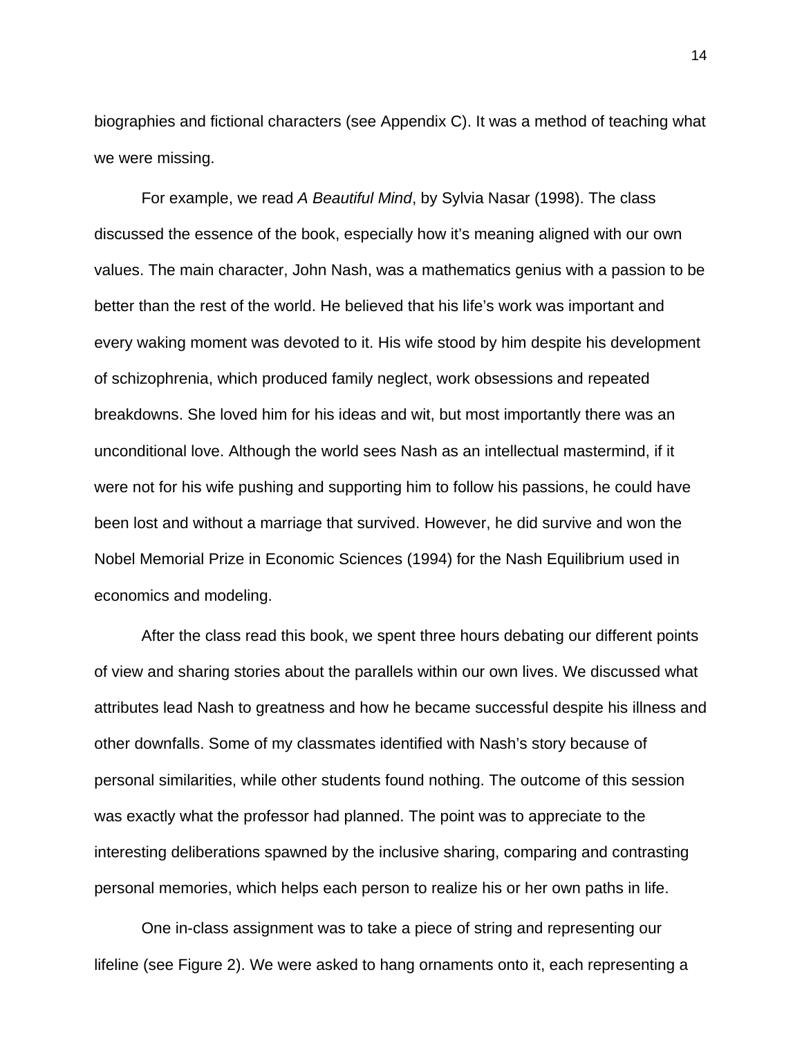biographies and fictional characters (see Appendix C). It was a method of teaching what we were missing.

For example, we read *A Beautiful Mind*, by Sylvia Nasar (1998). The class discussed the essence of the book, especially how it's meaning aligned with our own values. The main character, John Nash, was a mathematics genius with a passion to be better than the rest of the world. He believed that his life's work was important and every waking moment was devoted to it. His wife stood by him despite his development of schizophrenia, which produced family neglect, work obsessions and repeated breakdowns. She loved him for his ideas and wit, but most importantly there was an unconditional love. Although the world sees Nash as an intellectual mastermind, if it were not for his wife pushing and supporting him to follow his passions, he could have been lost and without a marriage that survived. However, he did survive and won the Nobel Memorial Prize in Economic Sciences (1994) for the Nash Equilibrium used in economics and modeling.

After the class read this book, we spent three hours debating our different points of view and sharing stories about the parallels within our own lives. We discussed what attributes lead Nash to greatness and how he became successful despite his illness and other downfalls. Some of my classmates identified with Nash's story because of personal similarities, while other students found nothing. The outcome of this session was exactly what the professor had planned. The point was to appreciate to the interesting deliberations spawned by the inclusive sharing, comparing and contrasting personal memories, which helps each person to realize his or her own paths in life.

One in-class assignment was to take a piece of string and representing our lifeline (see Figure 2). We were asked to hang ornaments onto it, each representing a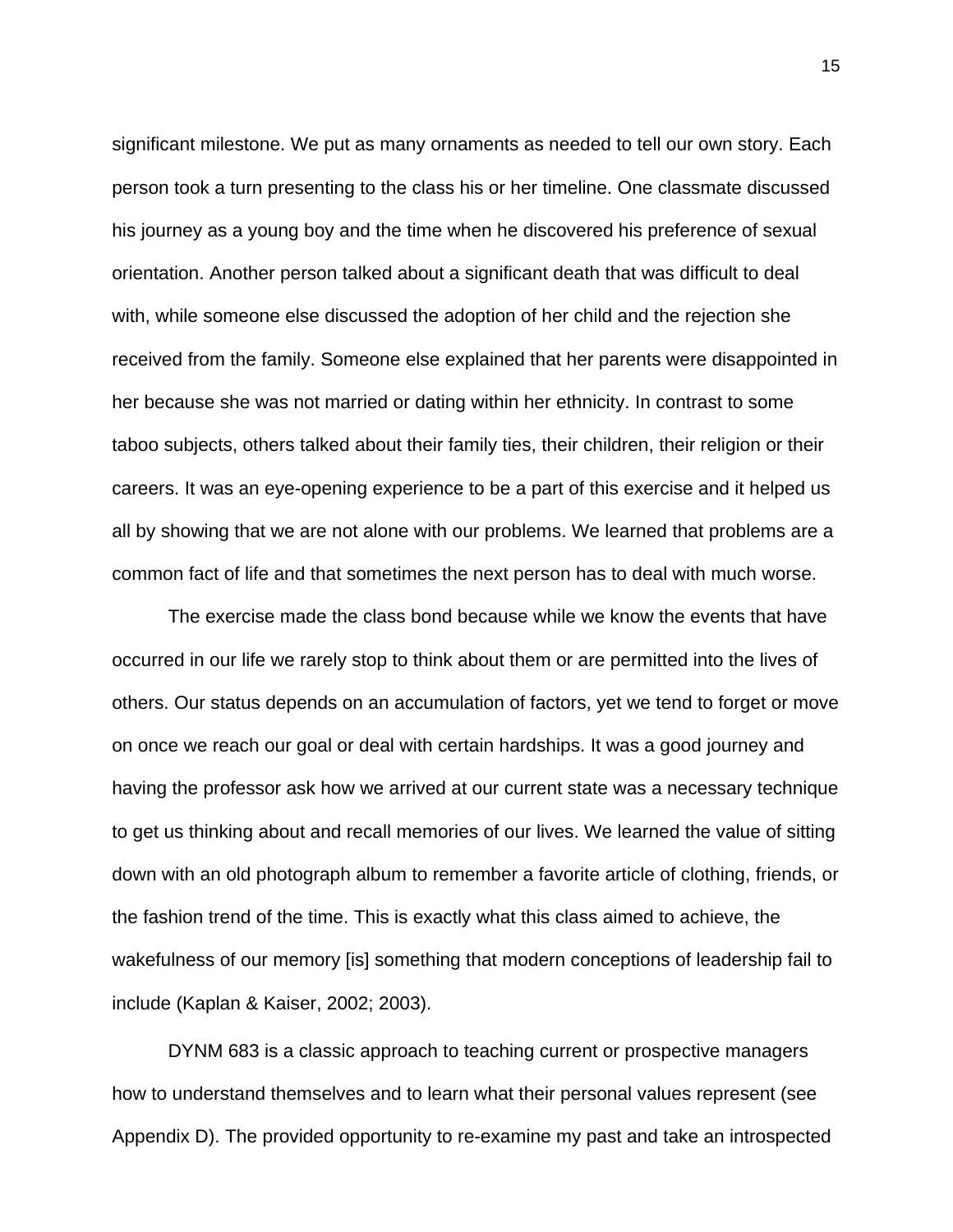significant milestone. We put as many ornaments as needed to tell our own story. Each person took a turn presenting to the class his or her timeline. One classmate discussed his journey as a young boy and the time when he discovered his preference of sexual orientation. Another person talked about a significant death that was difficult to deal with, while someone else discussed the adoption of her child and the rejection she received from the family. Someone else explained that her parents were disappointed in her because she was not married or dating within her ethnicity. In contrast to some taboo subjects, others talked about their family ties, their children, their religion or their careers. It was an eye-opening experience to be a part of this exercise and it helped us all by showing that we are not alone with our problems. We learned that problems are a common fact of life and that sometimes the next person has to deal with much worse.

The exercise made the class bond because while we know the events that have occurred in our life we rarely stop to think about them or are permitted into the lives of others. Our status depends on an accumulation of factors, yet we tend to forget or move on once we reach our goal or deal with certain hardships. It was a good journey and having the professor ask how we arrived at our current state was a necessary technique to get us thinking about and recall memories of our lives. We learned the value of sitting down with an old photograph album to remember a favorite article of clothing, friends, or the fashion trend of the time. This is exactly what this class aimed to achieve, the wakefulness of our memory [is] something that modern conceptions of leadership fail to include (Kaplan & Kaiser, 2002; 2003).

DYNM 683 is a classic approach to teaching current or prospective managers how to understand themselves and to learn what their personal values represent (see Appendix D). The provided opportunity to re-examine my past and take an introspected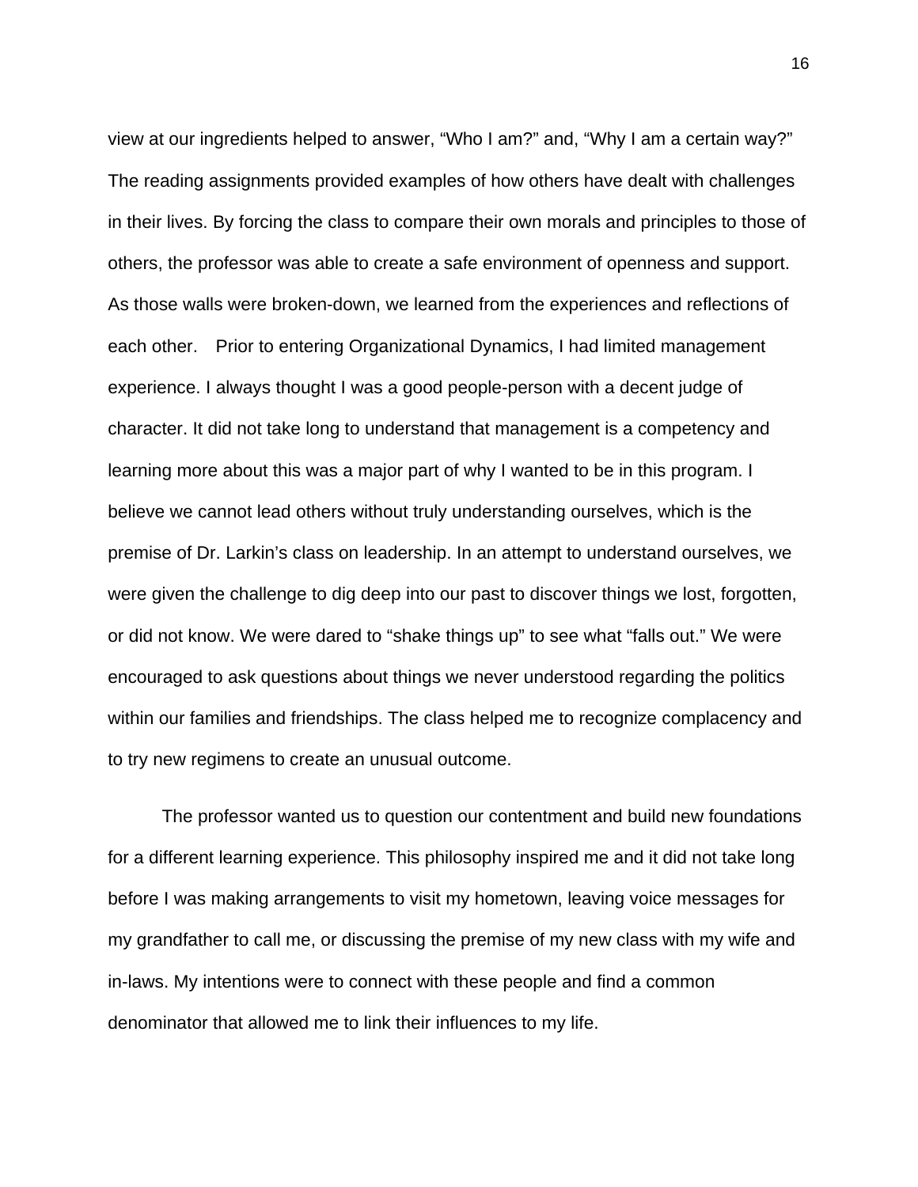view at our ingredients helped to answer, “Who I am?” and, “Why I am a certain way?” The reading assignments provided examples of how others have dealt with challenges in their lives. By forcing the class to compare their own morals and principles to those of others, the professor was able to create a safe environment of openness and support. As those walls were broken-down, we learned from the experiences and reflections of each other.  Prior to entering Organizational Dynamics, I had limited management experience. I always thought I was a good people-person with a decent judge of character. It did not take long to understand that management is a competency and learning more about this was a major part of why I wanted to be in this program. I believe we cannot lead others without truly understanding ourselves, which is the premise of Dr. Larkin’s class on leadership. In an attempt to understand ourselves, we were given the challenge to dig deep into our past to discover things we lost, forgotten, or did not know. We were dared to “shake things up” to see what “falls out.” We were encouraged to ask questions about things we never understood regarding the politics within our families and friendships. The class helped me to recognize complacency and to try new regimens to create an unusual outcome.

The professor wanted us to question our contentment and build new foundations for a different learning experience. This philosophy inspired me and it did not take long before I was making arrangements to visit my hometown, leaving voice messages for my grandfather to call me, or discussing the premise of my new class with my wife and in-laws. My intentions were to connect with these people and find a common denominator that allowed me to link their influences to my life.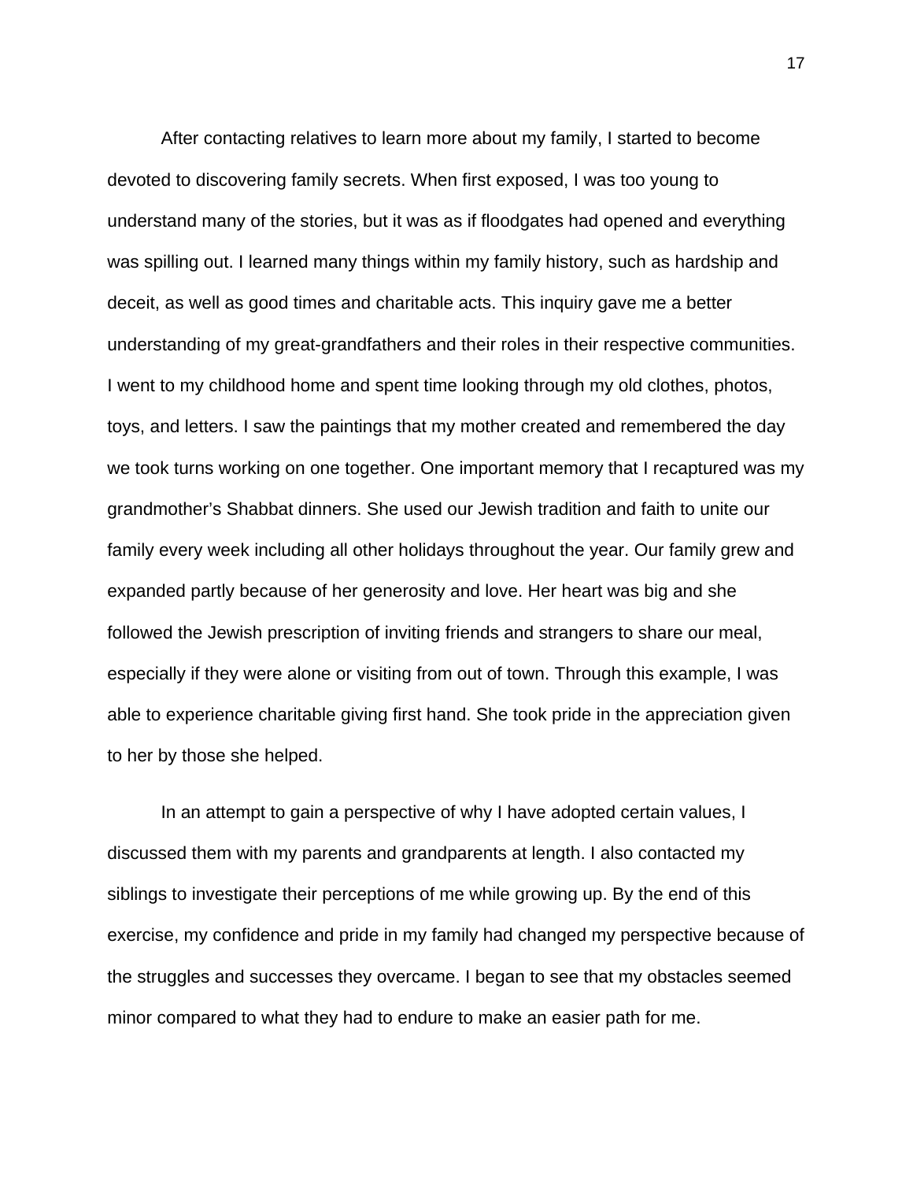After contacting relatives to learn more about my family, I started to become devoted to discovering family secrets. When first exposed, I was too young to understand many of the stories, but it was as if floodgates had opened and everything was spilling out. I learned many things within my family history, such as hardship and deceit, as well as good times and charitable acts. This inquiry gave me a better understanding of my great-grandfathers and their roles in their respective communities. I went to my childhood home and spent time looking through my old clothes, photos, toys, and letters. I saw the paintings that my mother created and remembered the day we took turns working on one together. One important memory that I recaptured was my grandmother's Shabbat dinners. She used our Jewish tradition and faith to unite our family every week including all other holidays throughout the year. Our family grew and expanded partly because of her generosity and love. Her heart was big and she followed the Jewish prescription of inviting friends and strangers to share our meal, especially if they were alone or visiting from out of town. Through this example, I was able to experience charitable giving first hand. She took pride in the appreciation given to her by those she helped.

In an attempt to gain a perspective of why I have adopted certain values, I discussed them with my parents and grandparents at length. I also contacted my siblings to investigate their perceptions of me while growing up. By the end of this exercise, my confidence and pride in my family had changed my perspective because of the struggles and successes they overcame. I began to see that my obstacles seemed minor compared to what they had to endure to make an easier path for me.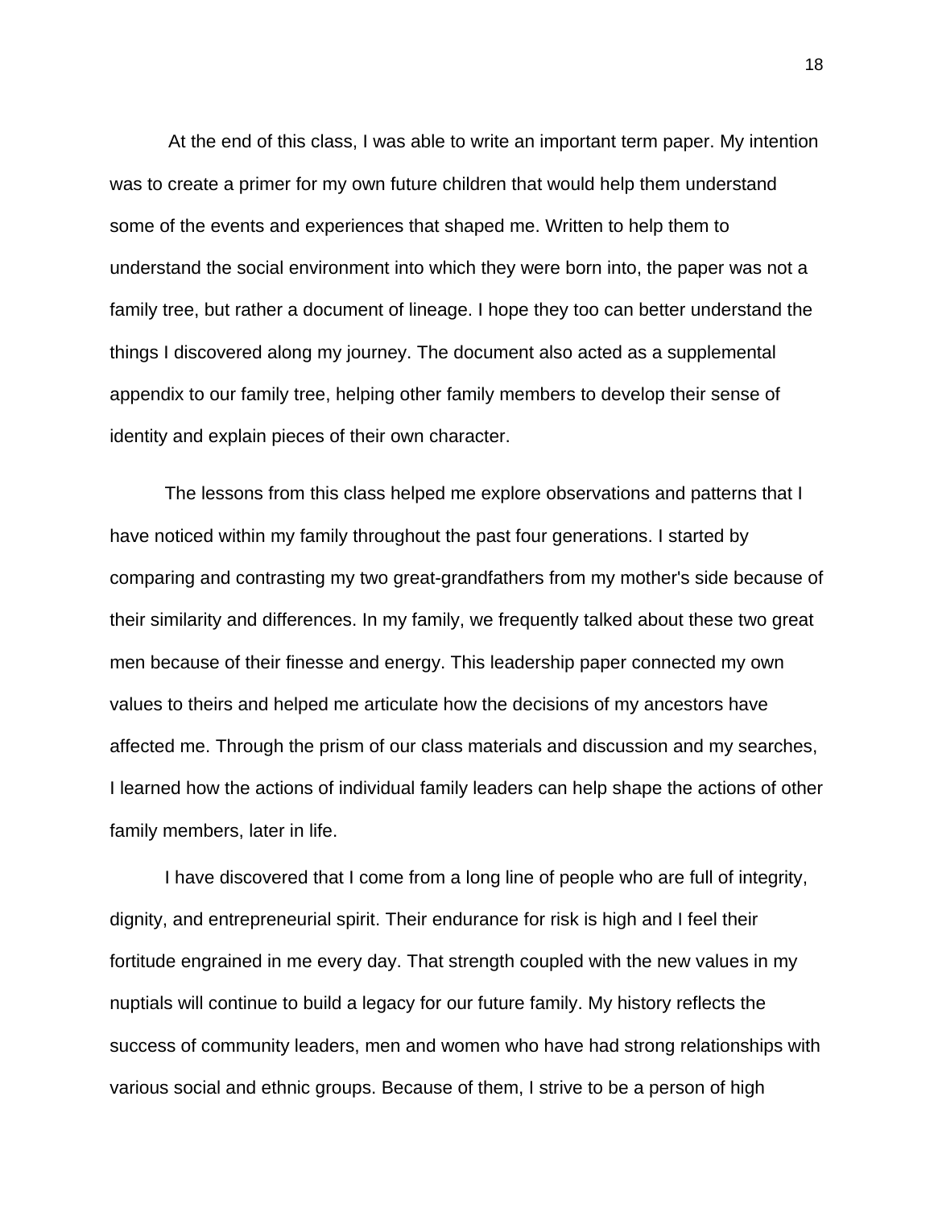At the end of this class, I was able to write an important term paper. My intention was to create a primer for my own future children that would help them understand some of the events and experiences that shaped me. Written to help them to understand the social environment into which they were born into, the paper was not a family tree, but rather a document of lineage. I hope they too can better understand the things I discovered along my journey. The document also acted as a supplemental appendix to our family tree, helping other family members to develop their sense of identity and explain pieces of their own character.

The lessons from this class helped me explore observations and patterns that I have noticed within my family throughout the past four generations. I started by comparing and contrasting my two great-grandfathers from my mother's side because of their similarity and differences. In my family, we frequently talked about these two great men because of their finesse and energy. This leadership paper connected my own values to theirs and helped me articulate how the decisions of my ancestors have affected me. Through the prism of our class materials and discussion and my searches, I learned how the actions of individual family leaders can help shape the actions of other family members, later in life.

I have discovered that I come from a long line of people who are full of integrity, dignity, and entrepreneurial spirit. Their endurance for risk is high and I feel their fortitude engrained in me every day. That strength coupled with the new values in my nuptials will continue to build a legacy for our future family. My history reflects the success of community leaders, men and women who have had strong relationships with various social and ethnic groups. Because of them, I strive to be a person of high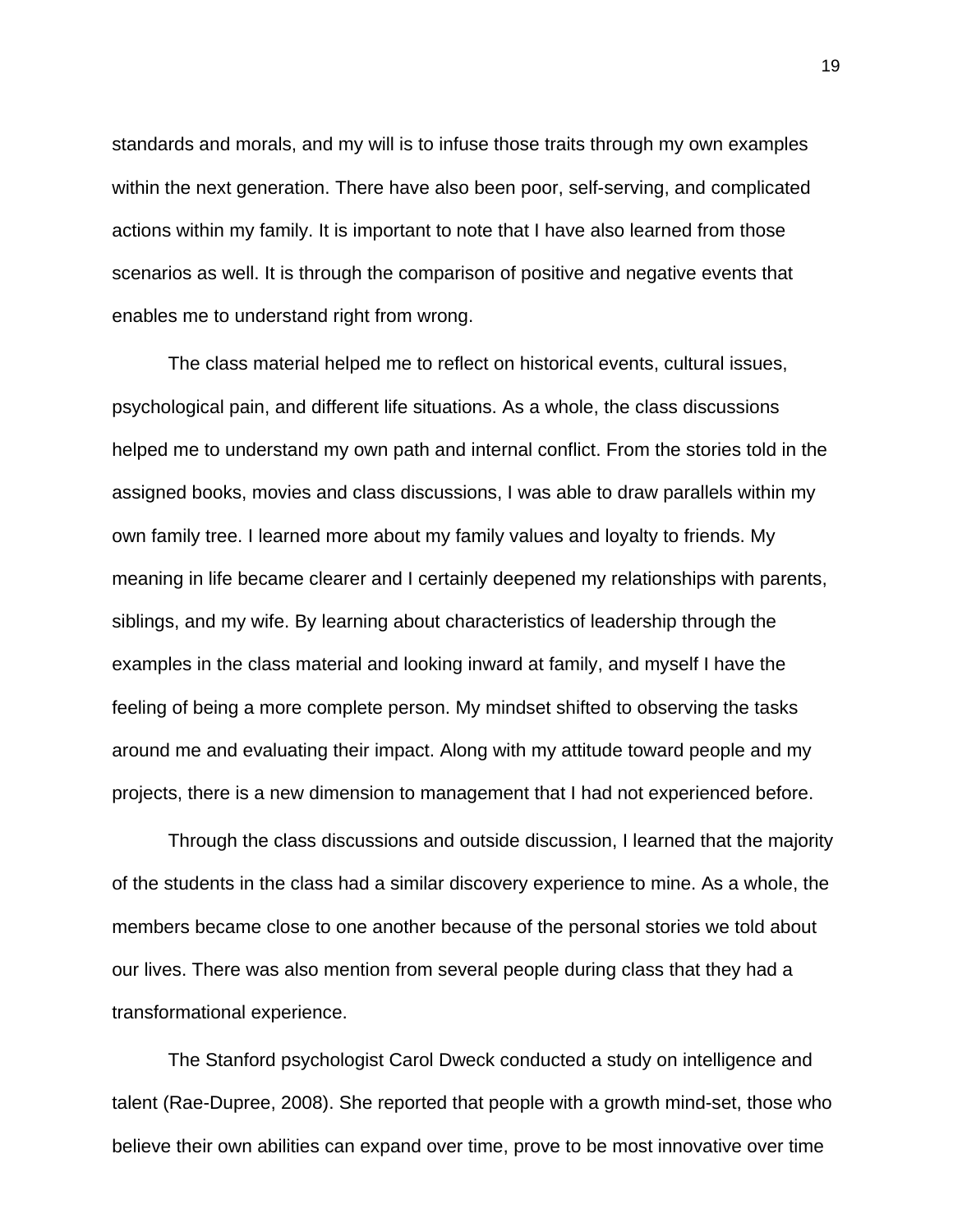standards and morals, and my will is to infuse those traits through my own examples within the next generation. There have also been poor, self-serving, and complicated actions within my family. It is important to note that I have also learned from those scenarios as well. It is through the comparison of positive and negative events that enables me to understand right from wrong.

The class material helped me to reflect on historical events, cultural issues, psychological pain, and different life situations. As a whole, the class discussions helped me to understand my own path and internal conflict. From the stories told in the assigned books, movies and class discussions, I was able to draw parallels within my own family tree. I learned more about my family values and loyalty to friends. My meaning in life became clearer and I certainly deepened my relationships with parents, siblings, and my wife. By learning about characteristics of leadership through the examples in the class material and looking inward at family, and myself I have the feeling of being a more complete person. My mindset shifted to observing the tasks around me and evaluating their impact. Along with my attitude toward people and my projects, there is a new dimension to management that I had not experienced before.

Through the class discussions and outside discussion, I learned that the majority of the students in the class had a similar discovery experience to mine. As a whole, the members became close to one another because of the personal stories we told about our lives. There was also mention from several people during class that they had a transformational experience.

The Stanford psychologist Carol Dweck conducted a study on intelligence and talent (Rae-Dupree, 2008). She reported that people with a growth mind-set, those who believe their own abilities can expand over time, prove to be most innovative over time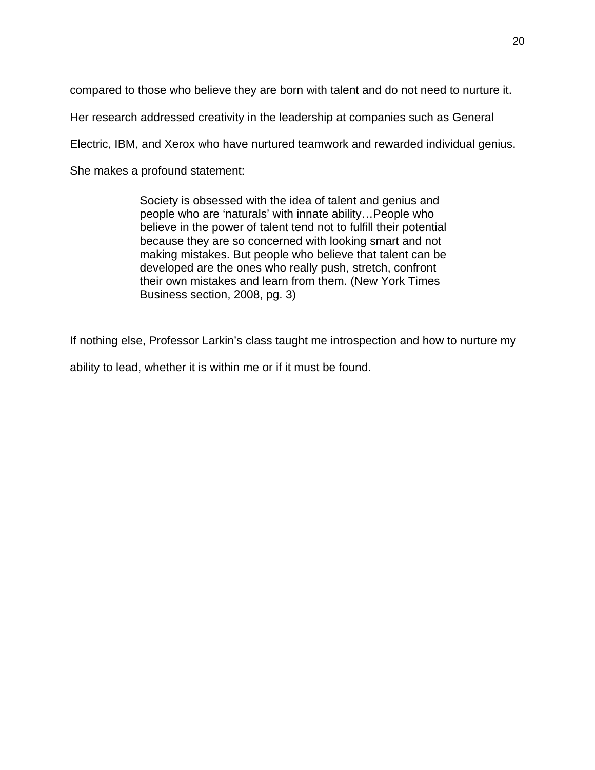compared to those who believe they are born with talent and do not need to nurture it. Her research addressed creativity in the leadership at companies such as General Electric, IBM, and Xerox who have nurtured teamwork and rewarded individual genius. She makes a profound statement:

> Society is obsessed with the idea of talent and genius and people who are 'naturals' with innate ability…People who believe in the power of talent tend not to fulfill their potential because they are so concerned with looking smart and not making mistakes. But people who believe that talent can be developed are the ones who really push, stretch, confront their own mistakes and learn from them. (New York Times Business section, 2008, pg. 3)

If nothing else, Professor Larkin's class taught me introspection and how to nurture my ability to lead, whether it is within me or if it must be found.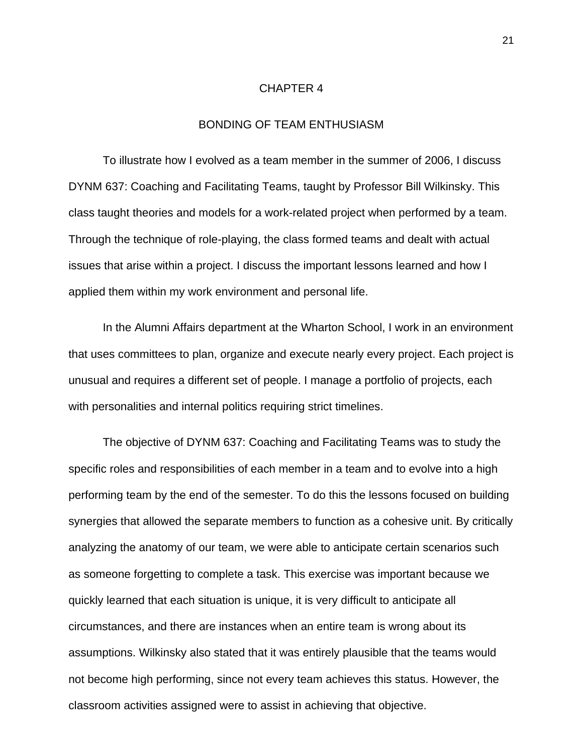# CHAPTER 4

## BONDING OF TEAM ENTHUSIASM

To illustrate how I evolved as a team member in the summer of 2006, I discuss DYNM 637: Coaching and Facilitating Teams, taught by Professor Bill Wilkinsky. This class taught theories and models for a work-related project when performed by a team. Through the technique of role-playing, the class formed teams and dealt with actual issues that arise within a project. I discuss the important lessons learned and how I applied them within my work environment and personal life.

In the Alumni Affairs department at the Wharton School, I work in an environment that uses committees to plan, organize and execute nearly every project. Each project is unusual and requires a different set of people. I manage a portfolio of projects, each with personalities and internal politics requiring strict timelines.

The objective of DYNM 637: Coaching and Facilitating Teams was to study the specific roles and responsibilities of each member in a team and to evolve into a high performing team by the end of the semester. To do this the lessons focused on building synergies that allowed the separate members to function as a cohesive unit. By critically analyzing the anatomy of our team, we were able to anticipate certain scenarios such as someone forgetting to complete a task. This exercise was important because we quickly learned that each situation is unique, it is very difficult to anticipate all circumstances, and there are instances when an entire team is wrong about its assumptions. Wilkinsky also stated that it was entirely plausible that the teams would not become high performing, since not every team achieves this status. However, the classroom activities assigned were to assist in achieving that objective.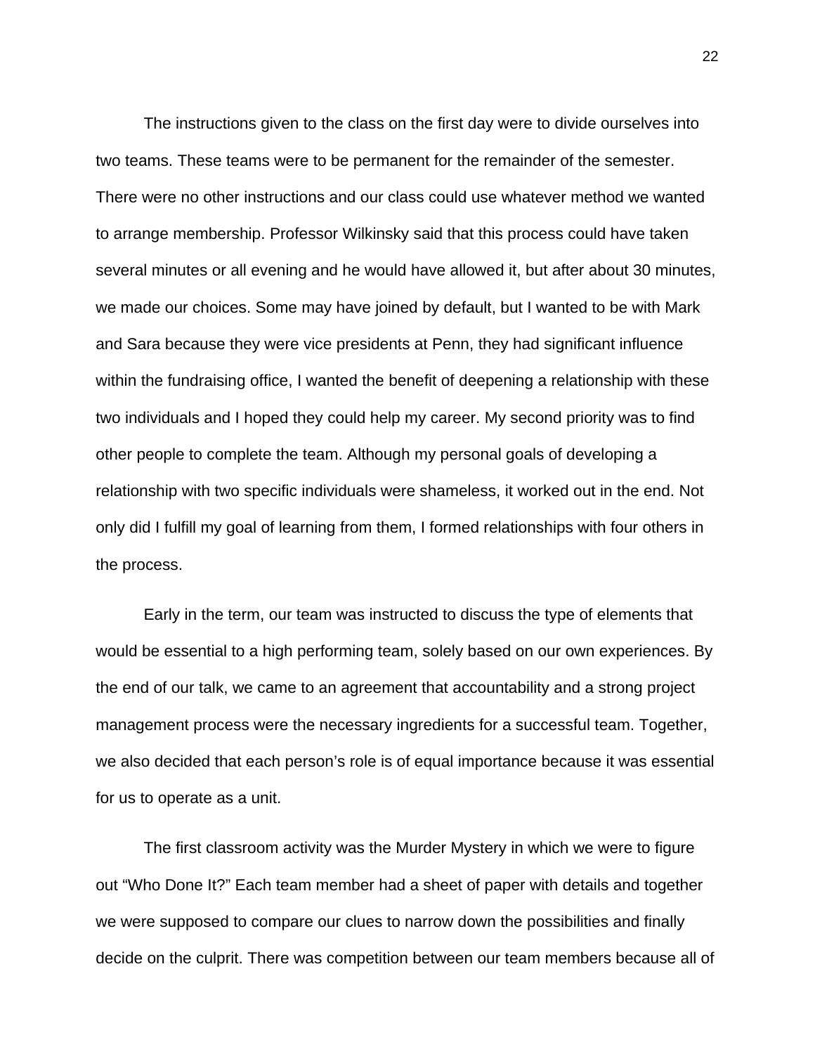The instructions given to the class on the first day were to divide ourselves into two teams. These teams were to be permanent for the remainder of the semester. There were no other instructions and our class could use whatever method we wanted to arrange membership. Professor Wilkinsky said that this process could have taken several minutes or all evening and he would have allowed it, but after about 30 minutes, we made our choices. Some may have joined by default, but I wanted to be with Mark and Sara because they were vice presidents at Penn, they had significant influence within the fundraising office, I wanted the benefit of deepening a relationship with these two individuals and I hoped they could help my career. My second priority was to find other people to complete the team. Although my personal goals of developing a relationship with two specific individuals were shameless, it worked out in the end. Not only did I fulfill my goal of learning from them, I formed relationships with four others in the process.

Early in the term, our team was instructed to discuss the type of elements that would be essential to a high performing team, solely based on our own experiences. By the end of our talk, we came to an agreement that accountability and a strong project management process were the necessary ingredients for a successful team. Together, we also decided that each person's role is of equal importance because it was essential for us to operate as a unit.

The first classroom activity was the Murder Mystery in which we were to figure out "Who Done It?" Each team member had a sheet of paper with details and together we were supposed to compare our clues to narrow down the possibilities and finally decide on the culprit. There was competition between our team members because all of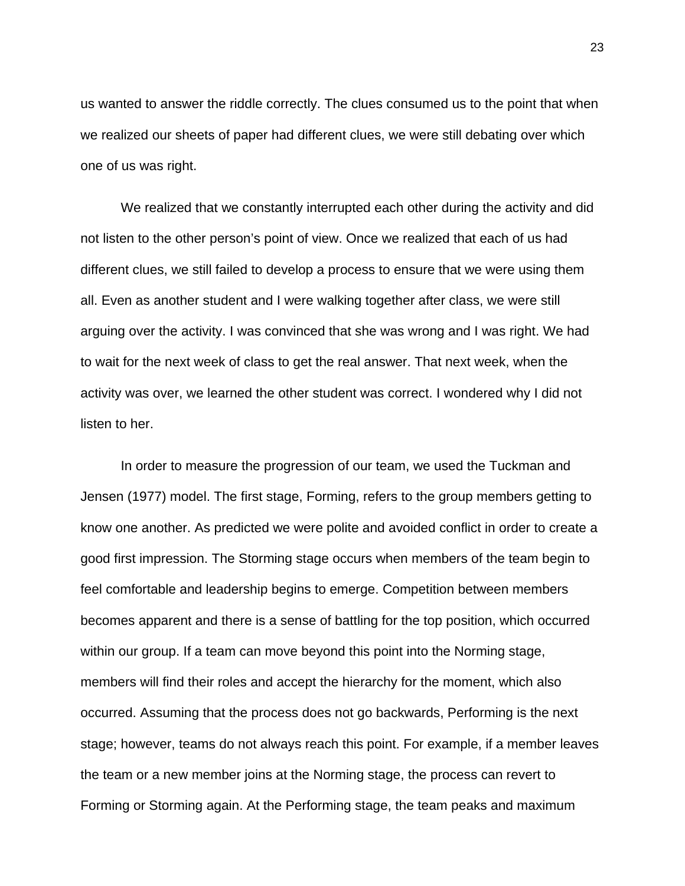us wanted to answer the riddle correctly. The clues consumed us to the point that when we realized our sheets of paper had different clues, we were still debating over which one of us was right.

We realized that we constantly interrupted each other during the activity and did not listen to the other person's point of view. Once we realized that each of us had different clues, we still failed to develop a process to ensure that we were using them all. Even as another student and I were walking together after class, we were still arguing over the activity. I was convinced that she was wrong and I was right. We had to wait for the next week of class to get the real answer. That next week, when the activity was over, we learned the other student was correct. I wondered why I did not listen to her.

In order to measure the progression of our team, we used the Tuckman and Jensen (1977) model. The first stage, Forming, refers to the group members getting to know one another. As predicted we were polite and avoided conflict in order to create a good first impression. The Storming stage occurs when members of the team begin to feel comfortable and leadership begins to emerge. Competition between members becomes apparent and there is a sense of battling for the top position, which occurred within our group. If a team can move beyond this point into the Norming stage, members will find their roles and accept the hierarchy for the moment, which also occurred. Assuming that the process does not go backwards, Performing is the next stage; however, teams do not always reach this point. For example, if a member leaves the team or a new member joins at the Norming stage, the process can revert to Forming or Storming again. At the Performing stage, the team peaks and maximum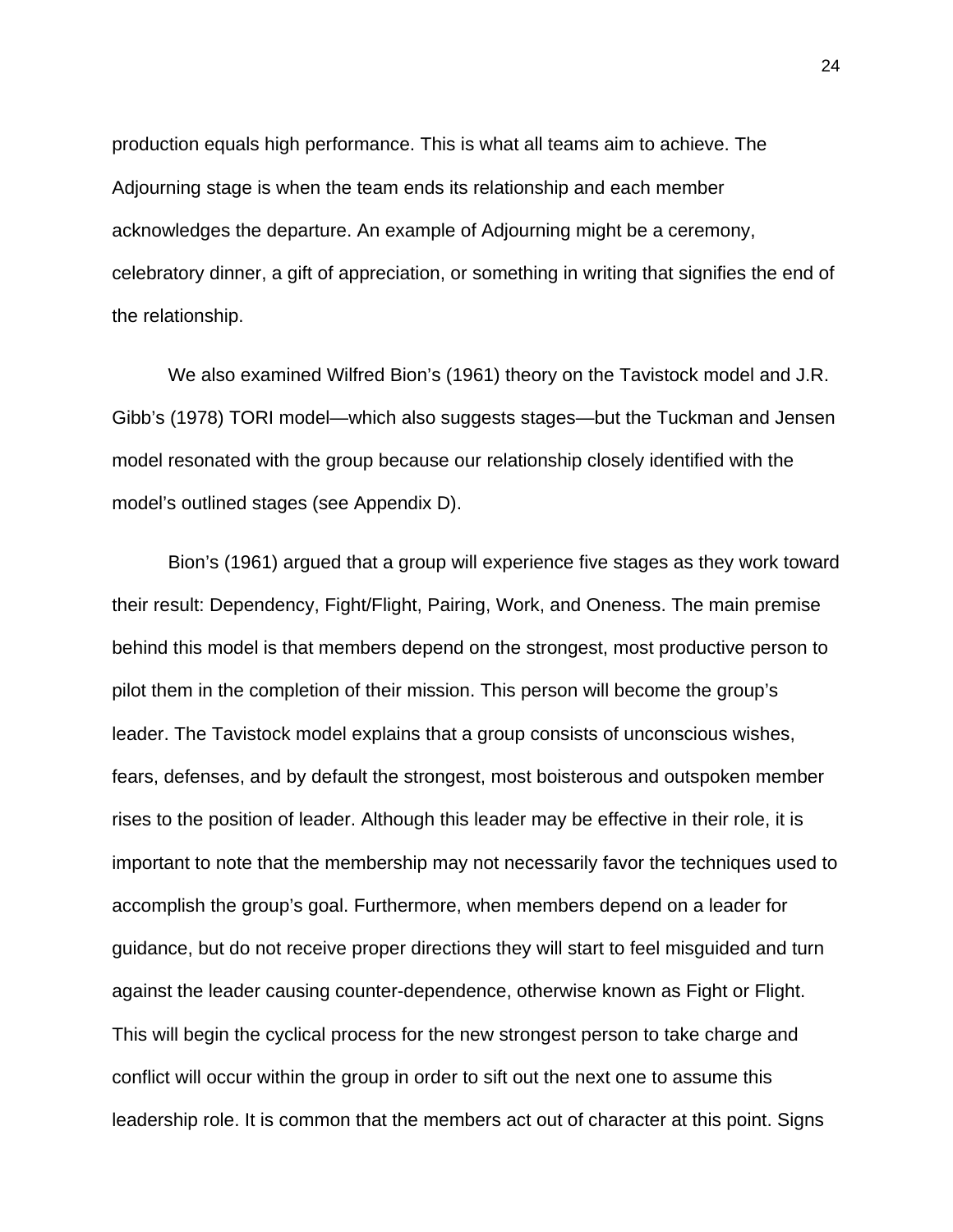production equals high performance. This is what all teams aim to achieve. The Adjourning stage is when the team ends its relationship and each member acknowledges the departure. An example of Adjourning might be a ceremony, celebratory dinner, a gift of appreciation, or something in writing that signifies the end of the relationship.

We also examined Wilfred Bion's (1961) theory on the Tavistock model and J.R. Gibb's (1978) TORI model—which also suggests stages—but the Tuckman and Jensen model resonated with the group because our relationship closely identified with the model's outlined stages (see Appendix D).

Bion's (1961) argued that a group will experience five stages as they work toward their result: Dependency, Fight/Flight, Pairing, Work, and Oneness. The main premise behind this model is that members depend on the strongest, most productive person to pilot them in the completion of their mission. This person will become the group's leader. The Tavistock model explains that a group consists of unconscious wishes, fears, defenses, and by default the strongest, most boisterous and outspoken member rises to the position of leader. Although this leader may be effective in their role, it is important to note that the membership may not necessarily favor the techniques used to accomplish the group's goal. Furthermore, when members depend on a leader for guidance, but do not receive proper directions they will start to feel misguided and turn against the leader causing counter-dependence, otherwise known as Fight or Flight. This will begin the cyclical process for the new strongest person to take charge and conflict will occur within the group in order to sift out the next one to assume this leadership role. It is common that the members act out of character at this point. Signs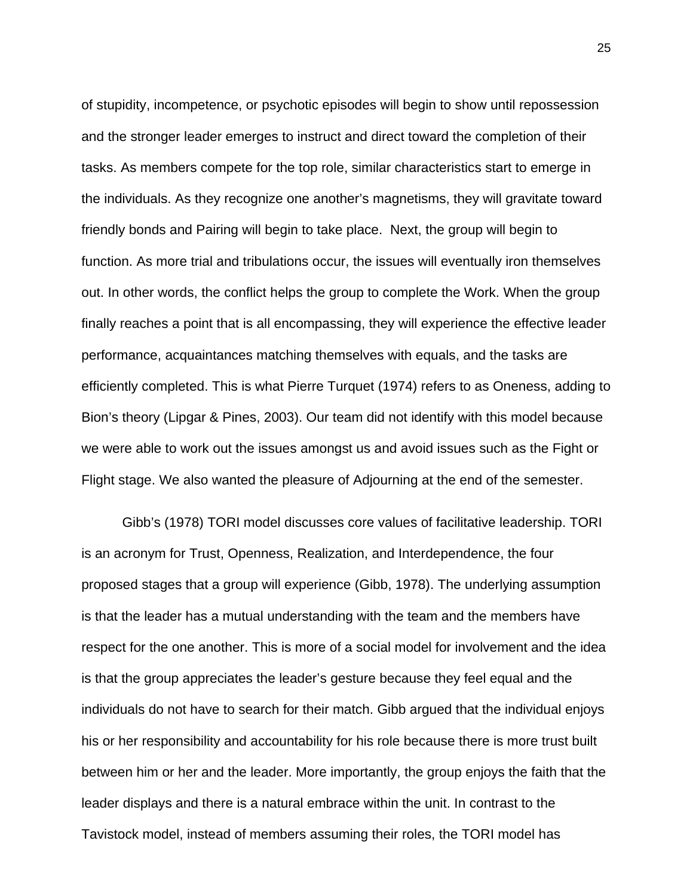of stupidity, incompetence, or psychotic episodes will begin to show until repossession and the stronger leader emerges to instruct and direct toward the completion of their tasks. As members compete for the top role, similar characteristics start to emerge in the individuals. As they recognize one another's magnetisms, they will gravitate toward friendly bonds and Pairing will begin to take place.  Next, the group will begin to function. As more trial and tribulations occur, the issues will eventually iron themselves out. In other words, the conflict helps the group to complete the Work. When the group finally reaches a point that is all encompassing, they will experience the effective leader performance, acquaintances matching themselves with equals, and the tasks are efficiently completed. This is what Pierre Turquet (1974) refers to as Oneness, adding to Bion's theory (Lipgar & Pines, 2003). Our team did not identify with this model because we were able to work out the issues amongst us and avoid issues such as the Fight or Flight stage. We also wanted the pleasure of Adjourning at the end of the semester.

Gibb's (1978) TORI model discusses core values of facilitative leadership. TORI is an acronym for Trust, Openness, Realization, and Interdependence, the four proposed stages that a group will experience (Gibb, 1978). The underlying assumption is that the leader has a mutual understanding with the team and the members have respect for the one another. This is more of a social model for involvement and the idea is that the group appreciates the leader's gesture because they feel equal and the individuals do not have to search for their match. Gibb argued that the individual enjoys his or her responsibility and accountability for his role because there is more trust built between him or her and the leader. More importantly, the group enjoys the faith that the leader displays and there is a natural embrace within the unit. In contrast to the Tavistock model, instead of members assuming their roles, the TORI model has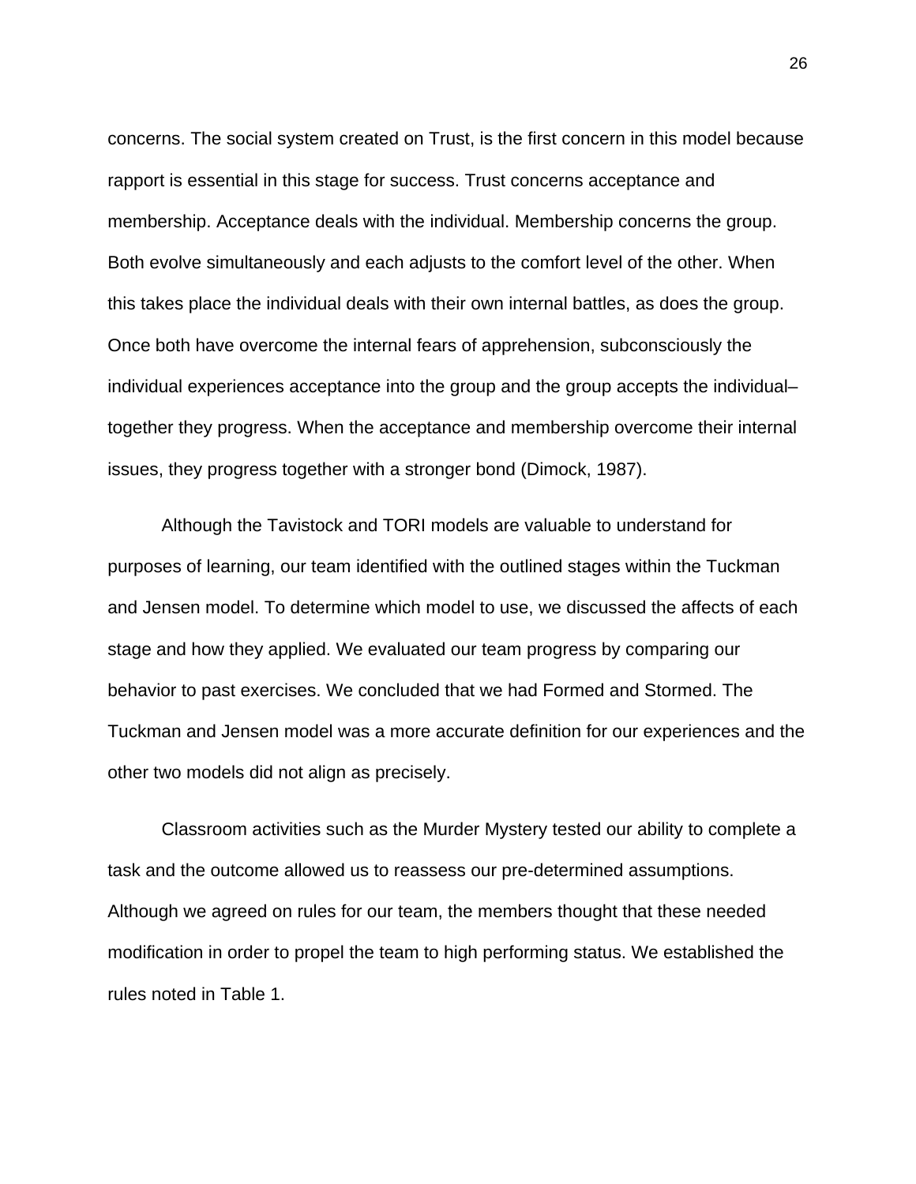concerns. The social system created on Trust, is the first concern in this model because rapport is essential in this stage for success. Trust concerns acceptance and membership. Acceptance deals with the individual. Membership concerns the group. Both evolve simultaneously and each adjusts to the comfort level of the other. When this takes place the individual deals with their own internal battles, as does the group. Once both have overcome the internal fears of apprehension, subconsciously the individual experiences acceptance into the group and the group accepts the individual– together they progress. When the acceptance and membership overcome their internal issues, they progress together with a stronger bond (Dimock, 1987).

Although the Tavistock and TORI models are valuable to understand for purposes of learning, our team identified with the outlined stages within the Tuckman and Jensen model. To determine which model to use, we discussed the affects of each stage and how they applied. We evaluated our team progress by comparing our behavior to past exercises. We concluded that we had Formed and Stormed. The Tuckman and Jensen model was a more accurate definition for our experiences and the other two models did not align as precisely.

Classroom activities such as the Murder Mystery tested our ability to complete a task and the outcome allowed us to reassess our pre-determined assumptions. Although we agreed on rules for our team, the members thought that these needed modification in order to propel the team to high performing status. We established the rules noted in Table 1.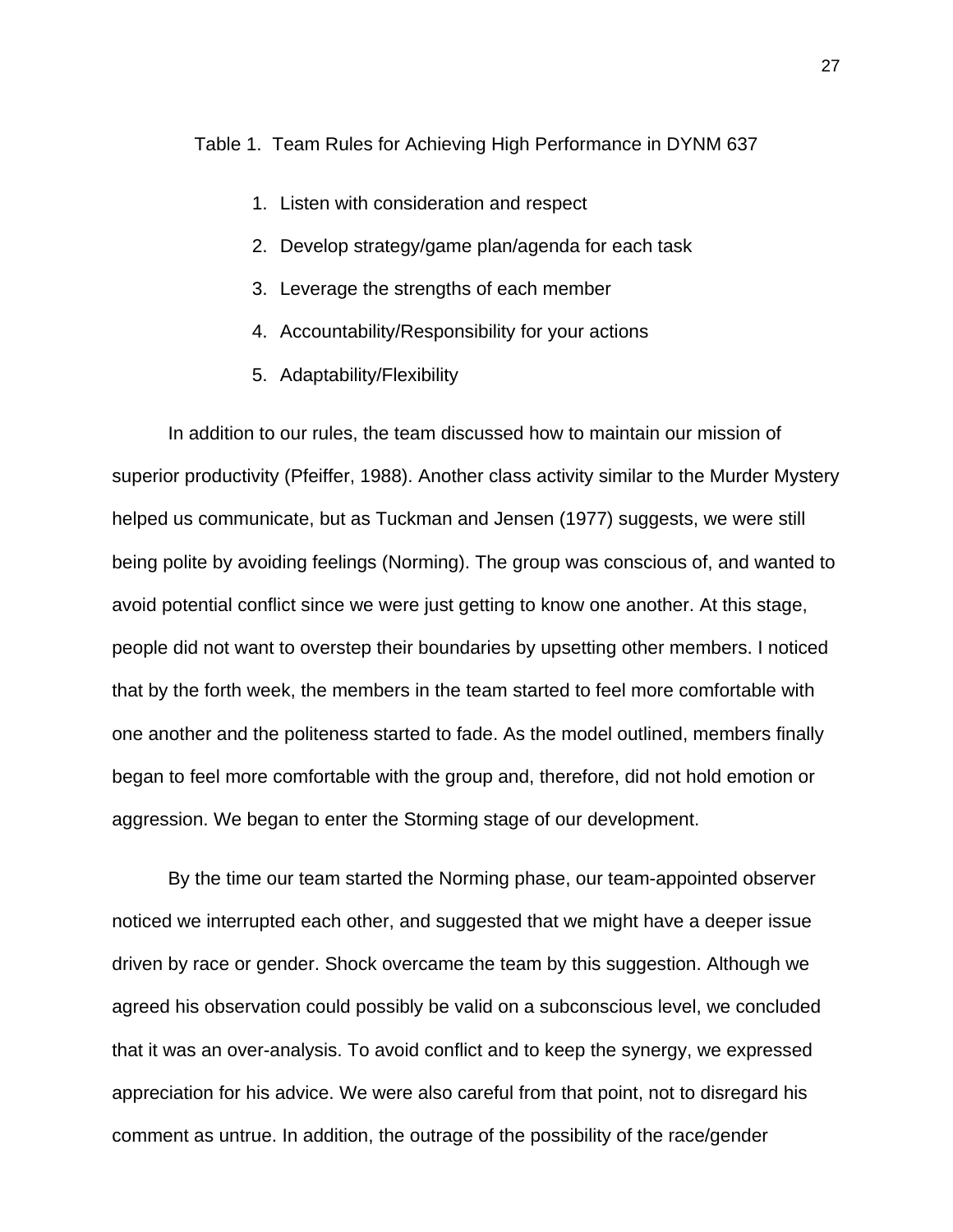Table 1. Team Rules for Achieving High Performance in DYNM 637

1. Listen with consideration and respect
2. Develop strategy/game plan/agenda for each task
3. Leverage the strengths of each member
4. Accountability/Responsibility for your actions
5. Adaptability/Flexibility

In addition to our rules, the team discussed how to maintain our mission of superior productivity (Pfeiffer, 1988). Another class activity similar to the Murder Mystery helped us communicate, but as Tuckman and Jensen (1977) suggests, we were still being polite by avoiding feelings (Norming). The group was conscious of, and wanted to avoid potential conflict since we were just getting to know one another. At this stage, people did not want to overstep their boundaries by upsetting other members. I noticed that by the forth week, the members in the team started to feel more comfortable with one another and the politeness started to fade. As the model outlined, members finally began to feel more comfortable with the group and, therefore, did not hold emotion or aggression. We began to enter the Storming stage of our development.

By the time our team started the Norming phase, our team-appointed observer noticed we interrupted each other, and suggested that we might have a deeper issue driven by race or gender. Shock overcame the team by this suggestion. Although we agreed his observation could possibly be valid on a subconscious level, we concluded that it was an over-analysis. To avoid conflict and to keep the synergy, we expressed appreciation for his advice. We were also careful from that point, not to disregard his comment as untrue. In addition, the outrage of the possibility of the race/gender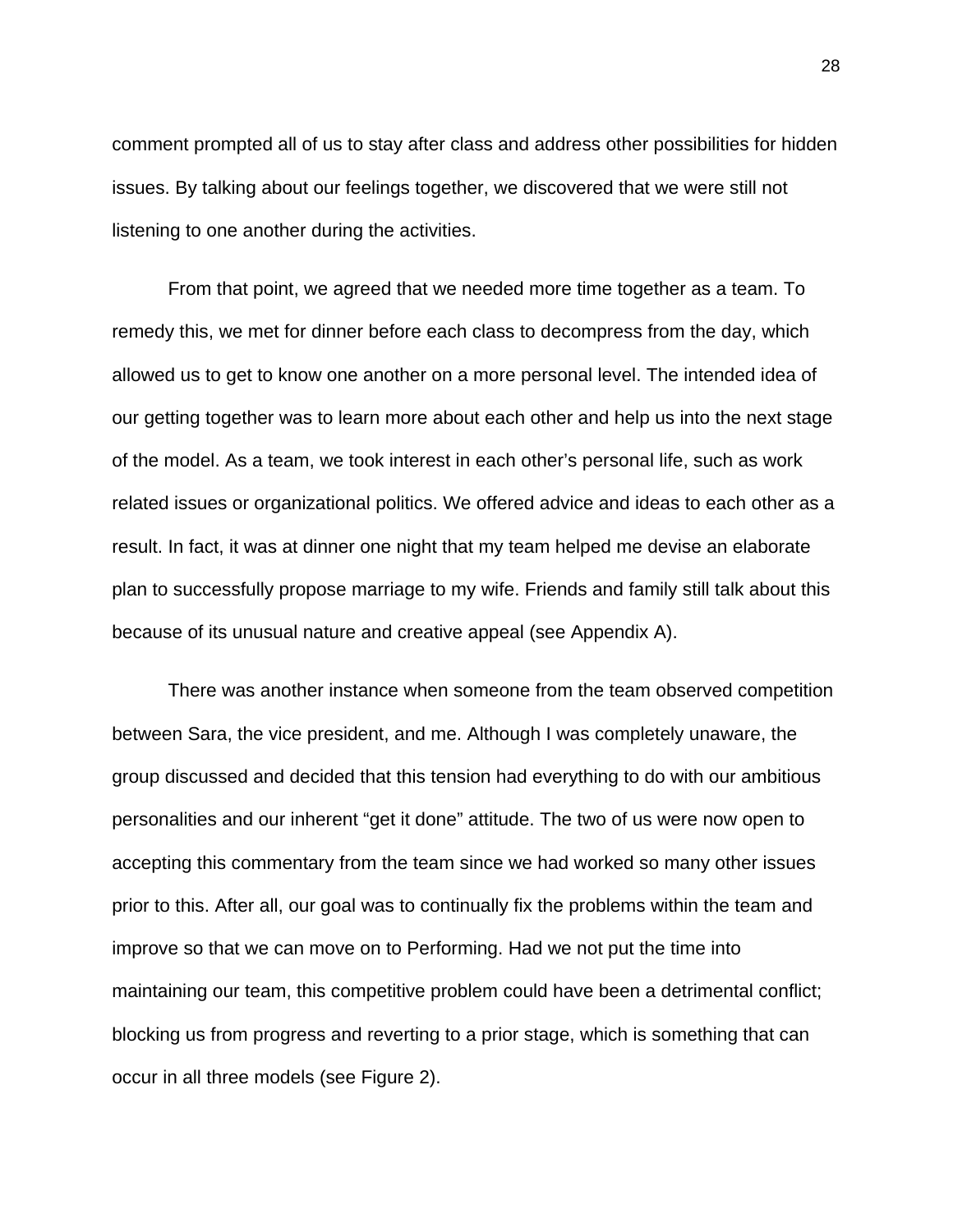comment prompted all of us to stay after class and address other possibilities for hidden issues. By talking about our feelings together, we discovered that we were still not listening to one another during the activities.

From that point, we agreed that we needed more time together as a team. To remedy this, we met for dinner before each class to decompress from the day, which allowed us to get to know one another on a more personal level. The intended idea of our getting together was to learn more about each other and help us into the next stage of the model. As a team, we took interest in each other's personal life, such as work related issues or organizational politics. We offered advice and ideas to each other as a result. In fact, it was at dinner one night that my team helped me devise an elaborate plan to successfully propose marriage to my wife. Friends and family still talk about this because of its unusual nature and creative appeal (see Appendix A).

There was another instance when someone from the team observed competition between Sara, the vice president, and me. Although I was completely unaware, the group discussed and decided that this tension had everything to do with our ambitious personalities and our inherent "get it done" attitude. The two of us were now open to accepting this commentary from the team since we had worked so many other issues prior to this. After all, our goal was to continually fix the problems within the team and improve so that we can move on to Performing. Had we not put the time into maintaining our team, this competitive problem could have been a detrimental conflict; blocking us from progress and reverting to a prior stage, which is something that can occur in all three models (see Figure 2).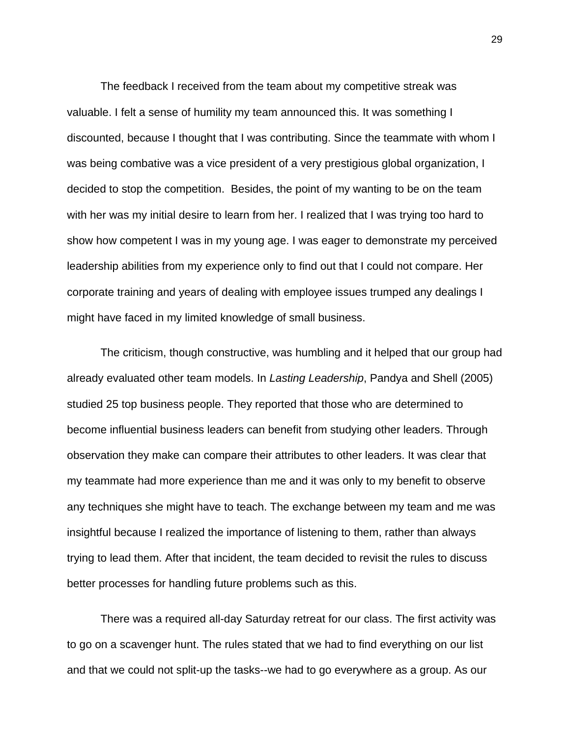The feedback I received from the team about my competitive streak was valuable. I felt a sense of humility my team announced this. It was something I discounted, because I thought that I was contributing. Since the teammate with whom I was being combative was a vice president of a very prestigious global organization, I decided to stop the competition.  Besides, the point of my wanting to be on the team with her was my initial desire to learn from her. I realized that I was trying too hard to show how competent I was in my young age. I was eager to demonstrate my perceived leadership abilities from my experience only to find out that I could not compare. Her corporate training and years of dealing with employee issues trumped any dealings I might have faced in my limited knowledge of small business.

The criticism, though constructive, was humbling and it helped that our group had already evaluated other team models. In *Lasting Leadership*, Pandya and Shell (2005) studied 25 top business people. They reported that those who are determined to become influential business leaders can benefit from studying other leaders. Through observation they make can compare their attributes to other leaders. It was clear that my teammate had more experience than me and it was only to my benefit to observe any techniques she might have to teach. The exchange between my team and me was insightful because I realized the importance of listening to them, rather than always trying to lead them. After that incident, the team decided to revisit the rules to discuss better processes for handling future problems such as this.

There was a required all-day Saturday retreat for our class. The first activity was to go on a scavenger hunt. The rules stated that we had to find everything on our list and that we could not split-up the tasks--we had to go everywhere as a group. As our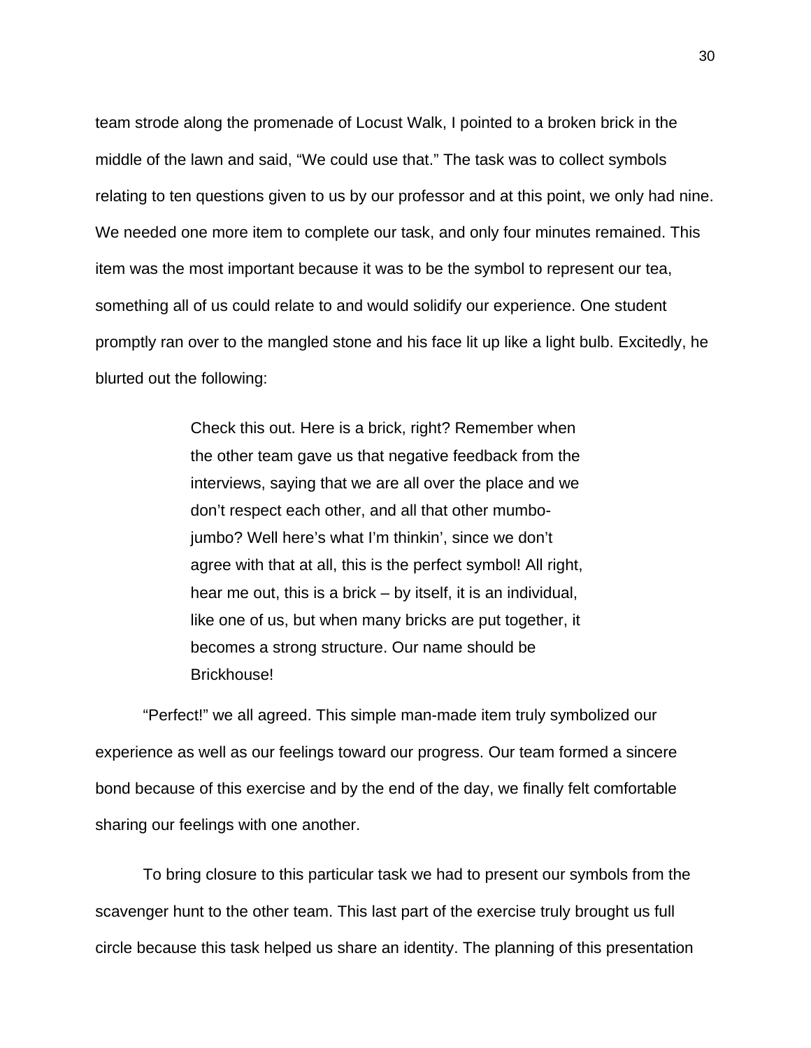team strode along the promenade of Locust Walk, I pointed to a broken brick in the middle of the lawn and said, “We could use that.” The task was to collect symbols relating to ten questions given to us by our professor and at this point, we only had nine. We needed one more item to complete our task, and only four minutes remained. This item was the most important because it was to be the symbol to represent our tea, something all of us could relate to and would solidify our experience. One student promptly ran over to the mangled stone and his face lit up like a light bulb. Excitedly, he blurted out the following:

> Check this out. Here is a brick, right? Remember when the other team gave us that negative feedback from the interviews, saying that we are all over the place and we don’t respect each other, and all that other mumbo-jumbo? Well here’s what I’m thinkin’, since we don’t agree with that at all, this is the perfect symbol! All right, hear me out, this is a brick – by itself, it is an individual, like one of us, but when many bricks are put together, it becomes a strong structure. Our name should be Brickhouse!

“Perfect!” we all agreed. This simple man-made item truly symbolized our experience as well as our feelings toward our progress. Our team formed a sincere bond because of this exercise and by the end of the day, we finally felt comfortable sharing our feelings with one another.

To bring closure to this particular task we had to present our symbols from the scavenger hunt to the other team. This last part of the exercise truly brought us full circle because this task helped us share an identity. The planning of this presentation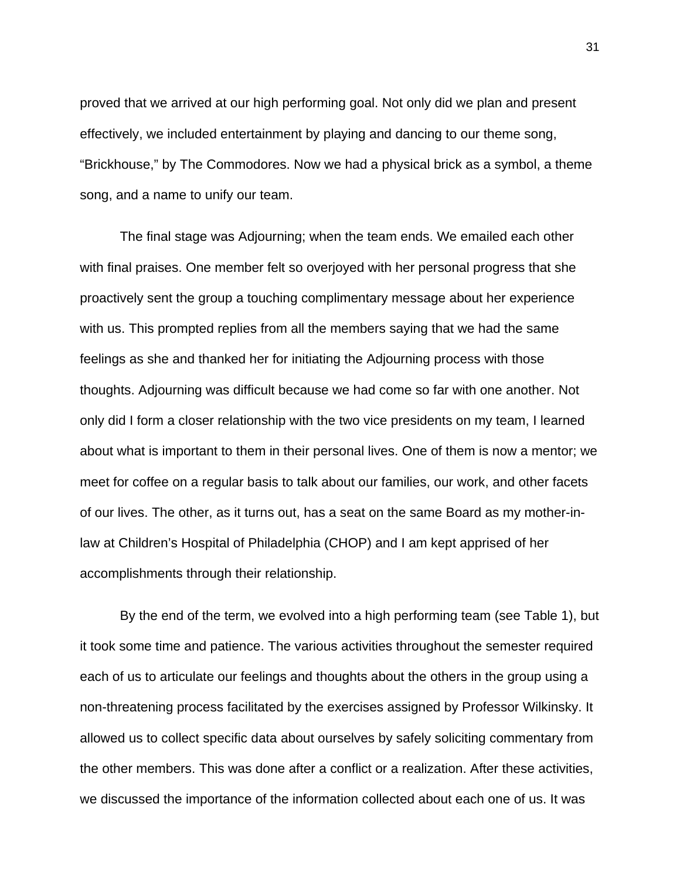proved that we arrived at our high performing goal. Not only did we plan and present effectively, we included entertainment by playing and dancing to our theme song, “Brickhouse,” by The Commodores. Now we had a physical brick as a symbol, a theme song, and a name to unify our team.

The final stage was Adjourning; when the team ends. We emailed each other with final praises. One member felt so overjoyed with her personal progress that she proactively sent the group a touching complimentary message about her experience with us. This prompted replies from all the members saying that we had the same feelings as she and thanked her for initiating the Adjourning process with those thoughts. Adjourning was difficult because we had come so far with one another. Not only did I form a closer relationship with the two vice presidents on my team, I learned about what is important to them in their personal lives. One of them is now a mentor; we meet for coffee on a regular basis to talk about our families, our work, and other facets of our lives. The other, as it turns out, has a seat on the same Board as my mother-in-law at Children’s Hospital of Philadelphia (CHOP) and I am kept apprised of her accomplishments through their relationship.

By the end of the term, we evolved into a high performing team (see Table 1), but it took some time and patience. The various activities throughout the semester required each of us to articulate our feelings and thoughts about the others in the group using a non-threatening process facilitated by the exercises assigned by Professor Wilkinsky. It allowed us to collect specific data about ourselves by safely soliciting commentary from the other members. This was done after a conflict or a realization. After these activities, we discussed the importance of the information collected about each one of us. It was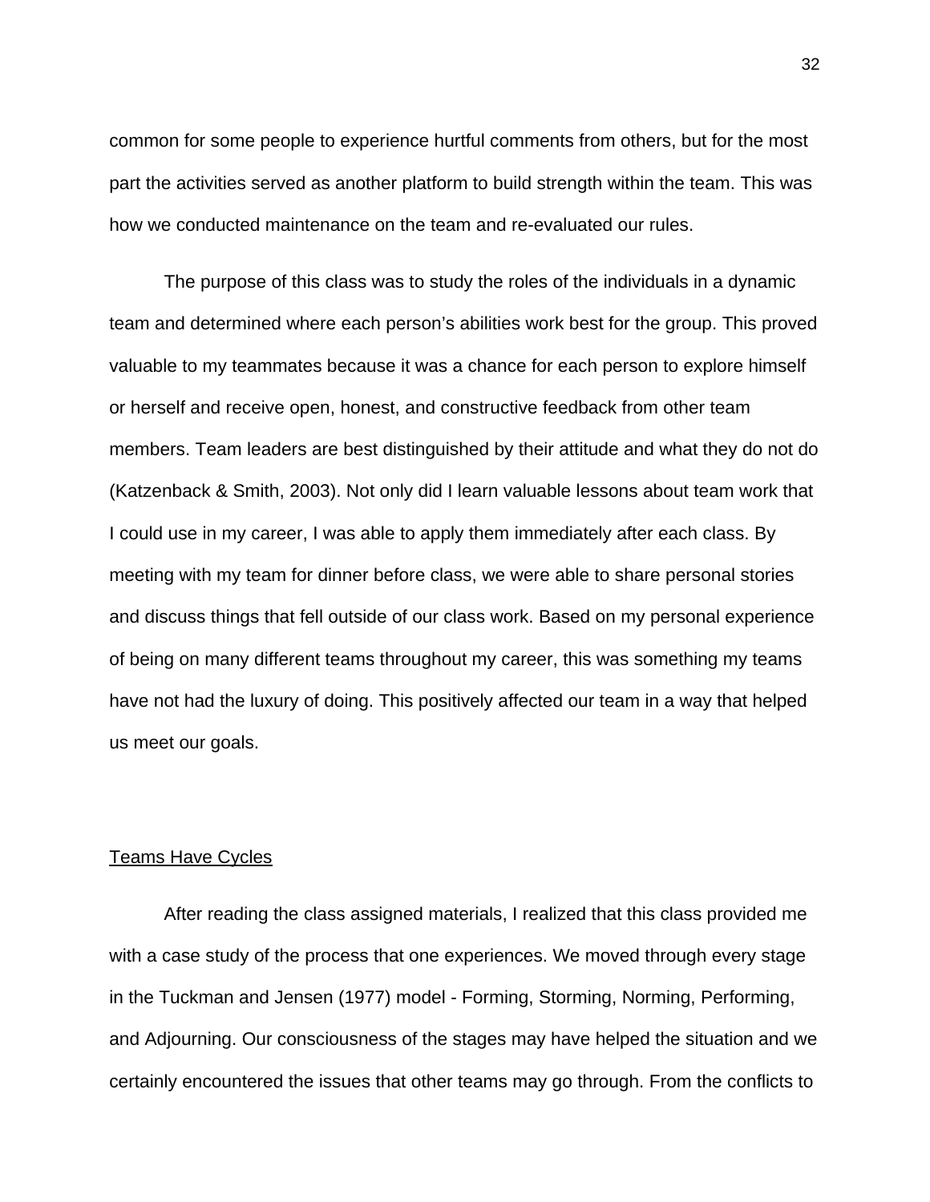common for some people to experience hurtful comments from others, but for the most part the activities served as another platform to build strength within the team. This was how we conducted maintenance on the team and re-evaluated our rules.

The purpose of this class was to study the roles of the individuals in a dynamic team and determined where each person's abilities work best for the group. This proved valuable to my teammates because it was a chance for each person to explore himself or herself and receive open, honest, and constructive feedback from other team members. Team leaders are best distinguished by their attitude and what they do not do (Katzenback & Smith, 2003). Not only did I learn valuable lessons about team work that I could use in my career, I was able to apply them immediately after each class. By meeting with my team for dinner before class, we were able to share personal stories and discuss things that fell outside of our class work. Based on my personal experience of being on many different teams throughout my career, this was something my teams have not had the luxury of doing. This positively affected our team in a way that helped us meet our goals.

## Teams Have Cycles

After reading the class assigned materials, I realized that this class provided me with a case study of the process that one experiences. We moved through every stage in the Tuckman and Jensen (1977) model - Forming, Storming, Norming, Performing, and Adjourning. Our consciousness of the stages may have helped the situation and we certainly encountered the issues that other teams may go through. From the conflicts to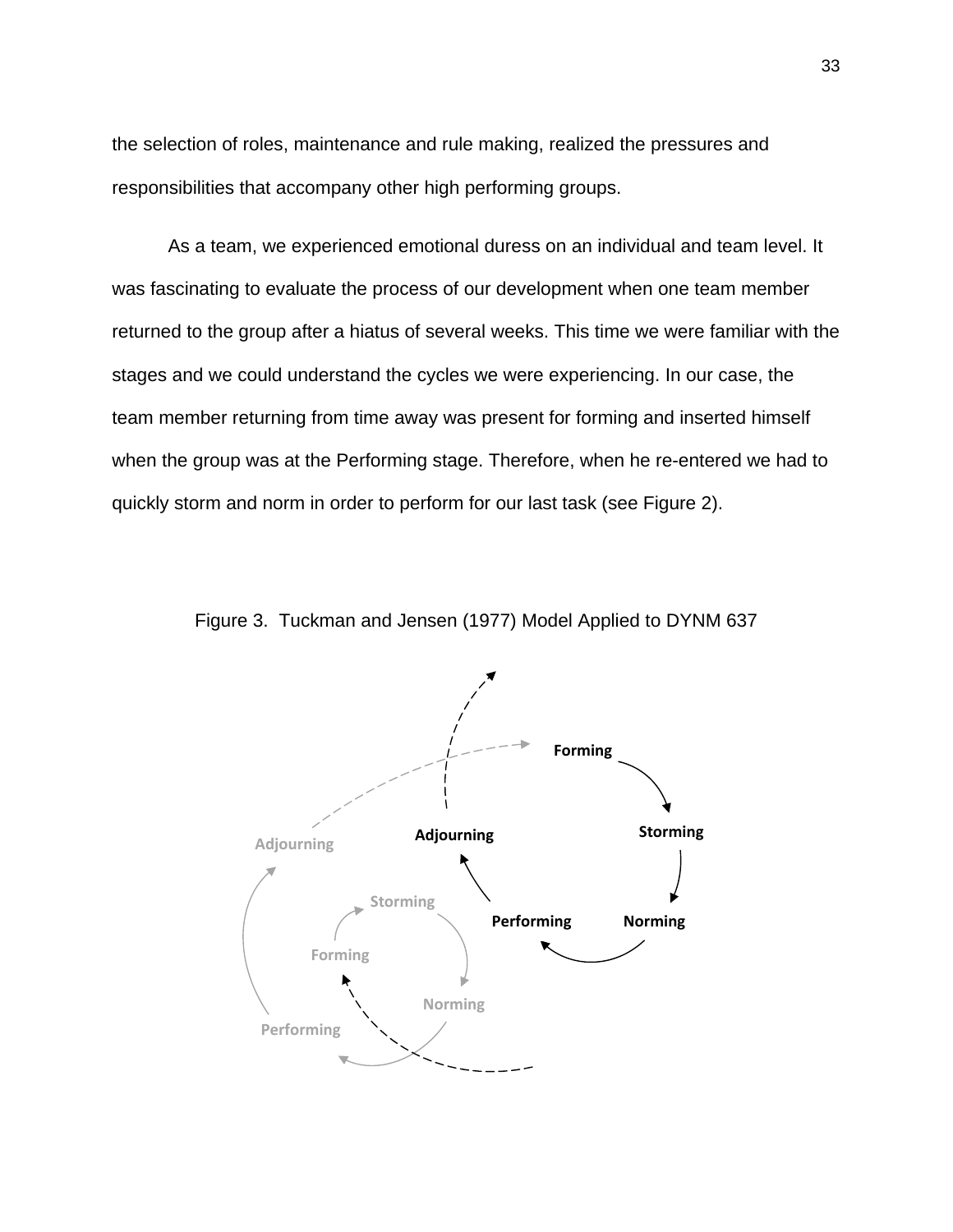the selection of roles, maintenance and rule making, realized the pressures and responsibilities that accompany other high performing groups.

As a team, we experienced emotional duress on an individual and team level. It was fascinating to evaluate the process of our development when one team member returned to the group after a hiatus of several weeks. This time we were familiar with the stages and we could understand the cycles we were experiencing. In our case, the team member returning from time away was present for forming and inserted himself when the group was at the Performing stage. Therefore, when he re-entered we had to quickly storm and norm in order to perform for our last task (see Figure 2).

Figure 3. Tuckman and Jensen (1977) Model Applied to DYNM 637

Forming

Storming

Norming

Performing

Adjourning

Adjourning

Storming

Forming

Norming

Performing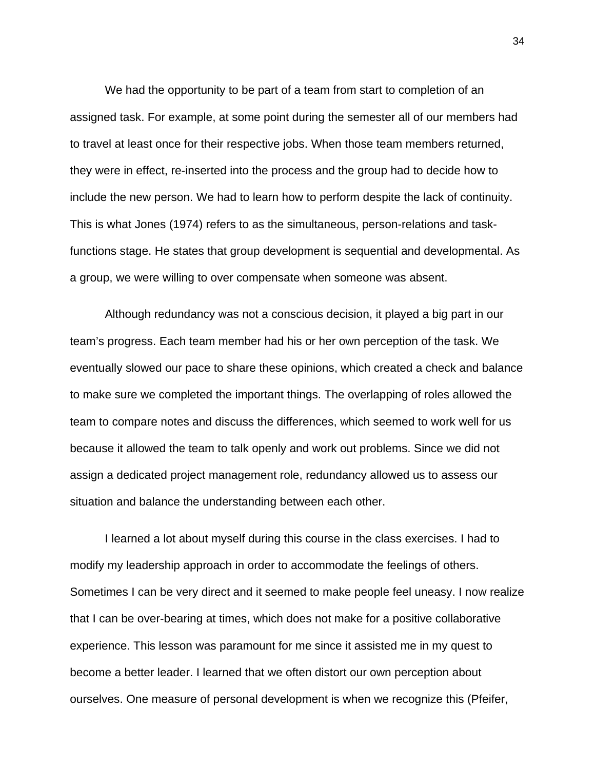We had the opportunity to be part of a team from start to completion of an assigned task. For example, at some point during the semester all of our members had to travel at least once for their respective jobs. When those team members returned, they were in effect, re-inserted into the process and the group had to decide how to include the new person. We had to learn how to perform despite the lack of continuity. This is what Jones (1974) refers to as the simultaneous, person-relations and task-functions stage. He states that group development is sequential and developmental. As a group, we were willing to over compensate when someone was absent.

Although redundancy was not a conscious decision, it played a big part in our team's progress. Each team member had his or her own perception of the task. We eventually slowed our pace to share these opinions, which created a check and balance to make sure we completed the important things. The overlapping of roles allowed the team to compare notes and discuss the differences, which seemed to work well for us because it allowed the team to talk openly and work out problems. Since we did not assign a dedicated project management role, redundancy allowed us to assess our situation and balance the understanding between each other.

I learned a lot about myself during this course in the class exercises. I had to modify my leadership approach in order to accommodate the feelings of others. Sometimes I can be very direct and it seemed to make people feel uneasy. I now realize that I can be over-bearing at times, which does not make for a positive collaborative experience. This lesson was paramount for me since it assisted me in my quest to become a better leader. I learned that we often distort our own perception about ourselves. One measure of personal development is when we recognize this (Pfeifer,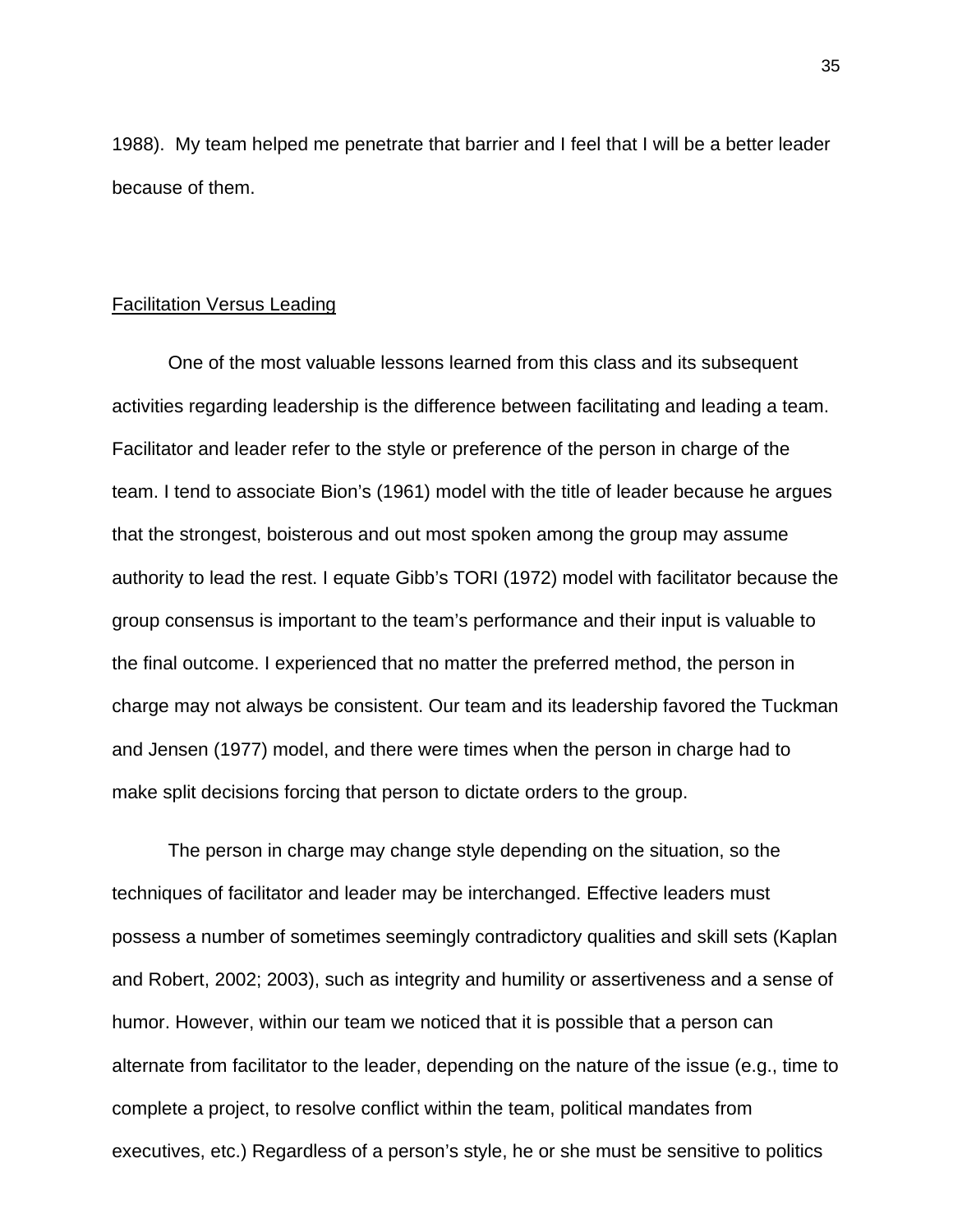1988). My team helped me penetrate that barrier and I feel that I will be a better leader because of them.

<u>Facilitation Versus Leading</u>

One of the most valuable lessons learned from this class and its subsequent activities regarding leadership is the difference between facilitating and leading a team. Facilitator and leader refer to the style or preference of the person in charge of the team. I tend to associate Bion's (1961) model with the title of leader because he argues that the strongest, boisterous and out most spoken among the group may assume authority to lead the rest. I equate Gibb's TORI (1972) model with facilitator because the group consensus is important to the team's performance and their input is valuable to the final outcome. I experienced that no matter the preferred method, the person in charge may not always be consistent. Our team and its leadership favored the Tuckman and Jensen (1977) model, and there were times when the person in charge had to make split decisions forcing that person to dictate orders to the group.

The person in charge may change style depending on the situation, so the techniques of facilitator and leader may be interchanged. Effective leaders must possess a number of sometimes seemingly contradictory qualities and skill sets (Kaplan and Robert, 2002; 2003), such as integrity and humility or assertiveness and a sense of humor. However, within our team we noticed that it is possible that a person can alternate from facilitator to the leader, depending on the nature of the issue (e.g., time to complete a project, to resolve conflict within the team, political mandates from executives, etc.) Regardless of a person's style, he or she must be sensitive to politics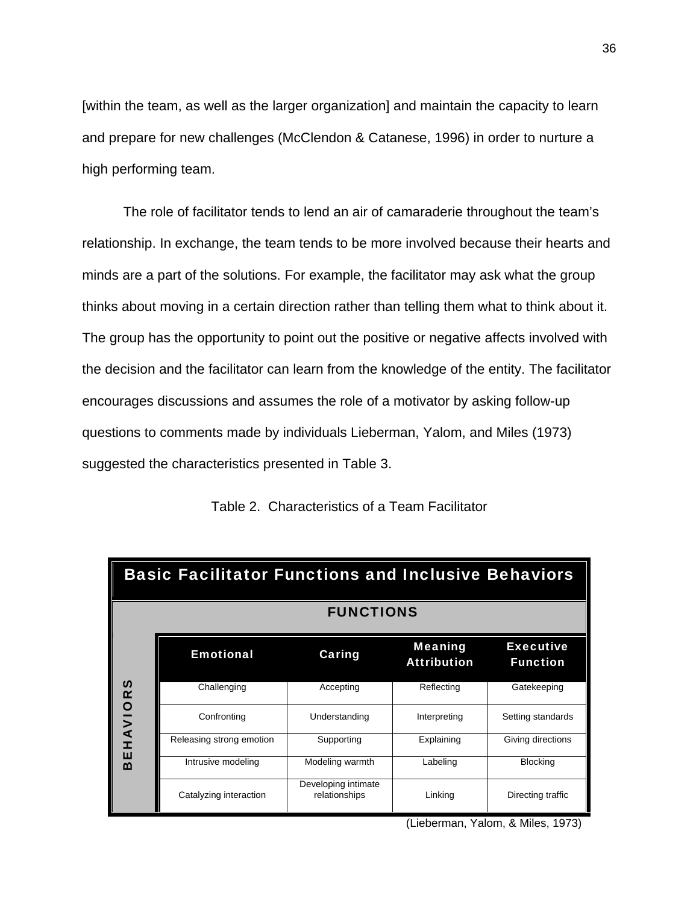[within the team, as well as the larger organization] and maintain the capacity to learn and prepare for new challenges (McClendon & Catanese, 1996) in order to nurture a high performing team.

The role of facilitator tends to lend an air of camaraderie throughout the team's relationship. In exchange, the team tends to be more involved because their hearts and minds are a part of the solutions. For example, the facilitator may ask what the group thinks about moving in a certain direction rather than telling them what to think about it. The group has the opportunity to point out the positive or negative affects involved with the decision and the facilitator can learn from the knowledge of the entity. The facilitator encourages discussions and assumes the role of a motivator by asking follow-up questions to comments made by individuals Lieberman, Yalom, and Miles (1973) suggested the characteristics presented in Table 3.

Table 2. Characteristics of a Team Facilitator

**Basic Facilitator Functions and Inclusive Behaviors**

| | FUNCTIONS | | | |
|---|---|---|---|---|
| | **Emotional** | **Caring** | **Meaning Attribution** | **Executive Function** |
| BEHAVIORS | Challenging | Accepting | Reflecting | Gatekeeping |
| | Confronting | Understanding | Interpreting | Setting standards |
| | Releasing strong emotion | Supporting | Explaining | Giving directions |
| | Intrusive modeling | Modeling warmth | Labeling | Blocking |
| | Catalyzing interaction | Developing intimate relationships | Linking | Directing traffic |

(Lieberman, Yalom, & Miles, 1973)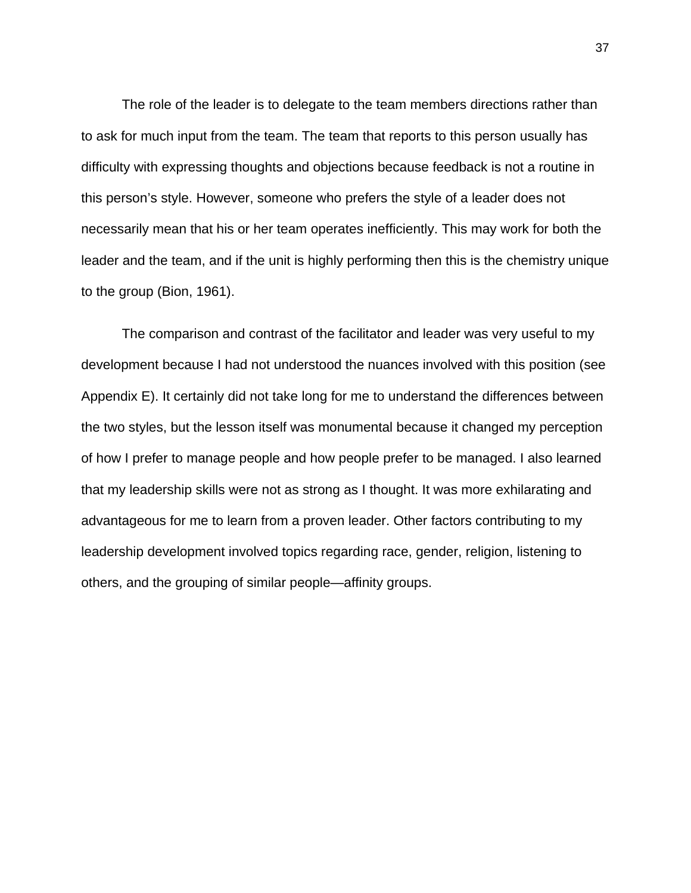The role of the leader is to delegate to the team members directions rather than to ask for much input from the team. The team that reports to this person usually has difficulty with expressing thoughts and objections because feedback is not a routine in this person's style. However, someone who prefers the style of a leader does not necessarily mean that his or her team operates inefficiently. This may work for both the leader and the team, and if the unit is highly performing then this is the chemistry unique to the group (Bion, 1961).

The comparison and contrast of the facilitator and leader was very useful to my development because I had not understood the nuances involved with this position (see Appendix E). It certainly did not take long for me to understand the differences between the two styles, but the lesson itself was monumental because it changed my perception of how I prefer to manage people and how people prefer to be managed. I also learned that my leadership skills were not as strong as I thought. It was more exhilarating and advantageous for me to learn from a proven leader. Other factors contributing to my leadership development involved topics regarding race, gender, religion, listening to others, and the grouping of similar people—affinity groups.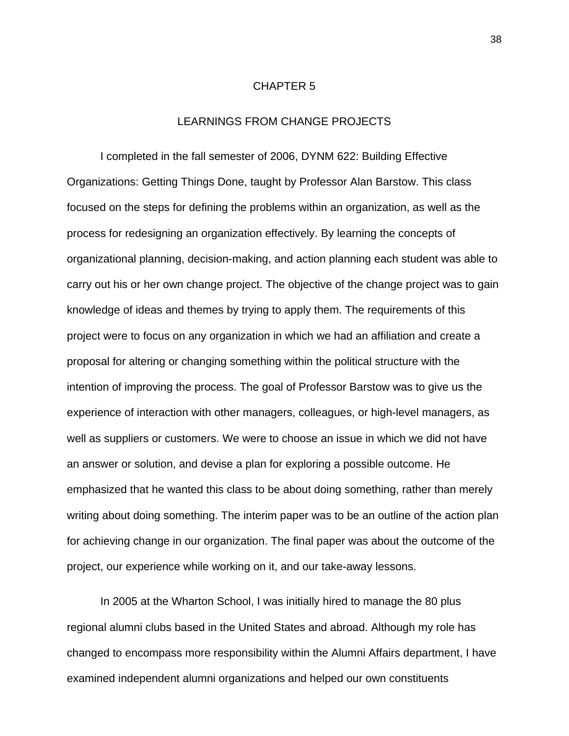# CHAPTER 5

## LEARNINGS FROM CHANGE PROJECTS

I completed in the fall semester of 2006, DYNM 622: Building Effective Organizations: Getting Things Done, taught by Professor Alan Barstow. This class focused on the steps for defining the problems within an organization, as well as the process for redesigning an organization effectively. By learning the concepts of organizational planning, decision-making, and action planning each student was able to carry out his or her own change project. The objective of the change project was to gain knowledge of ideas and themes by trying to apply them. The requirements of this project were to focus on any organization in which we had an affiliation and create a proposal for altering or changing something within the political structure with the intention of improving the process. The goal of Professor Barstow was to give us the experience of interaction with other managers, colleagues, or high-level managers, as well as suppliers or customers. We were to choose an issue in which we did not have an answer or solution, and devise a plan for exploring a possible outcome. He emphasized that he wanted this class to be about doing something, rather than merely writing about doing something. The interim paper was to be an outline of the action plan for achieving change in our organization. The final paper was about the outcome of the project, our experience while working on it, and our take-away lessons.

In 2005 at the Wharton School, I was initially hired to manage the 80 plus regional alumni clubs based in the United States and abroad. Although my role has changed to encompass more responsibility within the Alumni Affairs department, I have examined independent alumni organizations and helped our own constituents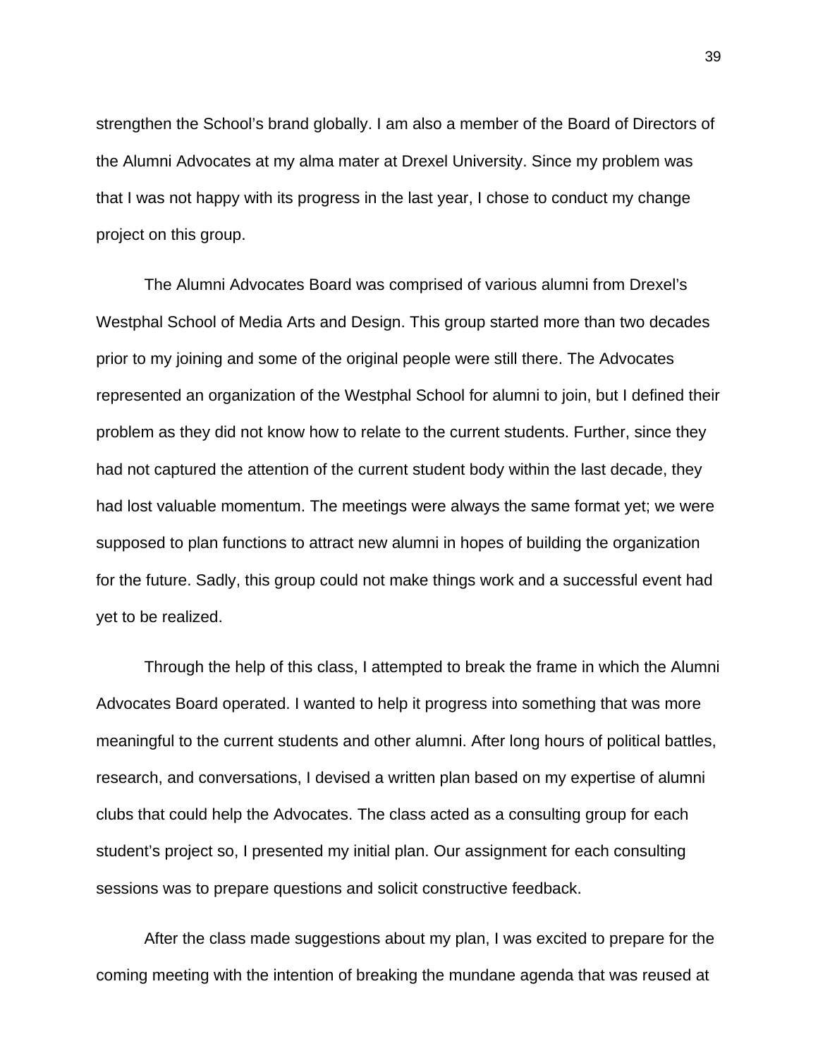strengthen the School's brand globally. I am also a member of the Board of Directors of the Alumni Advocates at my alma mater at Drexel University. Since my problem was that I was not happy with its progress in the last year, I chose to conduct my change project on this group.

The Alumni Advocates Board was comprised of various alumni from Drexel's Westphal School of Media Arts and Design. This group started more than two decades prior to my joining and some of the original people were still there. The Advocates represented an organization of the Westphal School for alumni to join, but I defined their problem as they did not know how to relate to the current students. Further, since they had not captured the attention of the current student body within the last decade, they had lost valuable momentum. The meetings were always the same format yet; we were supposed to plan functions to attract new alumni in hopes of building the organization for the future. Sadly, this group could not make things work and a successful event had yet to be realized.

Through the help of this class, I attempted to break the frame in which the Alumni Advocates Board operated. I wanted to help it progress into something that was more meaningful to the current students and other alumni. After long hours of political battles, research, and conversations, I devised a written plan based on my expertise of alumni clubs that could help the Advocates. The class acted as a consulting group for each student's project so, I presented my initial plan. Our assignment for each consulting sessions was to prepare questions and solicit constructive feedback.

After the class made suggestions about my plan, I was excited to prepare for the coming meeting with the intention of breaking the mundane agenda that was reused at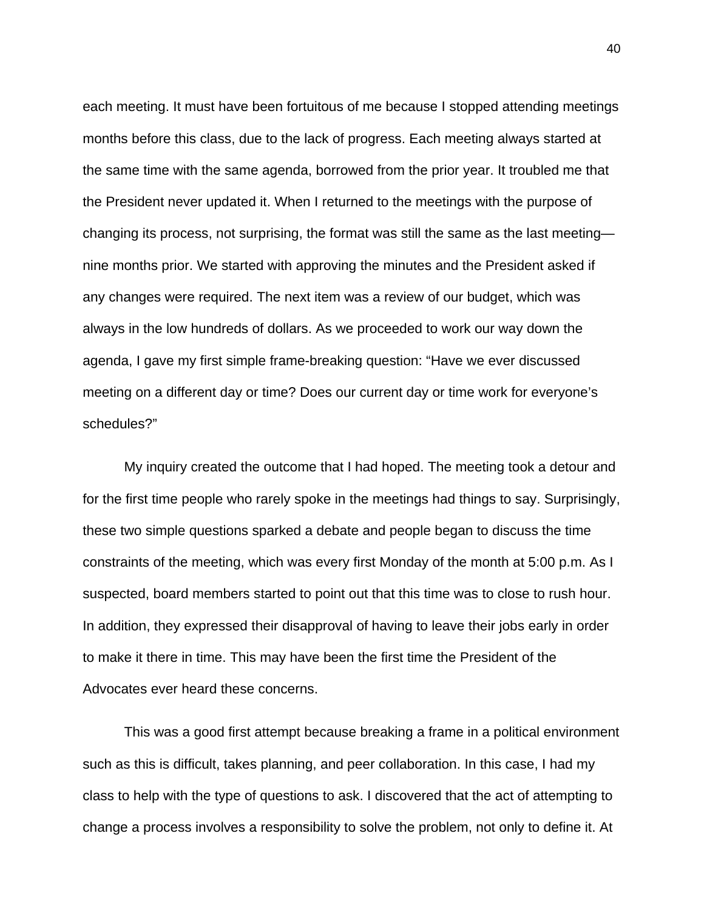each meeting. It must have been fortuitous of me because I stopped attending meetings months before this class, due to the lack of progress. Each meeting always started at the same time with the same agenda, borrowed from the prior year. It troubled me that the President never updated it. When I returned to the meetings with the purpose of changing its process, not surprising, the format was still the same as the last meeting—nine months prior. We started with approving the minutes and the President asked if any changes were required. The next item was a review of our budget, which was always in the low hundreds of dollars. As we proceeded to work our way down the agenda, I gave my first simple frame-breaking question: “Have we ever discussed meeting on a different day or time? Does our current day or time work for everyone’s schedules?”

My inquiry created the outcome that I had hoped. The meeting took a detour and for the first time people who rarely spoke in the meetings had things to say. Surprisingly, these two simple questions sparked a debate and people began to discuss the time constraints of the meeting, which was every first Monday of the month at 5:00 p.m. As I suspected, board members started to point out that this time was to close to rush hour. In addition, they expressed their disapproval of having to leave their jobs early in order to make it there in time. This may have been the first time the President of the Advocates ever heard these concerns.

This was a good first attempt because breaking a frame in a political environment such as this is difficult, takes planning, and peer collaboration. In this case, I had my class to help with the type of questions to ask. I discovered that the act of attempting to change a process involves a responsibility to solve the problem, not only to define it. At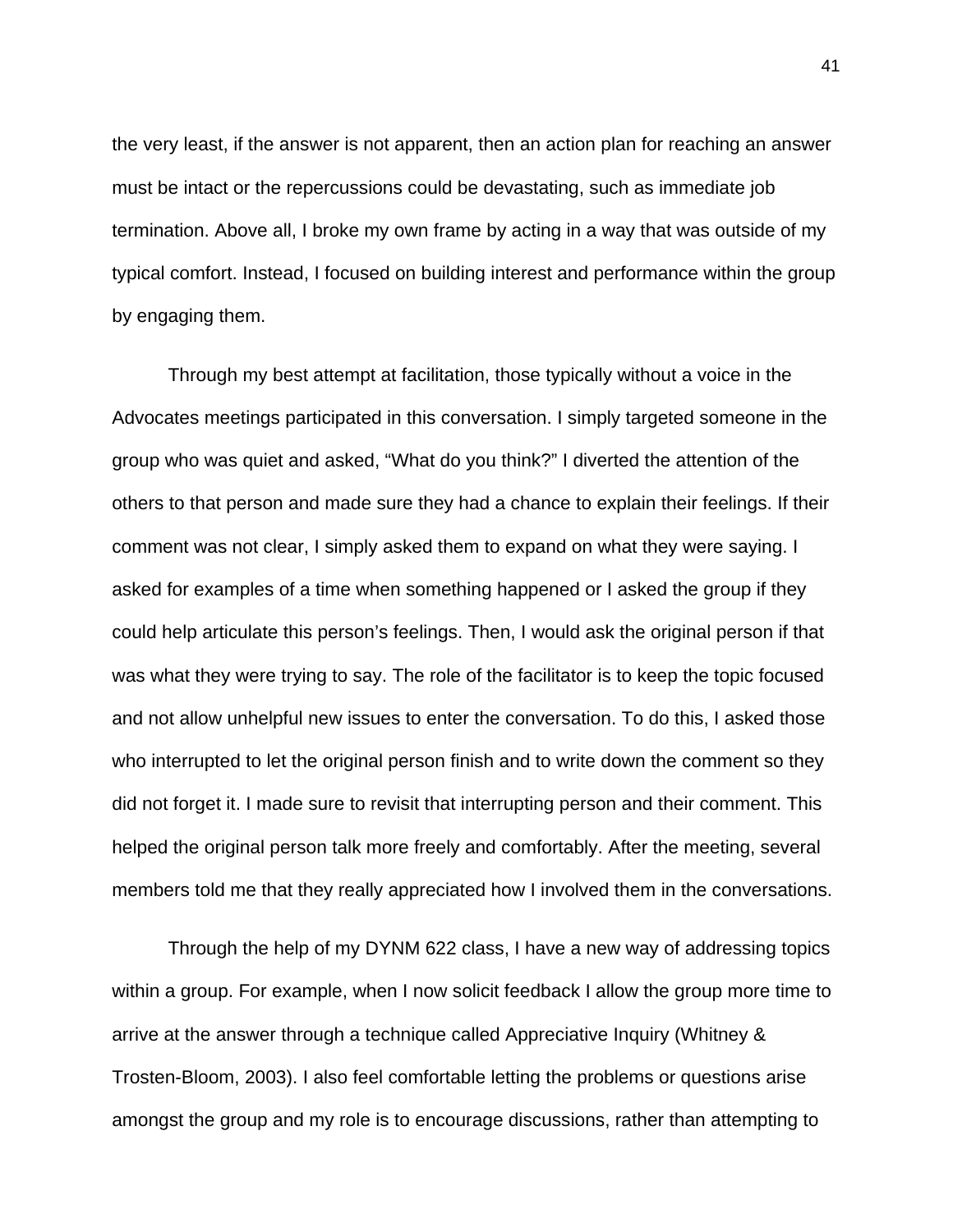the very least, if the answer is not apparent, then an action plan for reaching an answer must be intact or the repercussions could be devastating, such as immediate job termination. Above all, I broke my own frame by acting in a way that was outside of my typical comfort. Instead, I focused on building interest and performance within the group by engaging them.

Through my best attempt at facilitation, those typically without a voice in the Advocates meetings participated in this conversation. I simply targeted someone in the group who was quiet and asked, “What do you think?” I diverted the attention of the others to that person and made sure they had a chance to explain their feelings. If their comment was not clear, I simply asked them to expand on what they were saying. I asked for examples of a time when something happened or I asked the group if they could help articulate this person’s feelings. Then, I would ask the original person if that was what they were trying to say. The role of the facilitator is to keep the topic focused and not allow unhelpful new issues to enter the conversation. To do this, I asked those who interrupted to let the original person finish and to write down the comment so they did not forget it. I made sure to revisit that interrupting person and their comment. This helped the original person talk more freely and comfortably. After the meeting, several members told me that they really appreciated how I involved them in the conversations.

Through the help of my DYNM 622 class, I have a new way of addressing topics within a group. For example, when I now solicit feedback I allow the group more time to arrive at the answer through a technique called Appreciative Inquiry (Whitney & Trosten-Bloom, 2003). I also feel comfortable letting the problems or questions arise amongst the group and my role is to encourage discussions, rather than attempting to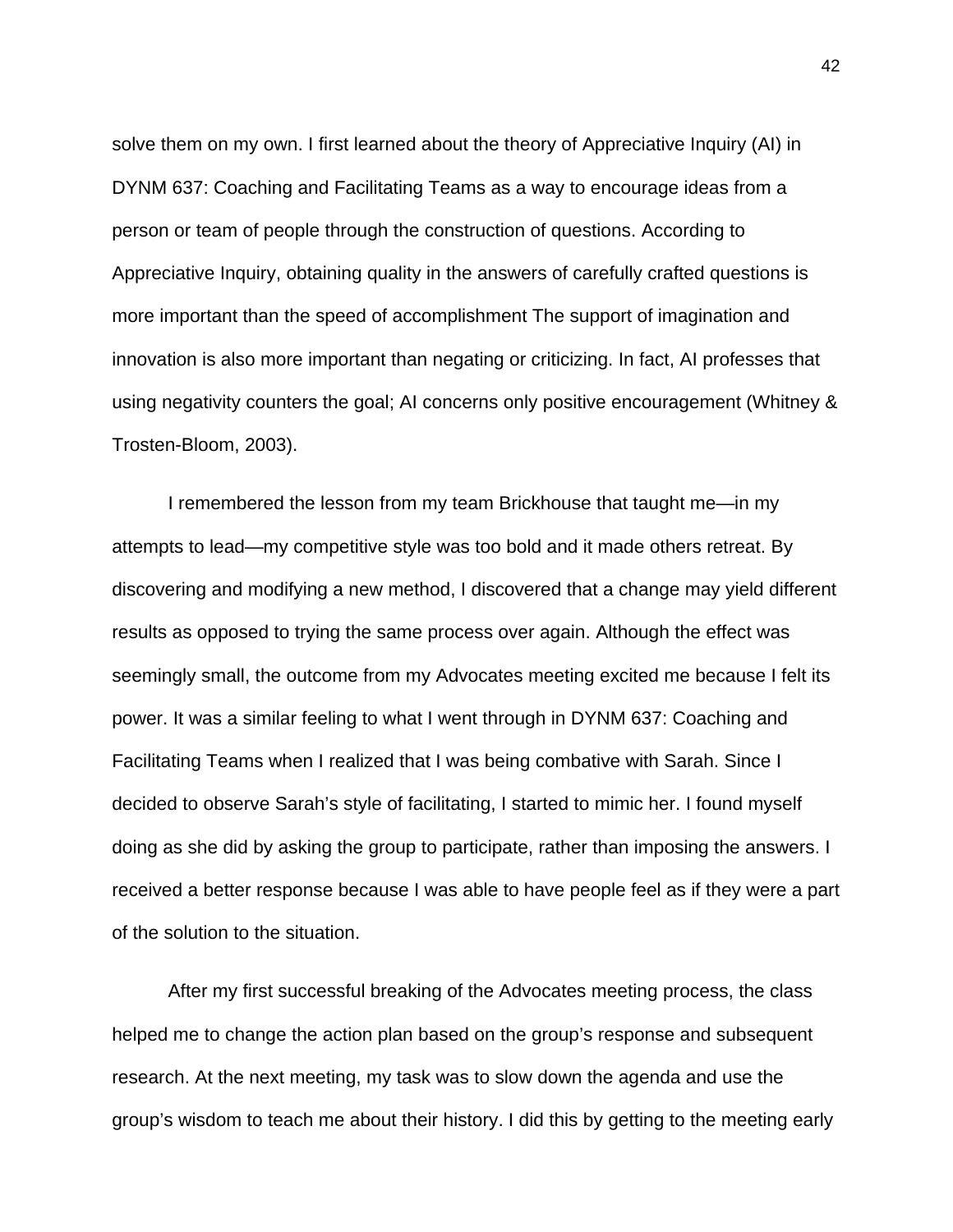solve them on my own. I first learned about the theory of Appreciative Inquiry (AI) in DYNM 637: Coaching and Facilitating Teams as a way to encourage ideas from a person or team of people through the construction of questions. According to Appreciative Inquiry, obtaining quality in the answers of carefully crafted questions is more important than the speed of accomplishment The support of imagination and innovation is also more important than negating or criticizing. In fact, AI professes that using negativity counters the goal; AI concerns only positive encouragement (Whitney & Trosten-Bloom, 2003).

I remembered the lesson from my team Brickhouse that taught me—in my attempts to lead—my competitive style was too bold and it made others retreat. By discovering and modifying a new method, I discovered that a change may yield different results as opposed to trying the same process over again. Although the effect was seemingly small, the outcome from my Advocates meeting excited me because I felt its power. It was a similar feeling to what I went through in DYNM 637: Coaching and Facilitating Teams when I realized that I was being combative with Sarah. Since I decided to observe Sarah's style of facilitating, I started to mimic her. I found myself doing as she did by asking the group to participate, rather than imposing the answers. I received a better response because I was able to have people feel as if they were a part of the solution to the situation.

After my first successful breaking of the Advocates meeting process, the class helped me to change the action plan based on the group's response and subsequent research. At the next meeting, my task was to slow down the agenda and use the group's wisdom to teach me about their history. I did this by getting to the meeting early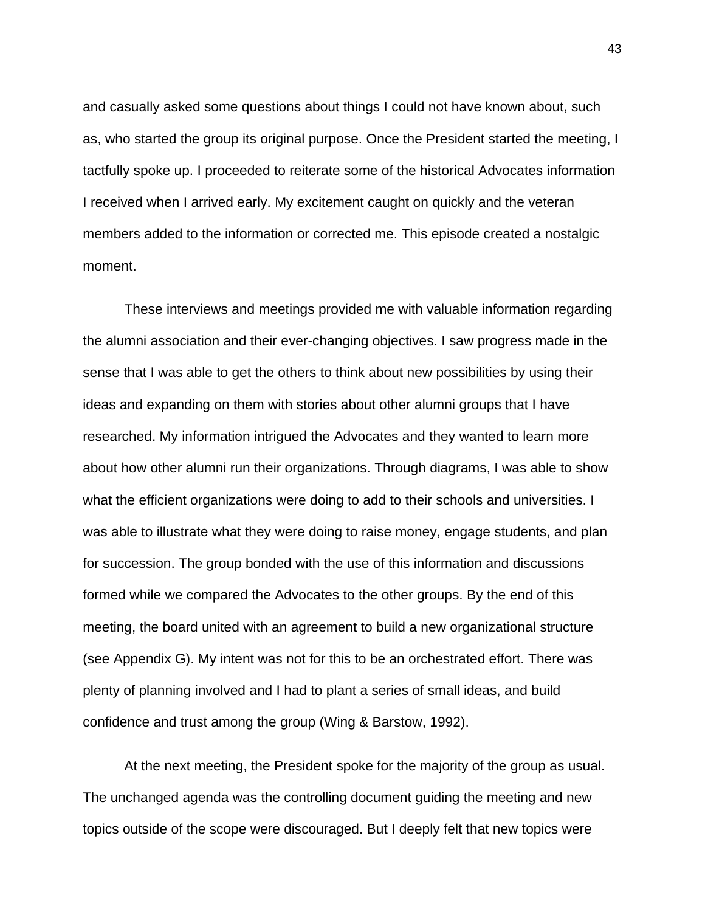and casually asked some questions about things I could not have known about, such as, who started the group its original purpose. Once the President started the meeting, I tactfully spoke up. I proceeded to reiterate some of the historical Advocates information I received when I arrived early. My excitement caught on quickly and the veteran members added to the information or corrected me. This episode created a nostalgic moment.

These interviews and meetings provided me with valuable information regarding the alumni association and their ever-changing objectives. I saw progress made in the sense that I was able to get the others to think about new possibilities by using their ideas and expanding on them with stories about other alumni groups that I have researched. My information intrigued the Advocates and they wanted to learn more about how other alumni run their organizations. Through diagrams, I was able to show what the efficient organizations were doing to add to their schools and universities. I was able to illustrate what they were doing to raise money, engage students, and plan for succession. The group bonded with the use of this information and discussions formed while we compared the Advocates to the other groups. By the end of this meeting, the board united with an agreement to build a new organizational structure (see Appendix G). My intent was not for this to be an orchestrated effort. There was plenty of planning involved and I had to plant a series of small ideas, and build confidence and trust among the group (Wing & Barstow, 1992).

At the next meeting, the President spoke for the majority of the group as usual. The unchanged agenda was the controlling document guiding the meeting and new topics outside of the scope were discouraged. But I deeply felt that new topics were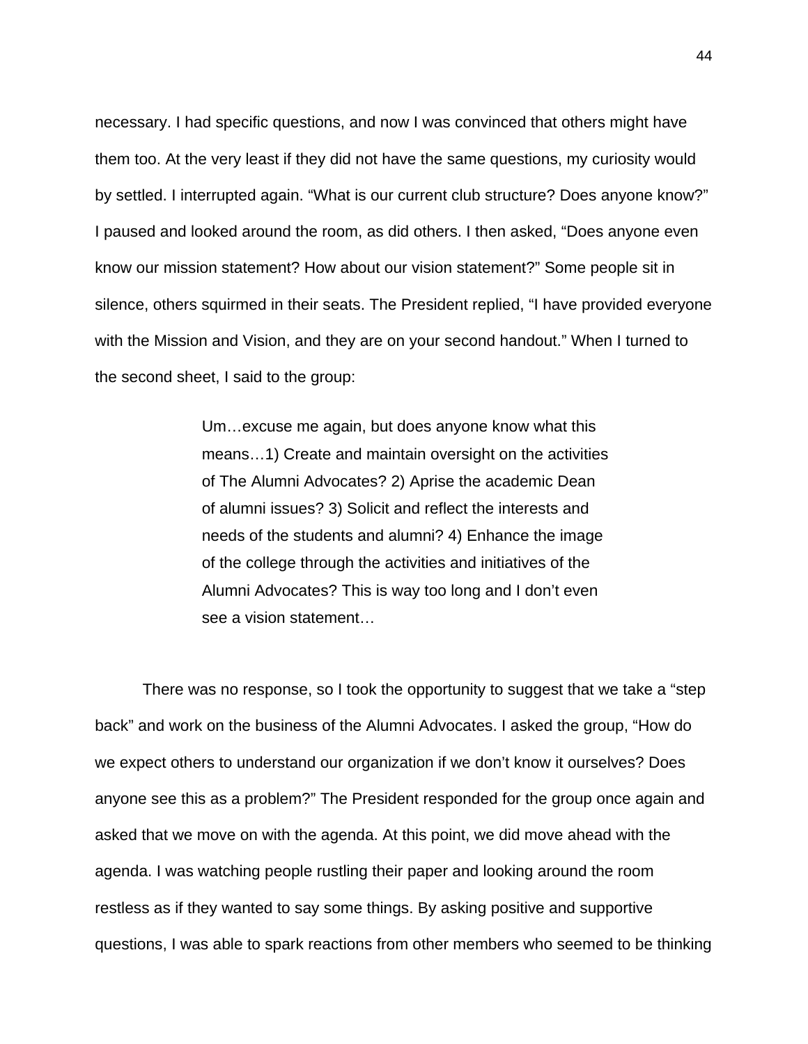necessary. I had specific questions, and now I was convinced that others might have them too. At the very least if they did not have the same questions, my curiosity would by settled. I interrupted again. "What is our current club structure? Does anyone know?" I paused and looked around the room, as did others. I then asked, "Does anyone even know our mission statement? How about our vision statement?" Some people sit in silence, others squirmed in their seats. The President replied, "I have provided everyone with the Mission and Vision, and they are on your second handout." When I turned to the second sheet, I said to the group:

> Um…excuse me again, but does anyone know what this means…1) Create and maintain oversight on the activities of The Alumni Advocates? 2) Aprise the academic Dean of alumni issues? 3) Solicit and reflect the interests and needs of the students and alumni? 4) Enhance the image of the college through the activities and initiatives of the Alumni Advocates? This is way too long and I don't even see a vision statement…

There was no response, so I took the opportunity to suggest that we take a "step back" and work on the business of the Alumni Advocates. I asked the group, "How do we expect others to understand our organization if we don't know it ourselves? Does anyone see this as a problem?" The President responded for the group once again and asked that we move on with the agenda. At this point, we did move ahead with the agenda. I was watching people rustling their paper and looking around the room restless as if they wanted to say some things. By asking positive and supportive questions, I was able to spark reactions from other members who seemed to be thinking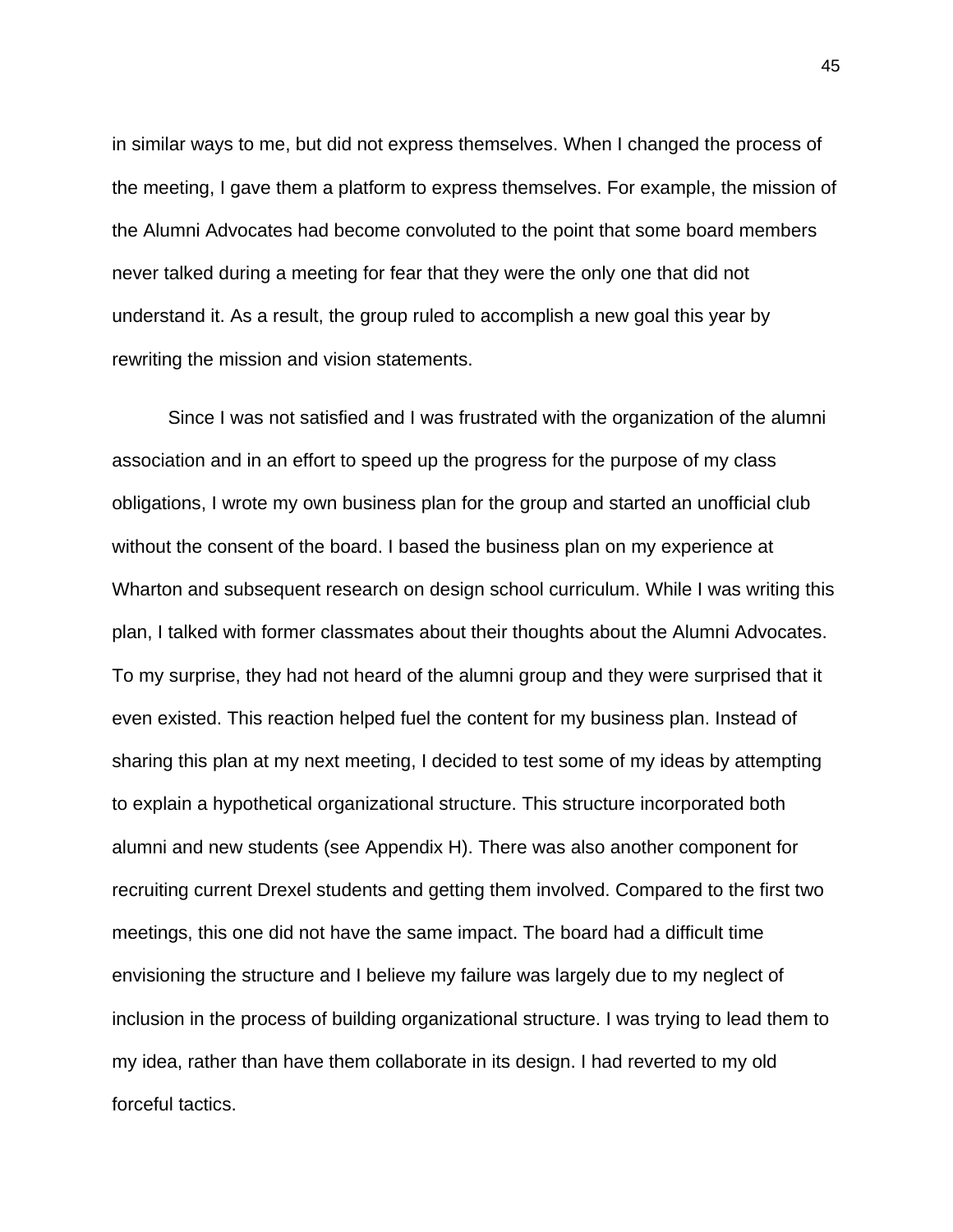in similar ways to me, but did not express themselves. When I changed the process of the meeting, I gave them a platform to express themselves. For example, the mission of the Alumni Advocates had become convoluted to the point that some board members never talked during a meeting for fear that they were the only one that did not understand it. As a result, the group ruled to accomplish a new goal this year by rewriting the mission and vision statements.

Since I was not satisfied and I was frustrated with the organization of the alumni association and in an effort to speed up the progress for the purpose of my class obligations, I wrote my own business plan for the group and started an unofficial club without the consent of the board. I based the business plan on my experience at Wharton and subsequent research on design school curriculum. While I was writing this plan, I talked with former classmates about their thoughts about the Alumni Advocates. To my surprise, they had not heard of the alumni group and they were surprised that it even existed. This reaction helped fuel the content for my business plan. Instead of sharing this plan at my next meeting, I decided to test some of my ideas by attempting to explain a hypothetical organizational structure. This structure incorporated both alumni and new students (see Appendix H). There was also another component for recruiting current Drexel students and getting them involved. Compared to the first two meetings, this one did not have the same impact. The board had a difficult time envisioning the structure and I believe my failure was largely due to my neglect of inclusion in the process of building organizational structure. I was trying to lead them to my idea, rather than have them collaborate in its design. I had reverted to my old forceful tactics.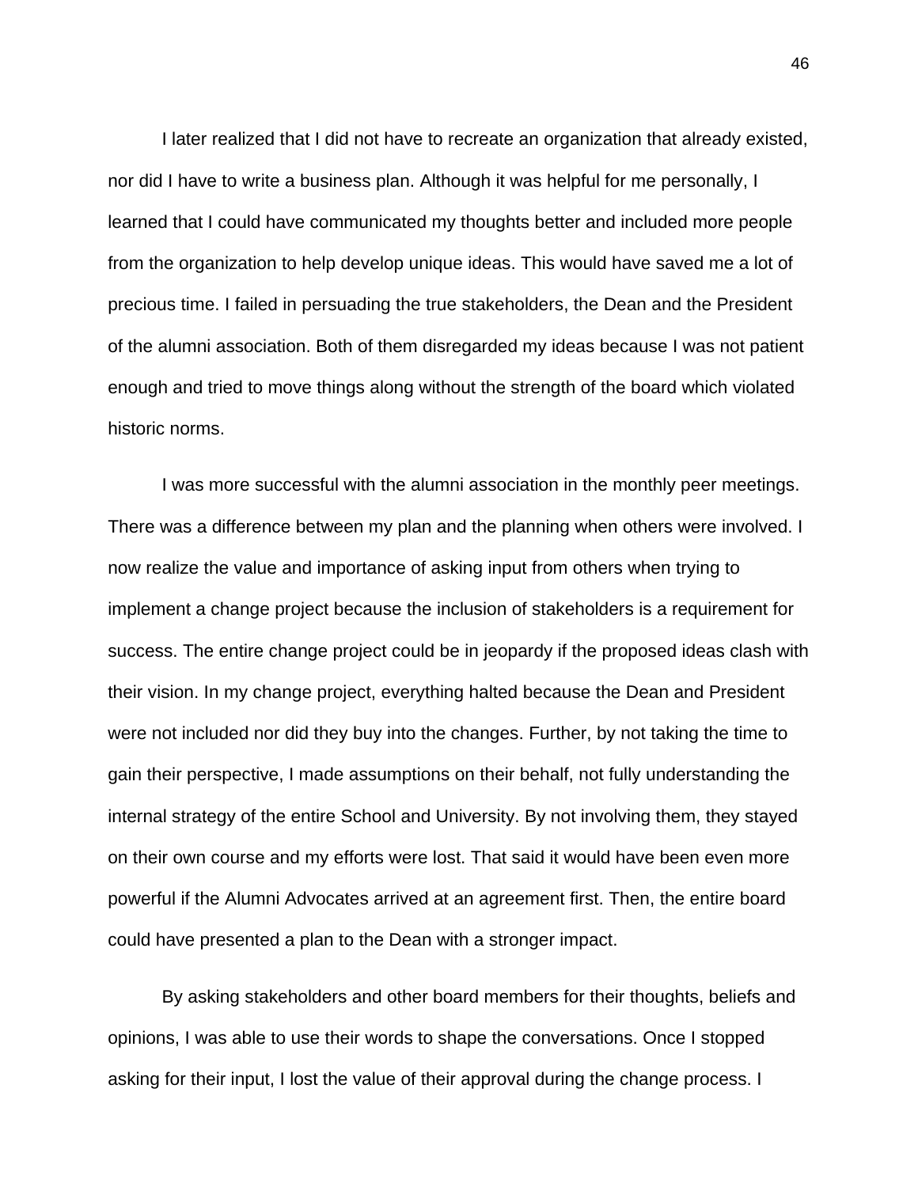I later realized that I did not have to recreate an organization that already existed, nor did I have to write a business plan. Although it was helpful for me personally, I learned that I could have communicated my thoughts better and included more people from the organization to help develop unique ideas. This would have saved me a lot of precious time. I failed in persuading the true stakeholders, the Dean and the President of the alumni association. Both of them disregarded my ideas because I was not patient enough and tried to move things along without the strength of the board which violated historic norms.

I was more successful with the alumni association in the monthly peer meetings. There was a difference between my plan and the planning when others were involved. I now realize the value and importance of asking input from others when trying to implement a change project because the inclusion of stakeholders is a requirement for success. The entire change project could be in jeopardy if the proposed ideas clash with their vision. In my change project, everything halted because the Dean and President were not included nor did they buy into the changes. Further, by not taking the time to gain their perspective, I made assumptions on their behalf, not fully understanding the internal strategy of the entire School and University. By not involving them, they stayed on their own course and my efforts were lost. That said it would have been even more powerful if the Alumni Advocates arrived at an agreement first. Then, the entire board could have presented a plan to the Dean with a stronger impact.

By asking stakeholders and other board members for their thoughts, beliefs and opinions, I was able to use their words to shape the conversations. Once I stopped asking for their input, I lost the value of their approval during the change process. I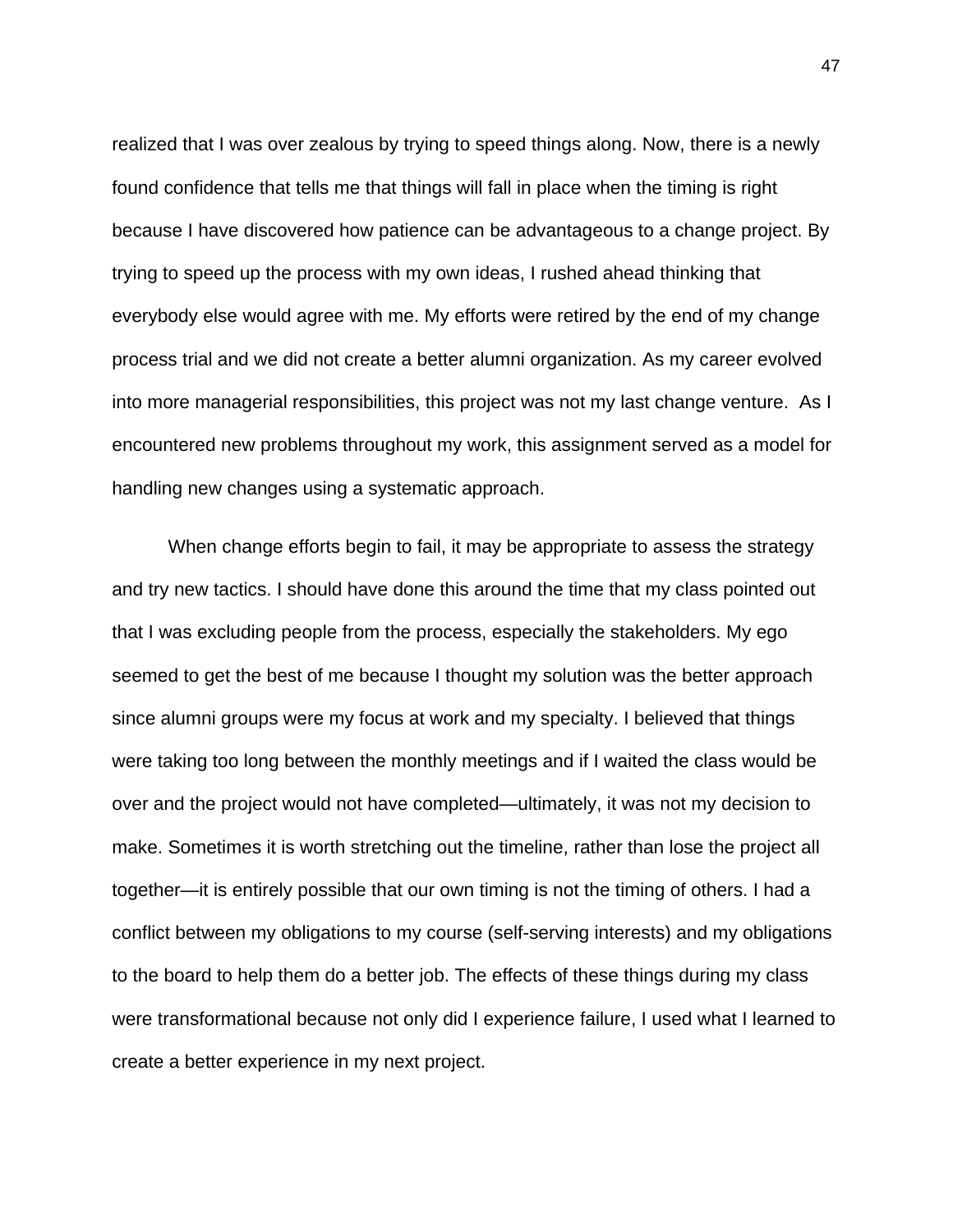realized that I was over zealous by trying to speed things along. Now, there is a newly found confidence that tells me that things will fall in place when the timing is right because I have discovered how patience can be advantageous to a change project. By trying to speed up the process with my own ideas, I rushed ahead thinking that everybody else would agree with me. My efforts were retired by the end of my change process trial and we did not create a better alumni organization. As my career evolved into more managerial responsibilities, this project was not my last change venture. As I encountered new problems throughout my work, this assignment served as a model for handling new changes using a systematic approach.

When change efforts begin to fail, it may be appropriate to assess the strategy and try new tactics. I should have done this around the time that my class pointed out that I was excluding people from the process, especially the stakeholders. My ego seemed to get the best of me because I thought my solution was the better approach since alumni groups were my focus at work and my specialty. I believed that things were taking too long between the monthly meetings and if I waited the class would be over and the project would not have completed—ultimately, it was not my decision to make. Sometimes it is worth stretching out the timeline, rather than lose the project all together—it is entirely possible that our own timing is not the timing of others. I had a conflict between my obligations to my course (self-serving interests) and my obligations to the board to help them do a better job. The effects of these things during my class were transformational because not only did I experience failure, I used what I learned to create a better experience in my next project.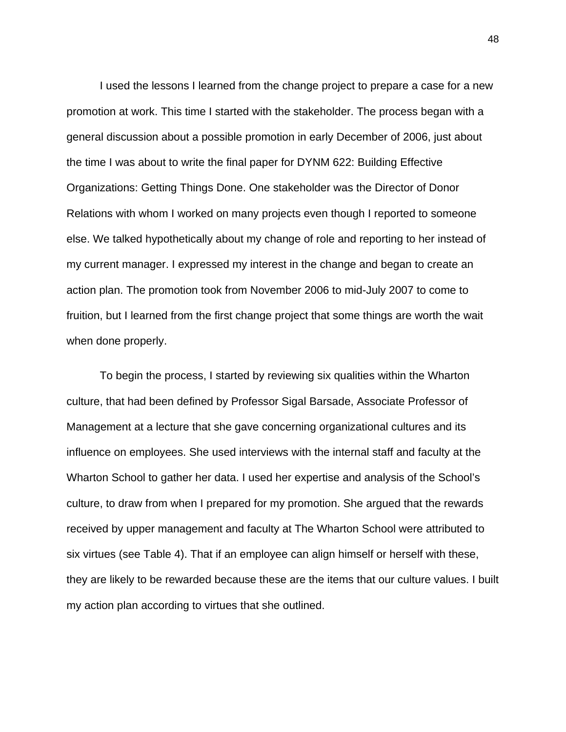I used the lessons I learned from the change project to prepare a case for a new promotion at work. This time I started with the stakeholder. The process began with a general discussion about a possible promotion in early December of 2006, just about the time I was about to write the final paper for DYNM 622: Building Effective Organizations: Getting Things Done. One stakeholder was the Director of Donor Relations with whom I worked on many projects even though I reported to someone else. We talked hypothetically about my change of role and reporting to her instead of my current manager. I expressed my interest in the change and began to create an action plan. The promotion took from November 2006 to mid-July 2007 to come to fruition, but I learned from the first change project that some things are worth the wait when done properly.

To begin the process, I started by reviewing six qualities within the Wharton culture, that had been defined by Professor Sigal Barsade, Associate Professor of Management at a lecture that she gave concerning organizational cultures and its influence on employees. She used interviews with the internal staff and faculty at the Wharton School to gather her data. I used her expertise and analysis of the School's culture, to draw from when I prepared for my promotion. She argued that the rewards received by upper management and faculty at The Wharton School were attributed to six virtues (see Table 4). That if an employee can align himself or herself with these, they are likely to be rewarded because these are the items that our culture values. I built my action plan according to virtues that she outlined.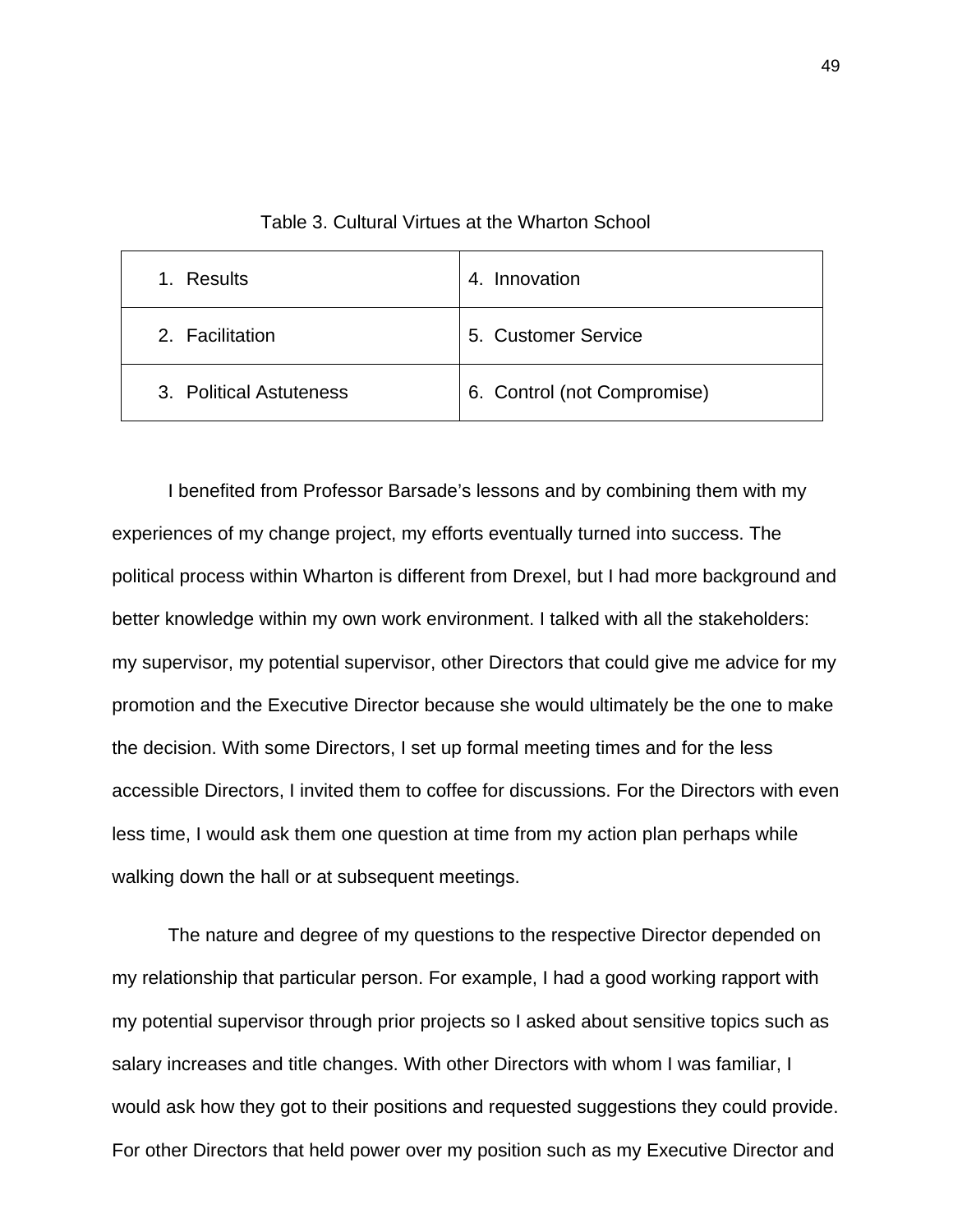Table 3. Cultural Virtues at the Wharton School

| | |
|---|---|
| 1. Results | 4. Innovation |
| 2. Facilitation | 5. Customer Service |
| 3. Political Astuteness | 6. Control (not Compromise) |

I benefited from Professor Barsade's lessons and by combining them with my experiences of my change project, my efforts eventually turned into success. The political process within Wharton is different from Drexel, but I had more background and better knowledge within my own work environment. I talked with all the stakeholders: my supervisor, my potential supervisor, other Directors that could give me advice for my promotion and the Executive Director because she would ultimately be the one to make the decision. With some Directors, I set up formal meeting times and for the less accessible Directors, I invited them to coffee for discussions. For the Directors with even less time, I would ask them one question at time from my action plan perhaps while walking down the hall or at subsequent meetings.

The nature and degree of my questions to the respective Director depended on my relationship that particular person. For example, I had a good working rapport with my potential supervisor through prior projects so I asked about sensitive topics such as salary increases and title changes. With other Directors with whom I was familiar, I would ask how they got to their positions and requested suggestions they could provide. For other Directors that held power over my position such as my Executive Director and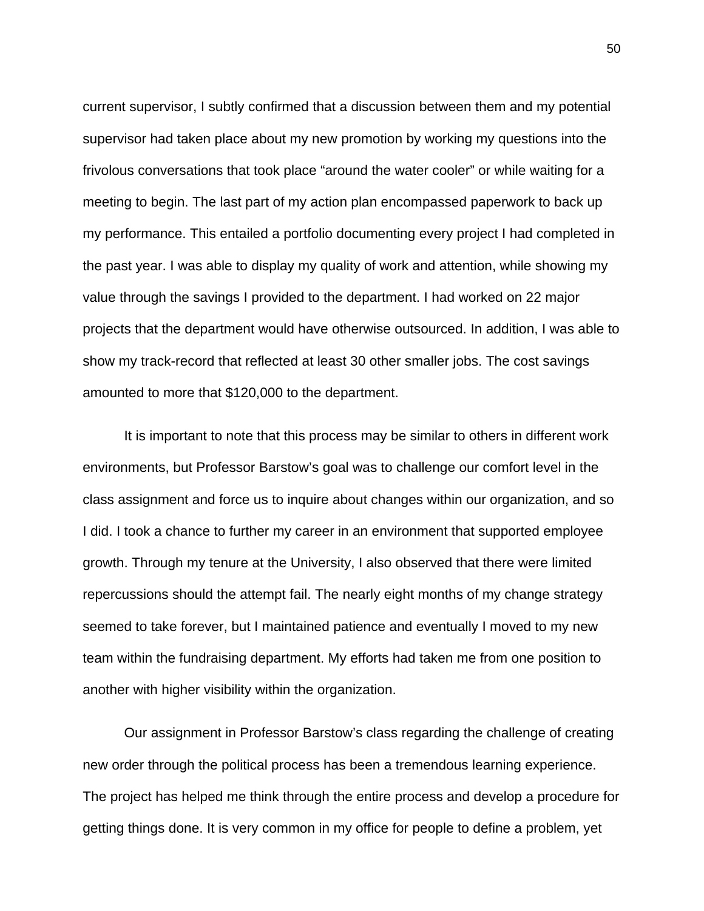current supervisor, I subtly confirmed that a discussion between them and my potential supervisor had taken place about my new promotion by working my questions into the frivolous conversations that took place "around the water cooler" or while waiting for a meeting to begin. The last part of my action plan encompassed paperwork to back up my performance. This entailed a portfolio documenting every project I had completed in the past year. I was able to display my quality of work and attention, while showing my value through the savings I provided to the department. I had worked on 22 major projects that the department would have otherwise outsourced. In addition, I was able to show my track-record that reflected at least 30 other smaller jobs. The cost savings amounted to more that $120,000 to the department.

It is important to note that this process may be similar to others in different work environments, but Professor Barstow's goal was to challenge our comfort level in the class assignment and force us to inquire about changes within our organization, and so I did. I took a chance to further my career in an environment that supported employee growth. Through my tenure at the University, I also observed that there were limited repercussions should the attempt fail. The nearly eight months of my change strategy seemed to take forever, but I maintained patience and eventually I moved to my new team within the fundraising department. My efforts had taken me from one position to another with higher visibility within the organization.

Our assignment in Professor Barstow's class regarding the challenge of creating new order through the political process has been a tremendous learning experience. The project has helped me think through the entire process and develop a procedure for getting things done. It is very common in my office for people to define a problem, yet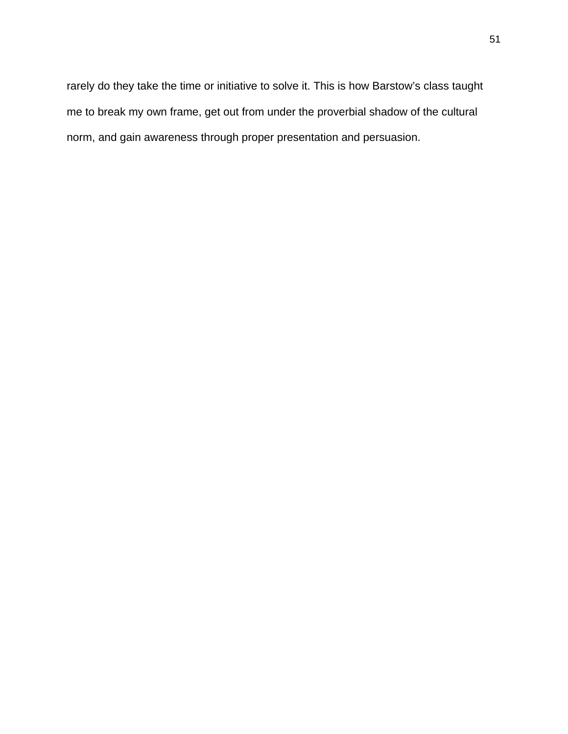rarely do they take the time or initiative to solve it. This is how Barstow's class taught me to break my own frame, get out from under the proverbial shadow of the cultural norm, and gain awareness through proper presentation and persuasion.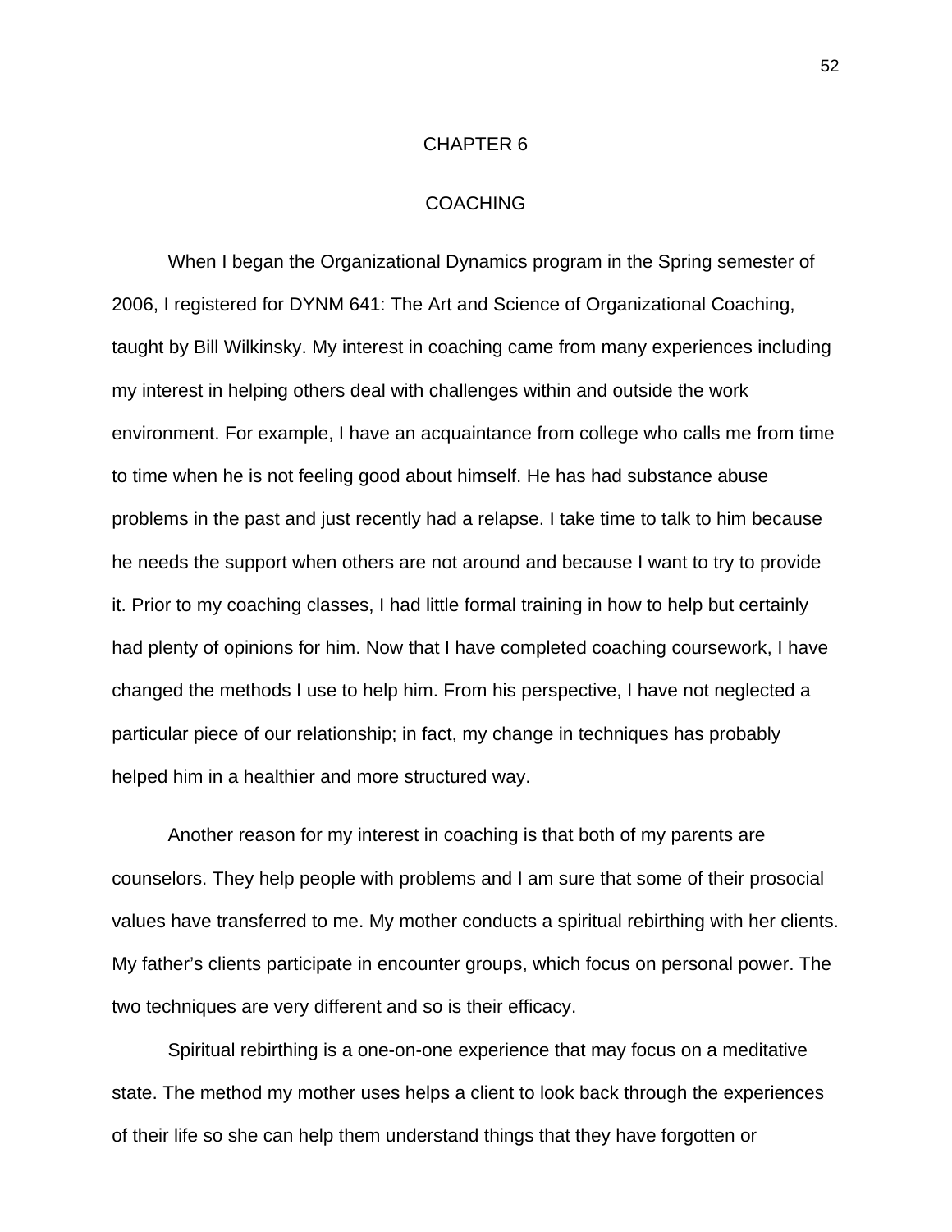# CHAPTER 6

## COACHING

When I began the Organizational Dynamics program in the Spring semester of 2006, I registered for DYNM 641: The Art and Science of Organizational Coaching, taught by Bill Wilkinsky. My interest in coaching came from many experiences including my interest in helping others deal with challenges within and outside the work environment. For example, I have an acquaintance from college who calls me from time to time when he is not feeling good about himself. He has had substance abuse problems in the past and just recently had a relapse. I take time to talk to him because he needs the support when others are not around and because I want to try to provide it. Prior to my coaching classes, I had little formal training in how to help but certainly had plenty of opinions for him. Now that I have completed coaching coursework, I have changed the methods I use to help him. From his perspective, I have not neglected a particular piece of our relationship; in fact, my change in techniques has probably helped him in a healthier and more structured way.

Another reason for my interest in coaching is that both of my parents are counselors. They help people with problems and I am sure that some of their prosocial values have transferred to me. My mother conducts a spiritual rebirthing with her clients. My father's clients participate in encounter groups, which focus on personal power. The two techniques are very different and so is their efficacy.

Spiritual rebirthing is a one-on-one experience that may focus on a meditative state. The method my mother uses helps a client to look back through the experiences of their life so she can help them understand things that they have forgotten or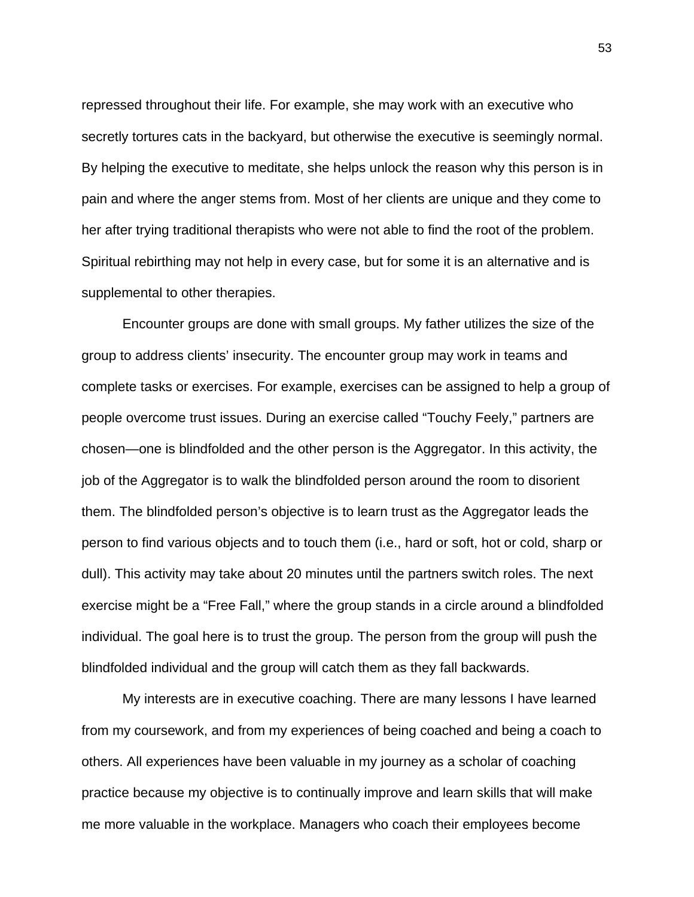repressed throughout their life. For example, she may work with an executive who secretly tortures cats in the backyard, but otherwise the executive is seemingly normal. By helping the executive to meditate, she helps unlock the reason why this person is in pain and where the anger stems from. Most of her clients are unique and they come to her after trying traditional therapists who were not able to find the root of the problem. Spiritual rebirthing may not help in every case, but for some it is an alternative and is supplemental to other therapies.

Encounter groups are done with small groups. My father utilizes the size of the group to address clients' insecurity. The encounter group may work in teams and complete tasks or exercises. For example, exercises can be assigned to help a group of people overcome trust issues. During an exercise called "Touchy Feely," partners are chosen—one is blindfolded and the other person is the Aggregator. In this activity, the job of the Aggregator is to walk the blindfolded person around the room to disorient them. The blindfolded person's objective is to learn trust as the Aggregator leads the person to find various objects and to touch them (i.e., hard or soft, hot or cold, sharp or dull). This activity may take about 20 minutes until the partners switch roles. The next exercise might be a "Free Fall," where the group stands in a circle around a blindfolded individual. The goal here is to trust the group. The person from the group will push the blindfolded individual and the group will catch them as they fall backwards.

My interests are in executive coaching. There are many lessons I have learned from my coursework, and from my experiences of being coached and being a coach to others. All experiences have been valuable in my journey as a scholar of coaching practice because my objective is to continually improve and learn skills that will make me more valuable in the workplace. Managers who coach their employees become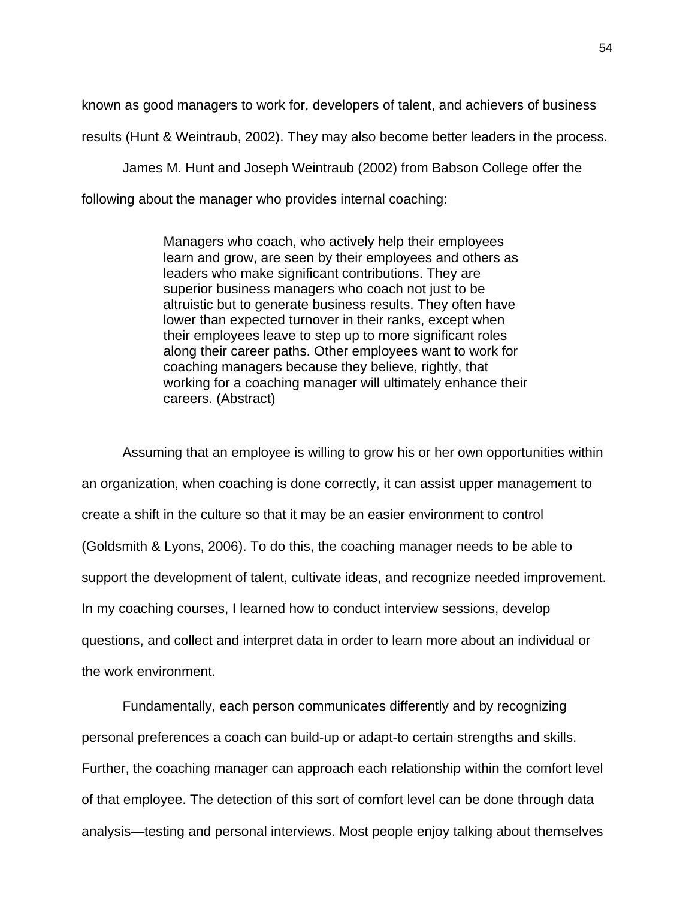known as good managers to work for, developers of talent, and achievers of business results (Hunt & Weintraub, 2002). They may also become better leaders in the process.

James M. Hunt and Joseph Weintraub (2002) from Babson College offer the following about the manager who provides internal coaching:

> Managers who coach, who actively help their employees learn and grow, are seen by their employees and others as leaders who make significant contributions. They are superior business managers who coach not just to be altruistic but to generate business results. They often have lower than expected turnover in their ranks, except when their employees leave to step up to more significant roles along their career paths. Other employees want to work for coaching managers because they believe, rightly, that working for a coaching manager will ultimately enhance their careers. (Abstract)

Assuming that an employee is willing to grow his or her own opportunities within an organization, when coaching is done correctly, it can assist upper management to create a shift in the culture so that it may be an easier environment to control (Goldsmith & Lyons, 2006). To do this, the coaching manager needs to be able to support the development of talent, cultivate ideas, and recognize needed improvement. In my coaching courses, I learned how to conduct interview sessions, develop questions, and collect and interpret data in order to learn more about an individual or the work environment.

Fundamentally, each person communicates differently and by recognizing personal preferences a coach can build-up or adapt-to certain strengths and skills. Further, the coaching manager can approach each relationship within the comfort level of that employee. The detection of this sort of comfort level can be done through data analysis—testing and personal interviews. Most people enjoy talking about themselves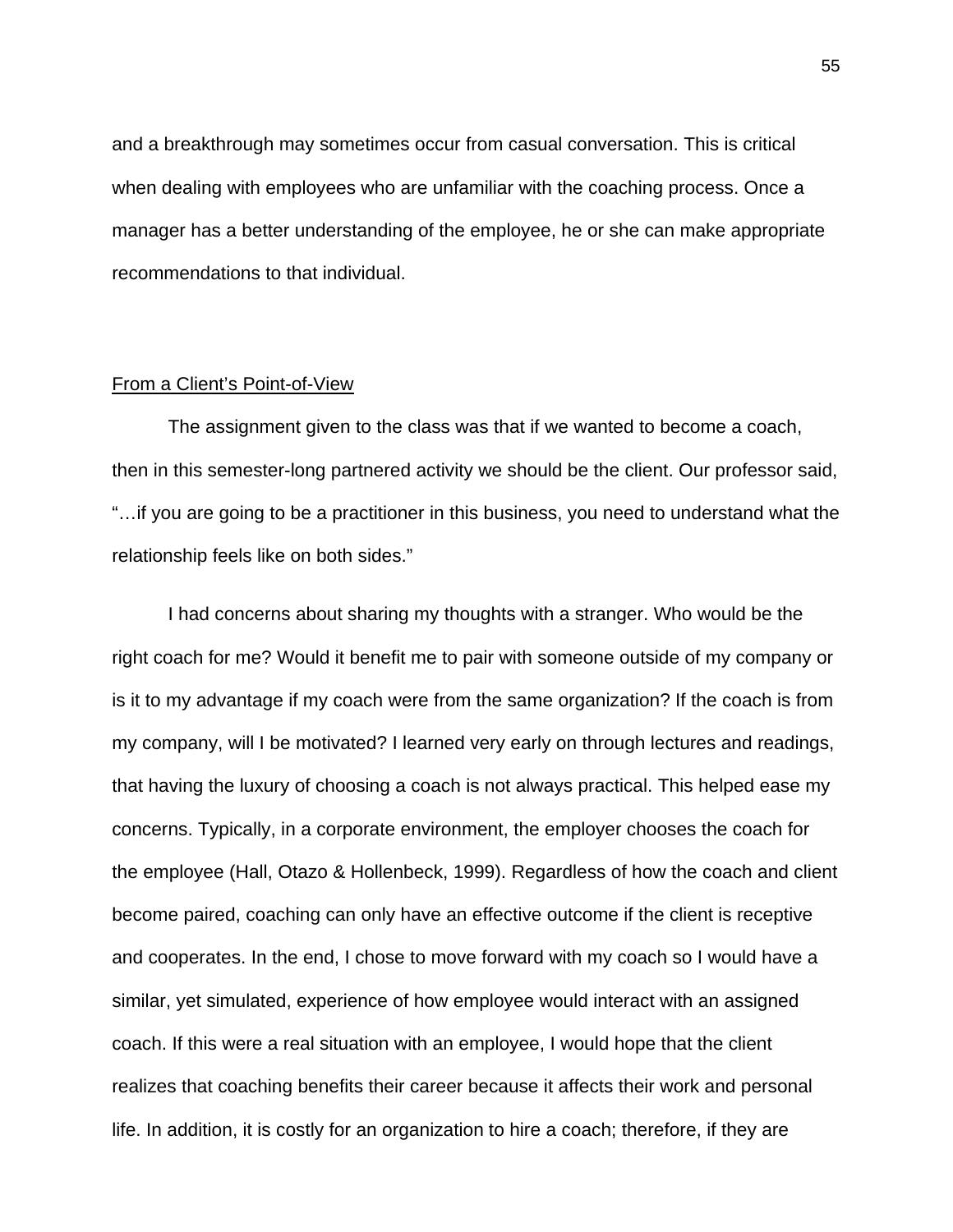and a breakthrough may sometimes occur from casual conversation. This is critical when dealing with employees who are unfamiliar with the coaching process. Once a manager has a better understanding of the employee, he or she can make appropriate recommendations to that individual.

## From a Client's Point-of-View

The assignment given to the class was that if we wanted to become a coach, then in this semester-long partnered activity we should be the client. Our professor said, "…if you are going to be a practitioner in this business, you need to understand what the relationship feels like on both sides."

I had concerns about sharing my thoughts with a stranger. Who would be the right coach for me? Would it benefit me to pair with someone outside of my company or is it to my advantage if my coach were from the same organization? If the coach is from my company, will I be motivated? I learned very early on through lectures and readings, that having the luxury of choosing a coach is not always practical. This helped ease my concerns. Typically, in a corporate environment, the employer chooses the coach for the employee (Hall, Otazo & Hollenbeck, 1999). Regardless of how the coach and client become paired, coaching can only have an effective outcome if the client is receptive and cooperates. In the end, I chose to move forward with my coach so I would have a similar, yet simulated, experience of how employee would interact with an assigned coach. If this were a real situation with an employee, I would hope that the client realizes that coaching benefits their career because it affects their work and personal life. In addition, it is costly for an organization to hire a coach; therefore, if they are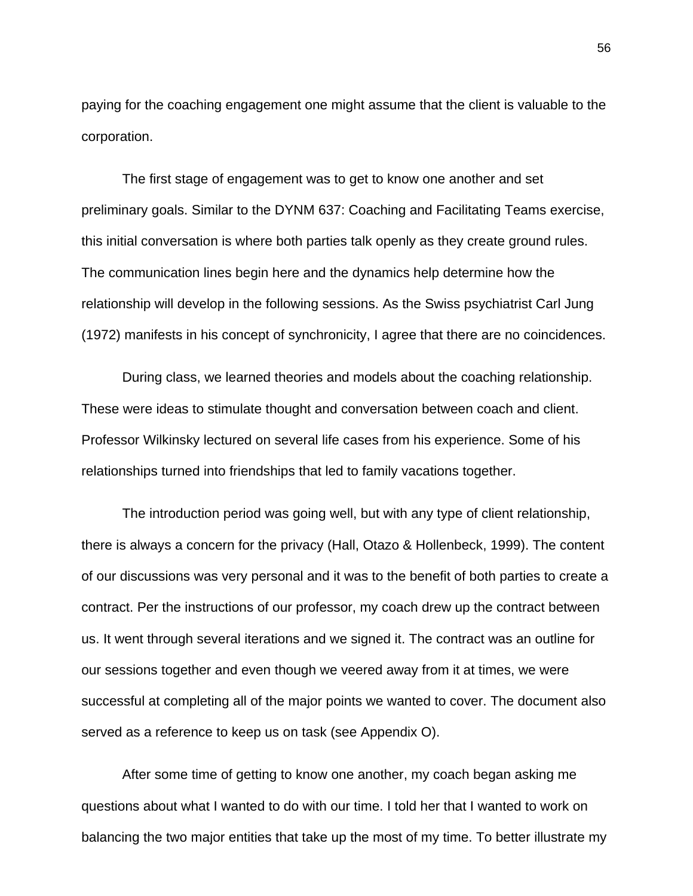paying for the coaching engagement one might assume that the client is valuable to the corporation.

The first stage of engagement was to get to know one another and set preliminary goals. Similar to the DYNM 637: Coaching and Facilitating Teams exercise, this initial conversation is where both parties talk openly as they create ground rules. The communication lines begin here and the dynamics help determine how the relationship will develop in the following sessions. As the Swiss psychiatrist Carl Jung (1972) manifests in his concept of synchronicity, I agree that there are no coincidences.

During class, we learned theories and models about the coaching relationship. These were ideas to stimulate thought and conversation between coach and client. Professor Wilkinsky lectured on several life cases from his experience. Some of his relationships turned into friendships that led to family vacations together.

The introduction period was going well, but with any type of client relationship, there is always a concern for the privacy (Hall, Otazo & Hollenbeck, 1999). The content of our discussions was very personal and it was to the benefit of both parties to create a contract. Per the instructions of our professor, my coach drew up the contract between us. It went through several iterations and we signed it. The contract was an outline for our sessions together and even though we veered away from it at times, we were successful at completing all of the major points we wanted to cover. The document also served as a reference to keep us on task (see Appendix O).

After some time of getting to know one another, my coach began asking me questions about what I wanted to do with our time. I told her that I wanted to work on balancing the two major entities that take up the most of my time. To better illustrate my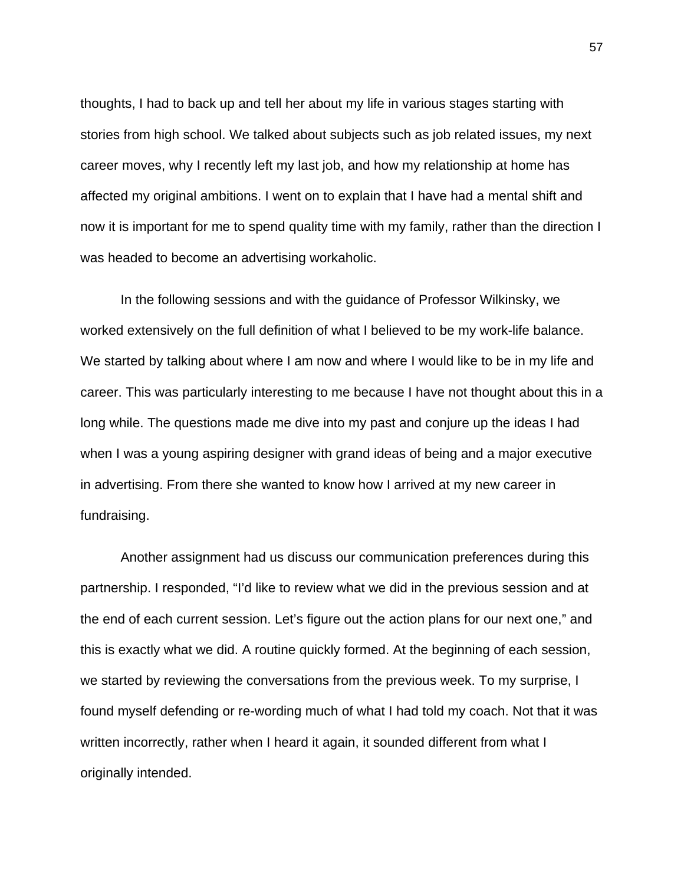thoughts, I had to back up and tell her about my life in various stages starting with stories from high school. We talked about subjects such as job related issues, my next career moves, why I recently left my last job, and how my relationship at home has affected my original ambitions. I went on to explain that I have had a mental shift and now it is important for me to spend quality time with my family, rather than the direction I was headed to become an advertising workaholic.

In the following sessions and with the guidance of Professor Wilkinsky, we worked extensively on the full definition of what I believed to be my work-life balance. We started by talking about where I am now and where I would like to be in my life and career. This was particularly interesting to me because I have not thought about this in a long while. The questions made me dive into my past and conjure up the ideas I had when I was a young aspiring designer with grand ideas of being and a major executive in advertising. From there she wanted to know how I arrived at my new career in fundraising.

Another assignment had us discuss our communication preferences during this partnership. I responded, "I'd like to review what we did in the previous session and at the end of each current session. Let's figure out the action plans for our next one," and this is exactly what we did. A routine quickly formed. At the beginning of each session, we started by reviewing the conversations from the previous week. To my surprise, I found myself defending or re-wording much of what I had told my coach. Not that it was written incorrectly, rather when I heard it again, it sounded different from what I originally intended.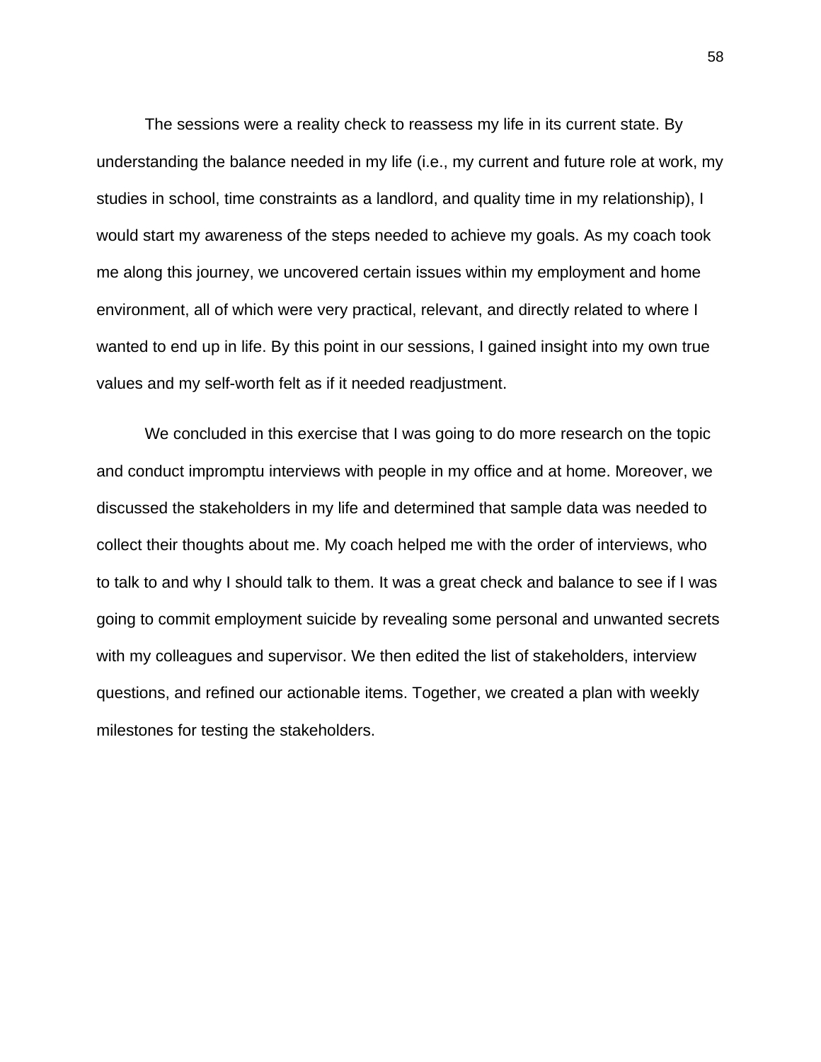The sessions were a reality check to reassess my life in its current state. By understanding the balance needed in my life (i.e., my current and future role at work, my studies in school, time constraints as a landlord, and quality time in my relationship), I would start my awareness of the steps needed to achieve my goals. As my coach took me along this journey, we uncovered certain issues within my employment and home environment, all of which were very practical, relevant, and directly related to where I wanted to end up in life. By this point in our sessions, I gained insight into my own true values and my self-worth felt as if it needed readjustment.

We concluded in this exercise that I was going to do more research on the topic and conduct impromptu interviews with people in my office and at home. Moreover, we discussed the stakeholders in my life and determined that sample data was needed to collect their thoughts about me. My coach helped me with the order of interviews, who to talk to and why I should talk to them. It was a great check and balance to see if I was going to commit employment suicide by revealing some personal and unwanted secrets with my colleagues and supervisor. We then edited the list of stakeholders, interview questions, and refined our actionable items. Together, we created a plan with weekly milestones for testing the stakeholders.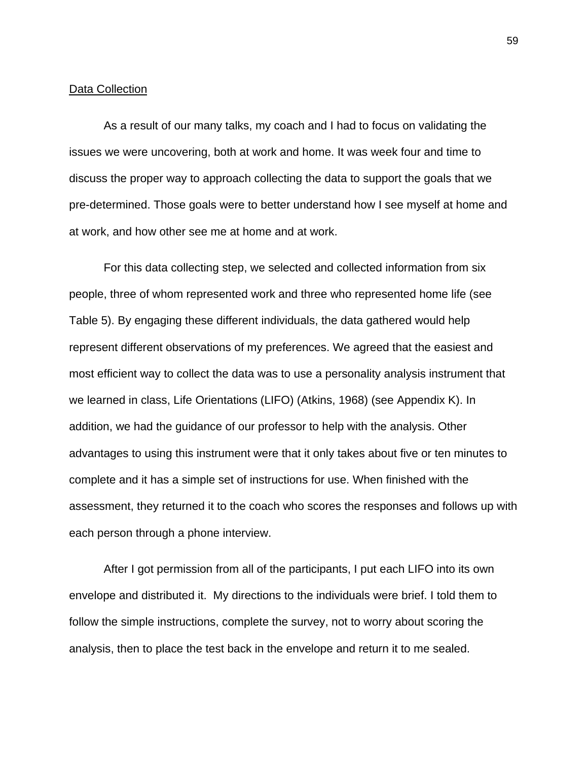Data Collection

As a result of our many talks, my coach and I had to focus on validating the issues we were uncovering, both at work and home. It was week four and time to discuss the proper way to approach collecting the data to support the goals that we pre-determined. Those goals were to better understand how I see myself at home and at work, and how other see me at home and at work.

For this data collecting step, we selected and collected information from six people, three of whom represented work and three who represented home life (see Table 5). By engaging these different individuals, the data gathered would help represent different observations of my preferences. We agreed that the easiest and most efficient way to collect the data was to use a personality analysis instrument that we learned in class, Life Orientations (LIFO) (Atkins, 1968) (see Appendix K). In addition, we had the guidance of our professor to help with the analysis. Other advantages to using this instrument were that it only takes about five or ten minutes to complete and it has a simple set of instructions for use. When finished with the assessment, they returned it to the coach who scores the responses and follows up with each person through a phone interview.

After I got permission from all of the participants, I put each LIFO into its own envelope and distributed it. My directions to the individuals were brief. I told them to follow the simple instructions, complete the survey, not to worry about scoring the analysis, then to place the test back in the envelope and return it to me sealed.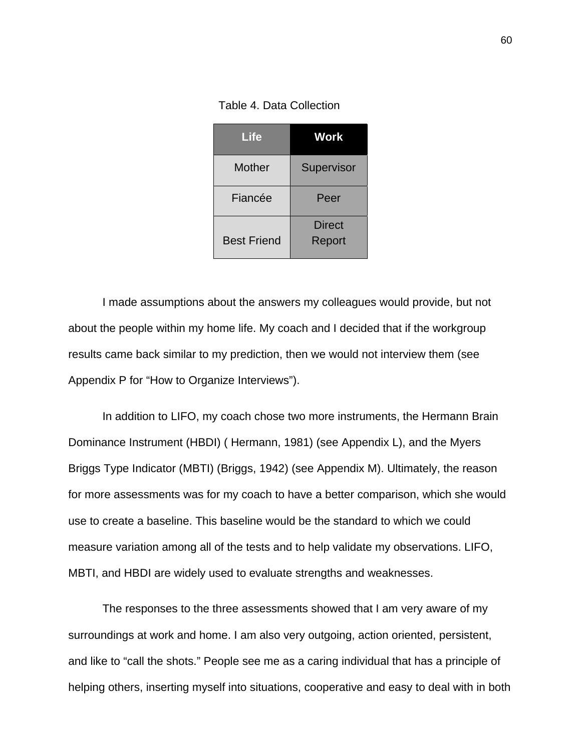Table 4. Data Collection

| Life | Work |
| --- | --- |
| Mother | Supervisor |
| Fiancée | Peer |
| Best Friend | Direct Report |

I made assumptions about the answers my colleagues would provide, but not about the people within my home life. My coach and I decided that if the workgroup results came back similar to my prediction, then we would not interview them (see Appendix P for “How to Organize Interviews”).

In addition to LIFO, my coach chose two more instruments, the Hermann Brain Dominance Instrument (HBDI) ( Hermann, 1981) (see Appendix L), and the Myers Briggs Type Indicator (MBTI) (Briggs, 1942) (see Appendix M). Ultimately, the reason for more assessments was for my coach to have a better comparison, which she would use to create a baseline. This baseline would be the standard to which we could measure variation among all of the tests and to help validate my observations. LIFO, MBTI, and HBDI are widely used to evaluate strengths and weaknesses.

The responses to the three assessments showed that I am very aware of my surroundings at work and home. I am also very outgoing, action oriented, persistent, and like to “call the shots.” People see me as a caring individual that has a principle of helping others, inserting myself into situations, cooperative and easy to deal with in both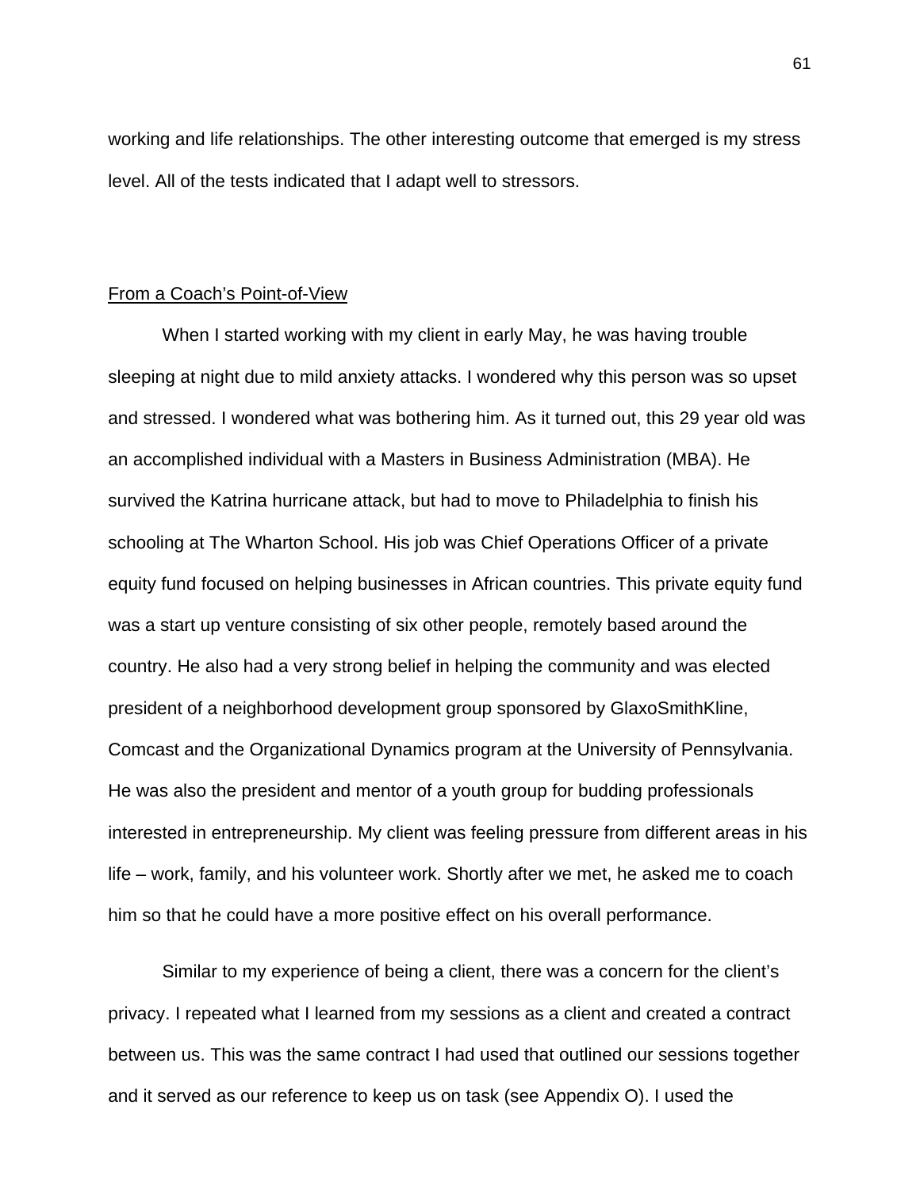working and life relationships. The other interesting outcome that emerged is my stress level. All of the tests indicated that I adapt well to stressors.

## From a Coach's Point-of-View

When I started working with my client in early May, he was having trouble sleeping at night due to mild anxiety attacks. I wondered why this person was so upset and stressed. I wondered what was bothering him. As it turned out, this 29 year old was an accomplished individual with a Masters in Business Administration (MBA). He survived the Katrina hurricane attack, but had to move to Philadelphia to finish his schooling at The Wharton School. His job was Chief Operations Officer of a private equity fund focused on helping businesses in African countries. This private equity fund was a start up venture consisting of six other people, remotely based around the country. He also had a very strong belief in helping the community and was elected president of a neighborhood development group sponsored by GlaxoSmithKline, Comcast and the Organizational Dynamics program at the University of Pennsylvania. He was also the president and mentor of a youth group for budding professionals interested in entrepreneurship. My client was feeling pressure from different areas in his life – work, family, and his volunteer work. Shortly after we met, he asked me to coach him so that he could have a more positive effect on his overall performance.

Similar to my experience of being a client, there was a concern for the client's privacy. I repeated what I learned from my sessions as a client and created a contract between us. This was the same contract I had used that outlined our sessions together and it served as our reference to keep us on task (see Appendix O). I used the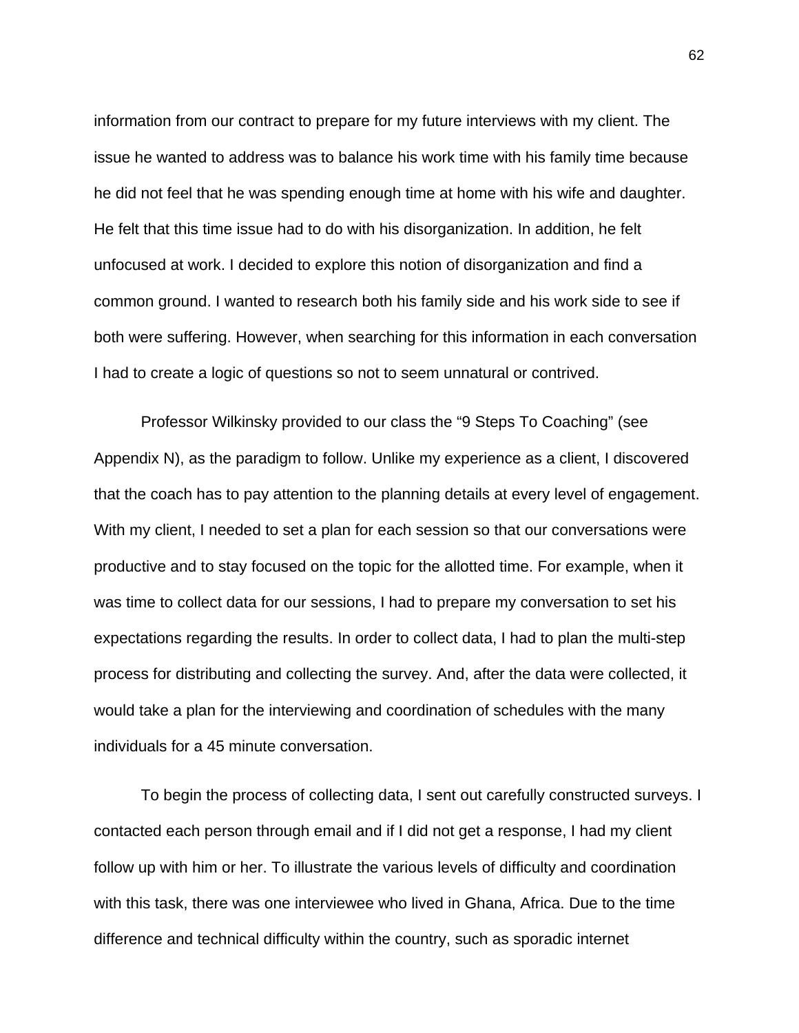information from our contract to prepare for my future interviews with my client. The issue he wanted to address was to balance his work time with his family time because he did not feel that he was spending enough time at home with his wife and daughter. He felt that this time issue had to do with his disorganization. In addition, he felt unfocused at work. I decided to explore this notion of disorganization and find a common ground. I wanted to research both his family side and his work side to see if both were suffering. However, when searching for this information in each conversation I had to create a logic of questions so not to seem unnatural or contrived.

Professor Wilkinsky provided to our class the "9 Steps To Coaching" (see Appendix N), as the paradigm to follow. Unlike my experience as a client, I discovered that the coach has to pay attention to the planning details at every level of engagement. With my client, I needed to set a plan for each session so that our conversations were productive and to stay focused on the topic for the allotted time. For example, when it was time to collect data for our sessions, I had to prepare my conversation to set his expectations regarding the results. In order to collect data, I had to plan the multi-step process for distributing and collecting the survey. And, after the data were collected, it would take a plan for the interviewing and coordination of schedules with the many individuals for a 45 minute conversation.

To begin the process of collecting data, I sent out carefully constructed surveys. I contacted each person through email and if I did not get a response, I had my client follow up with him or her. To illustrate the various levels of difficulty and coordination with this task, there was one interviewee who lived in Ghana, Africa. Due to the time difference and technical difficulty within the country, such as sporadic internet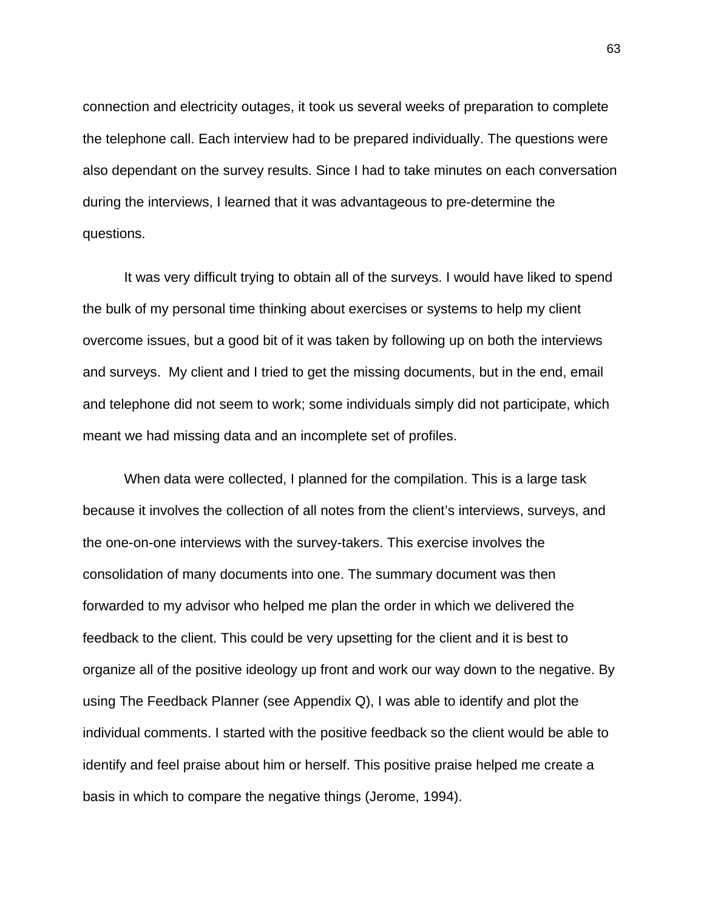connection and electricity outages, it took us several weeks of preparation to complete the telephone call. Each interview had to be prepared individually. The questions were also dependant on the survey results. Since I had to take minutes on each conversation during the interviews, I learned that it was advantageous to pre-determine the questions.

It was very difficult trying to obtain all of the surveys. I would have liked to spend the bulk of my personal time thinking about exercises or systems to help my client overcome issues, but a good bit of it was taken by following up on both the interviews and surveys. My client and I tried to get the missing documents, but in the end, email and telephone did not seem to work; some individuals simply did not participate, which meant we had missing data and an incomplete set of profiles.

When data were collected, I planned for the compilation. This is a large task because it involves the collection of all notes from the client's interviews, surveys, and the one-on-one interviews with the survey-takers. This exercise involves the consolidation of many documents into one. The summary document was then forwarded to my advisor who helped me plan the order in which we delivered the feedback to the client. This could be very upsetting for the client and it is best to organize all of the positive ideology up front and work our way down to the negative. By using The Feedback Planner (see Appendix Q), I was able to identify and plot the individual comments. I started with the positive feedback so the client would be able to identify and feel praise about him or herself. This positive praise helped me create a basis in which to compare the negative things (Jerome, 1994).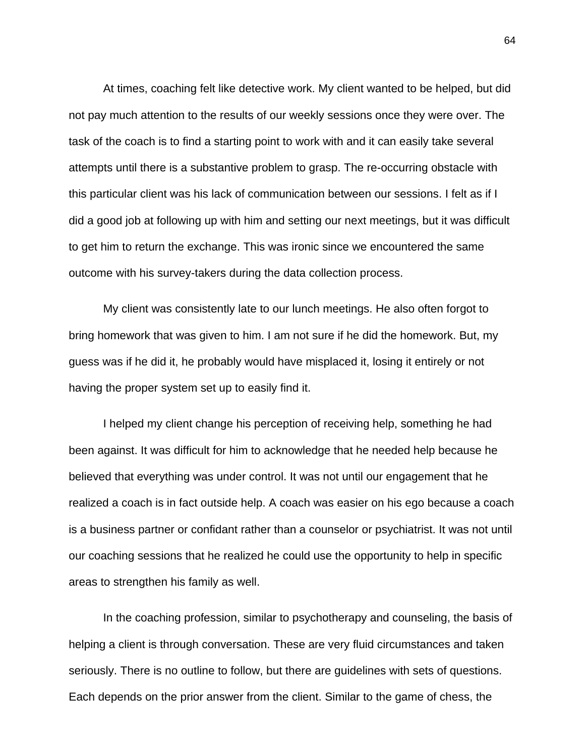At times, coaching felt like detective work. My client wanted to be helped, but did not pay much attention to the results of our weekly sessions once they were over. The task of the coach is to find a starting point to work with and it can easily take several attempts until there is a substantive problem to grasp. The re-occurring obstacle with this particular client was his lack of communication between our sessions. I felt as if I did a good job at following up with him and setting our next meetings, but it was difficult to get him to return the exchange. This was ironic since we encountered the same outcome with his survey-takers during the data collection process.

My client was consistently late to our lunch meetings. He also often forgot to bring homework that was given to him. I am not sure if he did the homework. But, my guess was if he did it, he probably would have misplaced it, losing it entirely or not having the proper system set up to easily find it.

I helped my client change his perception of receiving help, something he had been against. It was difficult for him to acknowledge that he needed help because he believed that everything was under control. It was not until our engagement that he realized a coach is in fact outside help. A coach was easier on his ego because a coach is a business partner or confidant rather than a counselor or psychiatrist. It was not until our coaching sessions that he realized he could use the opportunity to help in specific areas to strengthen his family as well.

In the coaching profession, similar to psychotherapy and counseling, the basis of helping a client is through conversation. These are very fluid circumstances and taken seriously. There is no outline to follow, but there are guidelines with sets of questions. Each depends on the prior answer from the client. Similar to the game of chess, the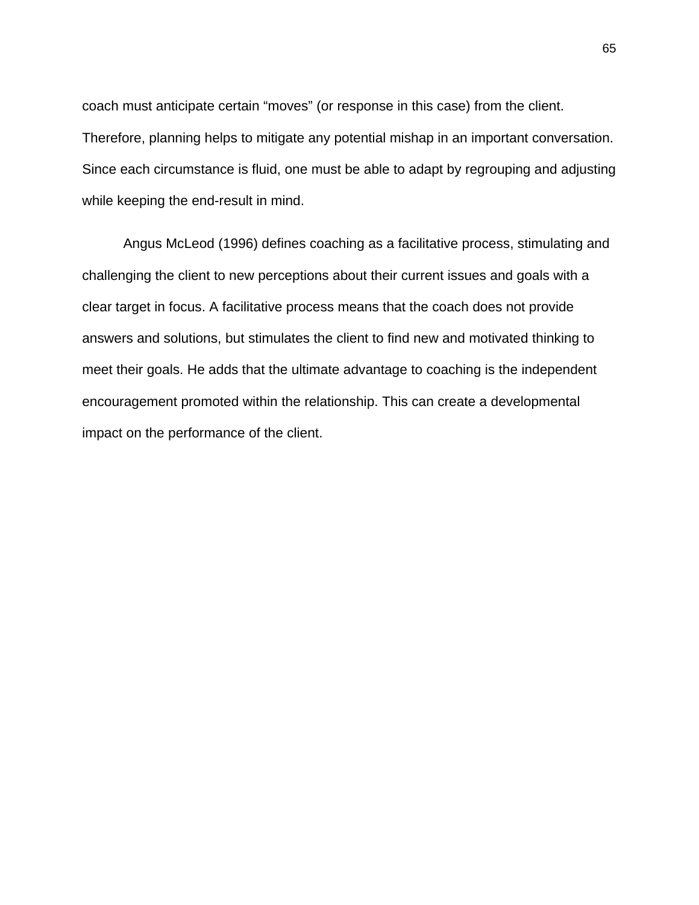coach must anticipate certain "moves" (or response in this case) from the client. Therefore, planning helps to mitigate any potential mishap in an important conversation. Since each circumstance is fluid, one must be able to adapt by regrouping and adjusting while keeping the end-result in mind.

Angus McLeod (1996) defines coaching as a facilitative process, stimulating and challenging the client to new perceptions about their current issues and goals with a clear target in focus. A facilitative process means that the coach does not provide answers and solutions, but stimulates the client to find new and motivated thinking to meet their goals. He adds that the ultimate advantage to coaching is the independent encouragement promoted within the relationship. This can create a developmental impact on the performance of the client.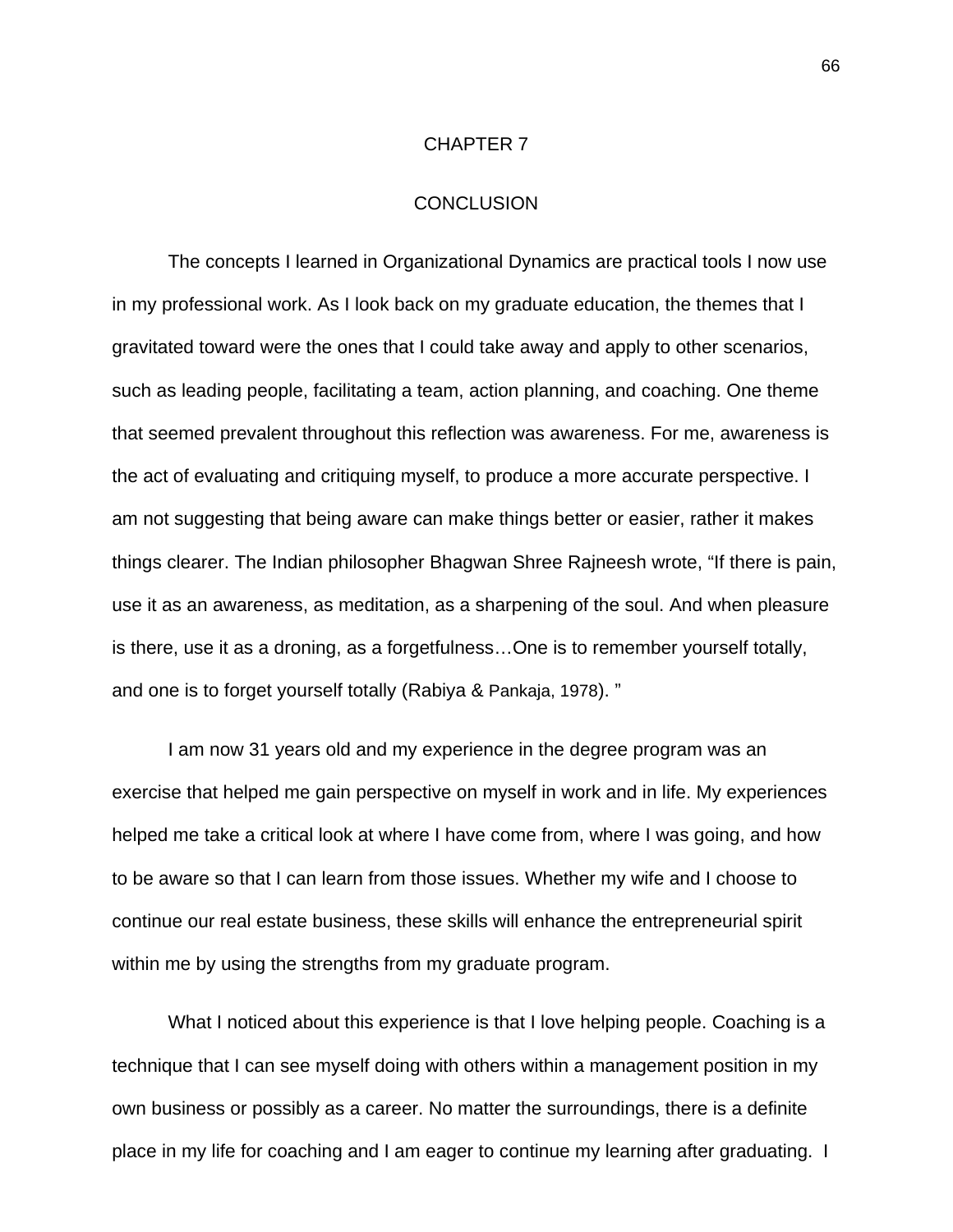# CHAPTER 7

# CONCLUSION

The concepts I learned in Organizational Dynamics are practical tools I now use in my professional work. As I look back on my graduate education, the themes that I gravitated toward were the ones that I could take away and apply to other scenarios, such as leading people, facilitating a team, action planning, and coaching. One theme that seemed prevalent throughout this reflection was awareness. For me, awareness is the act of evaluating and critiquing myself, to produce a more accurate perspective. I am not suggesting that being aware can make things better or easier, rather it makes things clearer. The Indian philosopher Bhagwan Shree Rajneesh wrote, "If there is pain, use it as an awareness, as meditation, as a sharpening of the soul. And when pleasure is there, use it as a droning, as a forgetfulness…One is to remember yourself totally, and one is to forget yourself totally (Rabiya & Pankaja, 1978). "

I am now 31 years old and my experience in the degree program was an exercise that helped me gain perspective on myself in work and in life. My experiences helped me take a critical look at where I have come from, where I was going, and how to be aware so that I can learn from those issues. Whether my wife and I choose to continue our real estate business, these skills will enhance the entrepreneurial spirit within me by using the strengths from my graduate program.

What I noticed about this experience is that I love helping people. Coaching is a technique that I can see myself doing with others within a management position in my own business or possibly as a career. No matter the surroundings, there is a definite place in my life for coaching and I am eager to continue my learning after graduating. I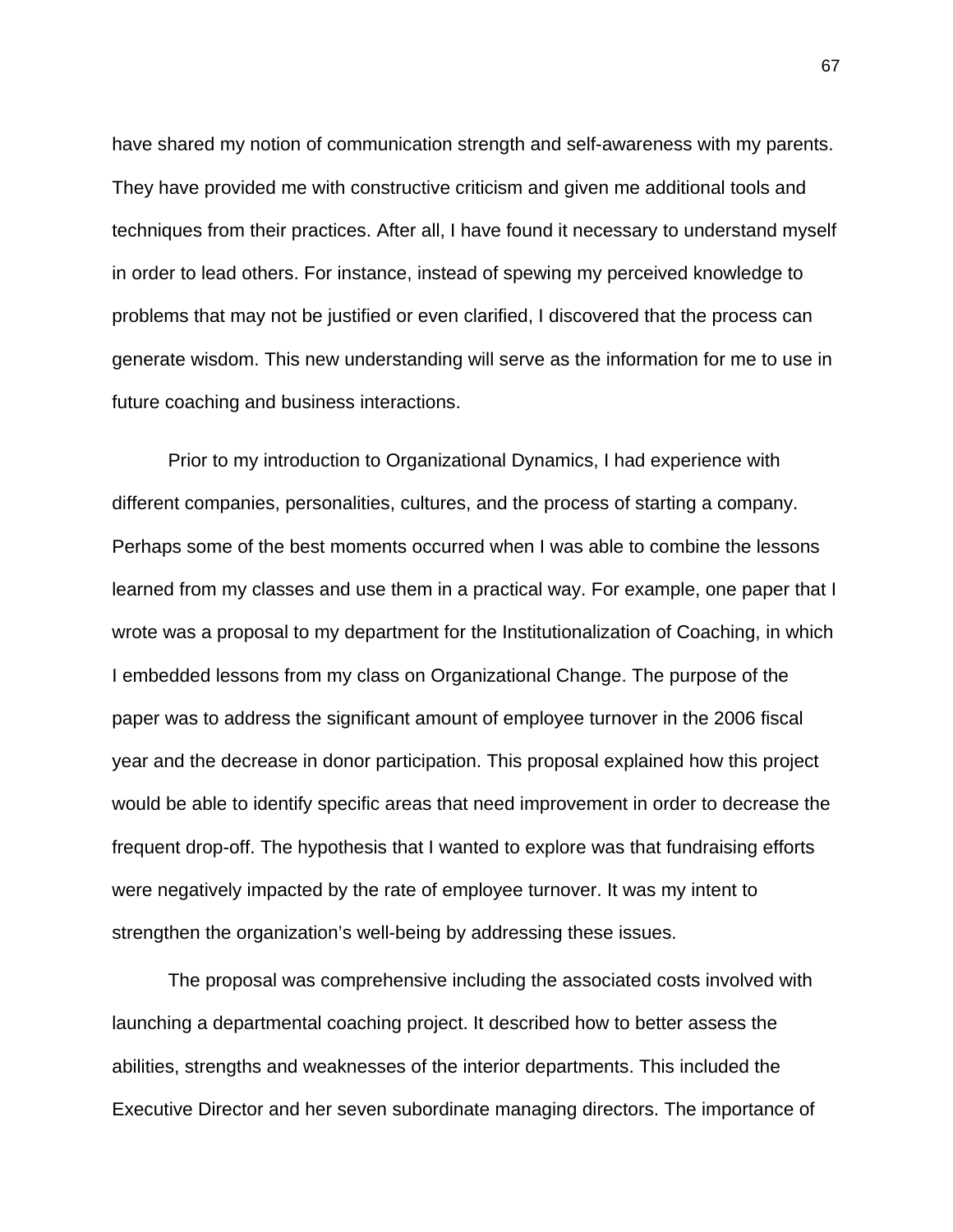have shared my notion of communication strength and self-awareness with my parents. They have provided me with constructive criticism and given me additional tools and techniques from their practices. After all, I have found it necessary to understand myself in order to lead others. For instance, instead of spewing my perceived knowledge to problems that may not be justified or even clarified, I discovered that the process can generate wisdom. This new understanding will serve as the information for me to use in future coaching and business interactions.

Prior to my introduction to Organizational Dynamics, I had experience with different companies, personalities, cultures, and the process of starting a company. Perhaps some of the best moments occurred when I was able to combine the lessons learned from my classes and use them in a practical way. For example, one paper that I wrote was a proposal to my department for the Institutionalization of Coaching, in which I embedded lessons from my class on Organizational Change. The purpose of the paper was to address the significant amount of employee turnover in the 2006 fiscal year and the decrease in donor participation. This proposal explained how this project would be able to identify specific areas that need improvement in order to decrease the frequent drop-off. The hypothesis that I wanted to explore was that fundraising efforts were negatively impacted by the rate of employee turnover. It was my intent to strengthen the organization's well-being by addressing these issues.

The proposal was comprehensive including the associated costs involved with launching a departmental coaching project. It described how to better assess the abilities, strengths and weaknesses of the interior departments. This included the Executive Director and her seven subordinate managing directors. The importance of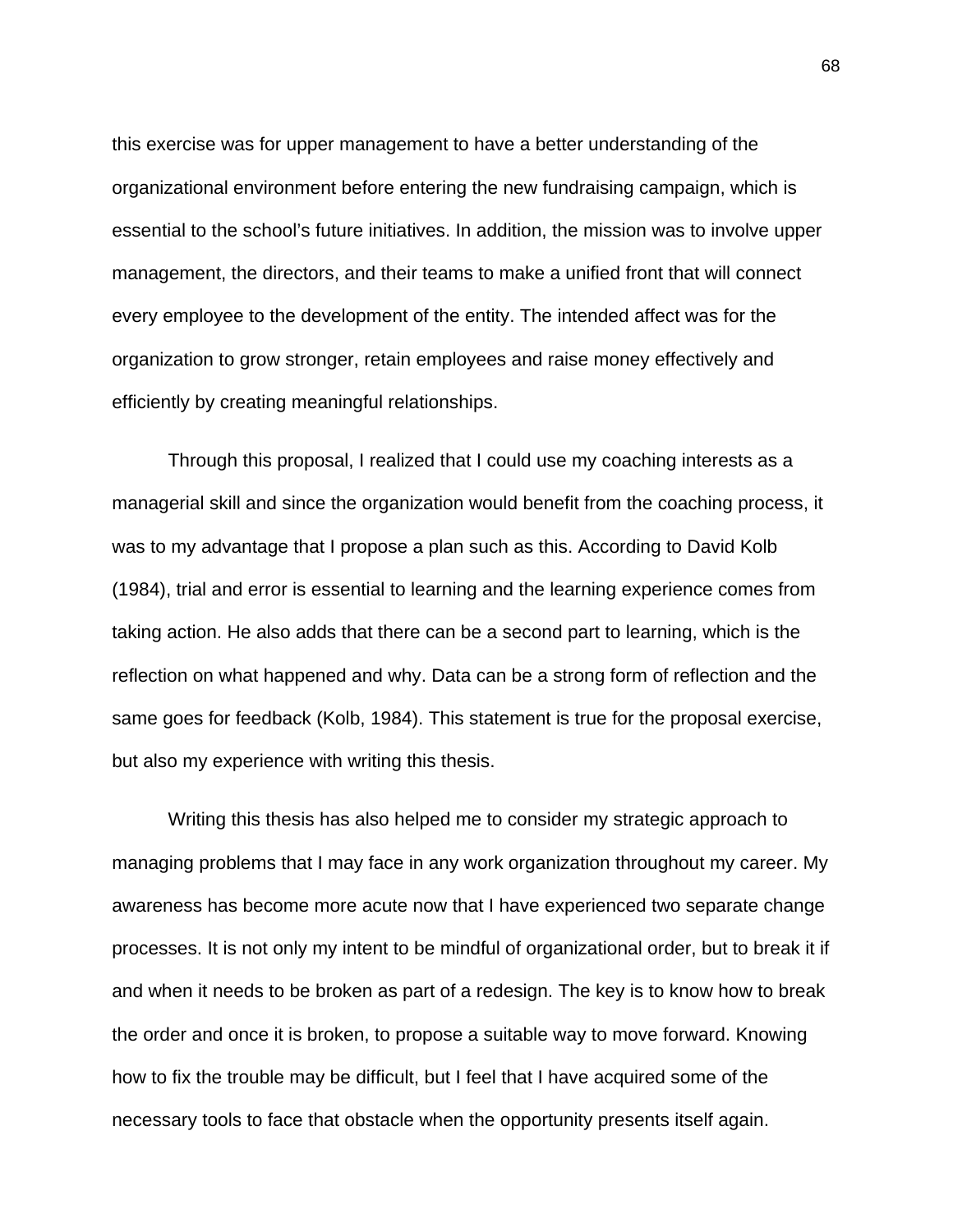this exercise was for upper management to have a better understanding of the organizational environment before entering the new fundraising campaign, which is essential to the school's future initiatives. In addition, the mission was to involve upper management, the directors, and their teams to make a unified front that will connect every employee to the development of the entity. The intended affect was for the organization to grow stronger, retain employees and raise money effectively and efficiently by creating meaningful relationships.

Through this proposal, I realized that I could use my coaching interests as a managerial skill and since the organization would benefit from the coaching process, it was to my advantage that I propose a plan such as this. According to David Kolb (1984), trial and error is essential to learning and the learning experience comes from taking action. He also adds that there can be a second part to learning, which is the reflection on what happened and why. Data can be a strong form of reflection and the same goes for feedback (Kolb, 1984). This statement is true for the proposal exercise, but also my experience with writing this thesis.

Writing this thesis has also helped me to consider my strategic approach to managing problems that I may face in any work organization throughout my career. My awareness has become more acute now that I have experienced two separate change processes. It is not only my intent to be mindful of organizational order, but to break it if and when it needs to be broken as part of a redesign. The key is to know how to break the order and once it is broken, to propose a suitable way to move forward. Knowing how to fix the trouble may be difficult, but I feel that I have acquired some of the necessary tools to face that obstacle when the opportunity presents itself again.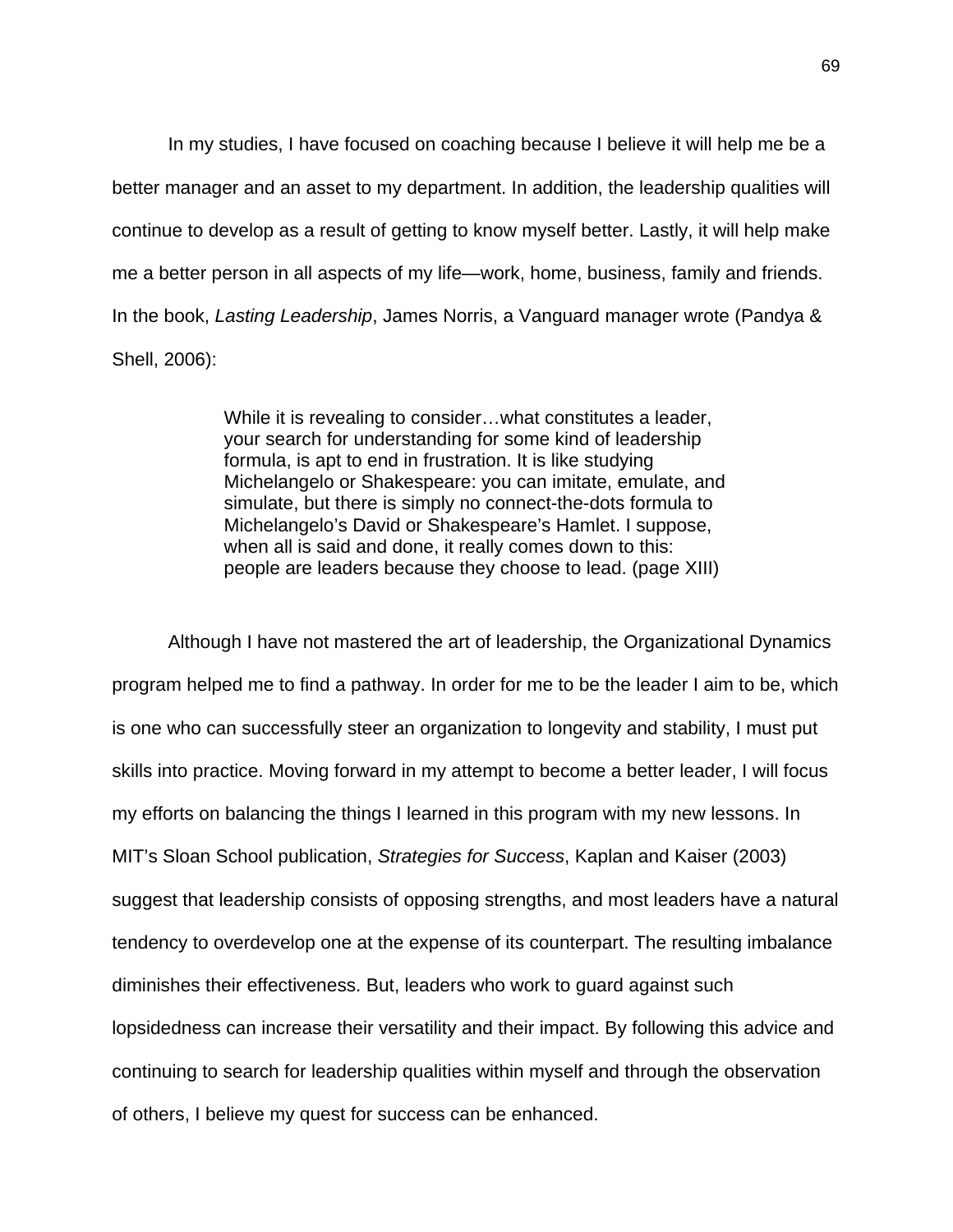In my studies, I have focused on coaching because I believe it will help me be a better manager and an asset to my department. In addition, the leadership qualities will continue to develop as a result of getting to know myself better. Lastly, it will help make me a better person in all aspects of my life—work, home, business, family and friends. In the book, *Lasting Leadership*, James Norris, a Vanguard manager wrote (Pandya & Shell, 2006):

> While it is revealing to consider…what constitutes a leader, your search for understanding for some kind of leadership formula, is apt to end in frustration. It is like studying Michelangelo or Shakespeare: you can imitate, emulate, and simulate, but there is simply no connect-the-dots formula to Michelangelo's David or Shakespeare's Hamlet. I suppose, when all is said and done, it really comes down to this: people are leaders because they choose to lead. (page XIII)

Although I have not mastered the art of leadership, the Organizational Dynamics program helped me to find a pathway. In order for me to be the leader I aim to be, which is one who can successfully steer an organization to longevity and stability, I must put skills into practice. Moving forward in my attempt to become a better leader, I will focus my efforts on balancing the things I learned in this program with my new lessons. In MIT's Sloan School publication, *Strategies for Success*, Kaplan and Kaiser (2003) suggest that leadership consists of opposing strengths, and most leaders have a natural tendency to overdevelop one at the expense of its counterpart. The resulting imbalance diminishes their effectiveness. But, leaders who work to guard against such lopsidedness can increase their versatility and their impact. By following this advice and continuing to search for leadership qualities within myself and through the observation of others, I believe my quest for success can be enhanced.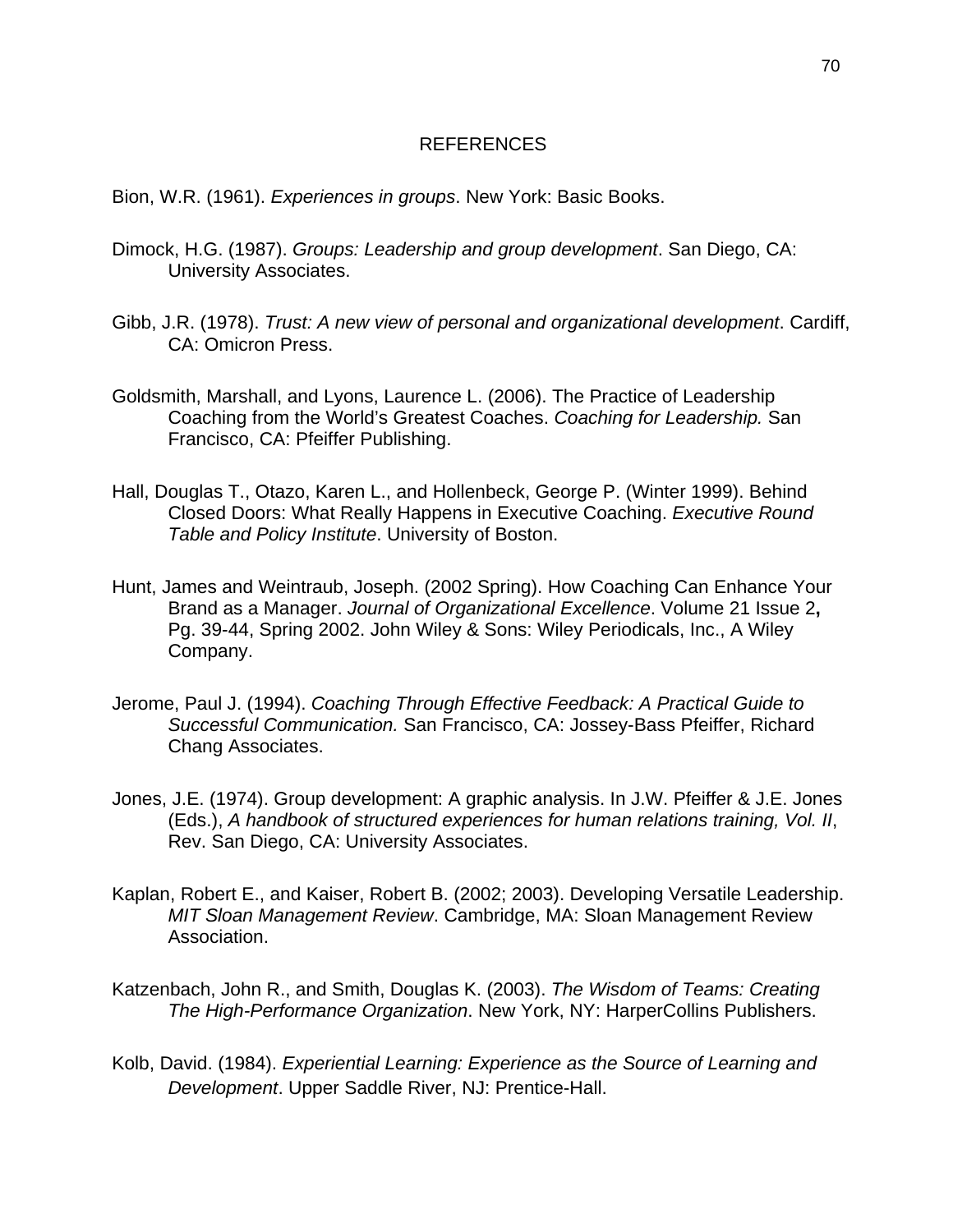# REFERENCES

Bion, W.R. (1961). *Experiences in groups*. New York: Basic Books.

Dimock, H.G. (1987). *Groups: Leadership and group development*. San Diego, CA: University Associates.

Gibb, J.R. (1978). *Trust: A new view of personal and organizational development*. Cardiff, CA: Omicron Press.

Goldsmith, Marshall, and Lyons, Laurence L. (2006). The Practice of Leadership Coaching from the World's Greatest Coaches. *Coaching for Leadership.* San Francisco, CA: Pfeiffer Publishing.

Hall, Douglas T., Otazo, Karen L., and Hollenbeck, George P. (Winter 1999). Behind Closed Doors: What Really Happens in Executive Coaching. *Executive Round Table and Policy Institute*. University of Boston.

Hunt, James and Weintraub, Joseph. (2002 Spring). How Coaching Can Enhance Your Brand as a Manager. *Journal of Organizational Excellence*. Volume 21 Issue 2**,** Pg. 39-44, Spring 2002. John Wiley & Sons: Wiley Periodicals, Inc., A Wiley Company.

Jerome, Paul J. (1994). *Coaching Through Effective Feedback: A Practical Guide to Successful Communication.* San Francisco, CA: Jossey-Bass Pfeiffer, Richard Chang Associates.

Jones, J.E. (1974). Group development: A graphic analysis. In J.W. Pfeiffer & J.E. Jones (Eds.), *A handbook of structured experiences for human relations training, Vol. II*, Rev. San Diego, CA: University Associates.

Kaplan, Robert E., and Kaiser, Robert B. (2002; 2003). Developing Versatile Leadership. *MIT Sloan Management Review*. Cambridge, MA: Sloan Management Review Association.

Katzenbach, John R., and Smith, Douglas K. (2003). *The Wisdom of Teams: Creating The High-Performance Organization*. New York, NY: HarperCollins Publishers.

Kolb, David. (1984). *Experiential Learning: Experience as the Source of Learning and Development*. Upper Saddle River, NJ: Prentice-Hall.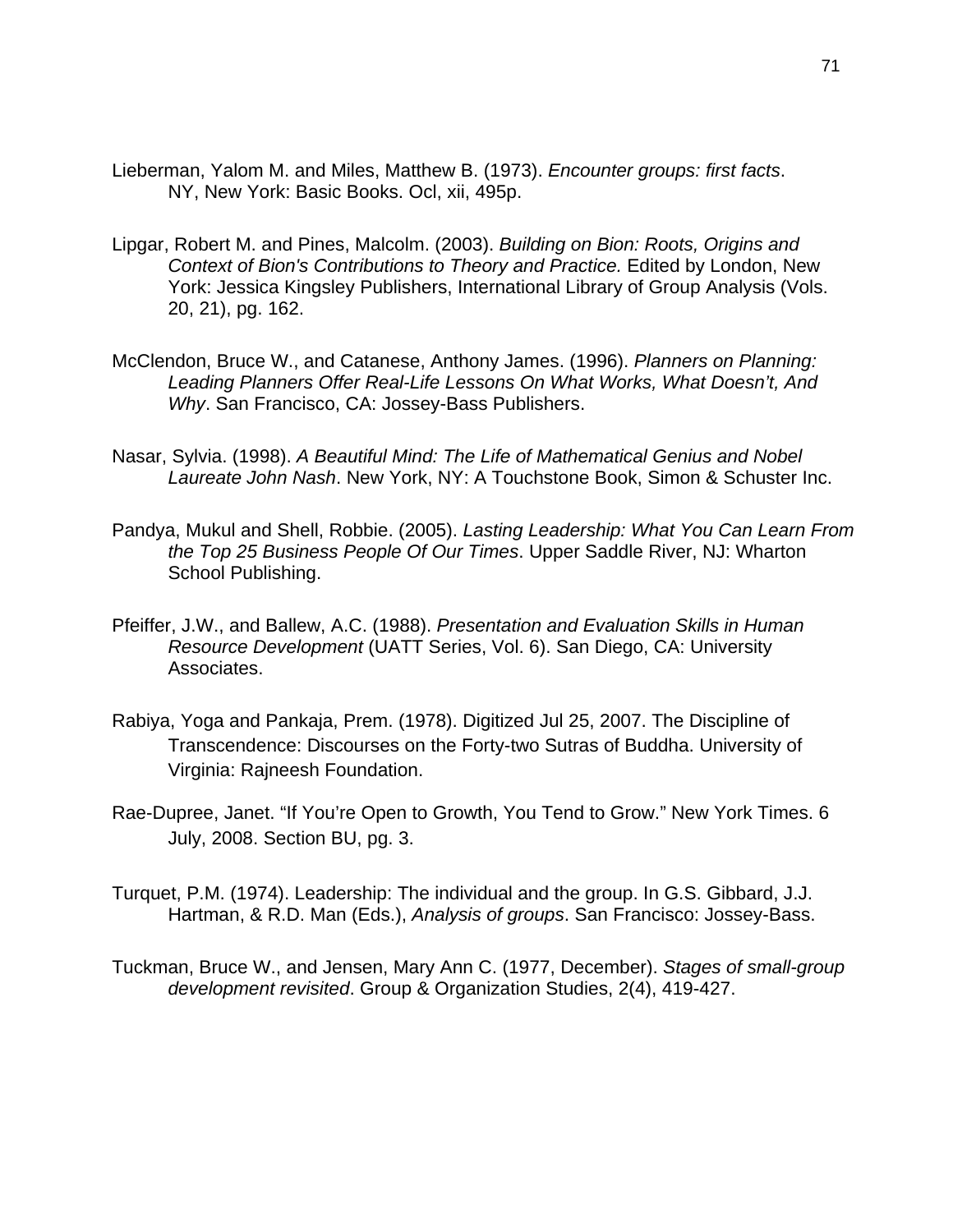Lieberman, Yalom M. and Miles, Matthew B. (1973). *Encounter groups: first facts*. NY, New York: Basic Books. Ocl, xii, 495p.

Lipgar, Robert M. and Pines, Malcolm. (2003). *Building on Bion: Roots, Origins and Context of Bion's Contributions to Theory and Practice.* Edited by London, New York: Jessica Kingsley Publishers, International Library of Group Analysis (Vols. 20, 21), pg. 162.

McClendon, Bruce W., and Catanese, Anthony James. (1996). *Planners on Planning: Leading Planners Offer Real-Life Lessons On What Works, What Doesn't, And Why*. San Francisco, CA: Jossey-Bass Publishers.

Nasar, Sylvia. (1998). *A Beautiful Mind: The Life of Mathematical Genius and Nobel Laureate John Nash*. New York, NY: A Touchstone Book, Simon & Schuster Inc.

Pandya, Mukul and Shell, Robbie. (2005). *Lasting Leadership: What You Can Learn From the Top 25 Business People Of Our Times*. Upper Saddle River, NJ: Wharton School Publishing.

Pfeiffer, J.W., and Ballew, A.C. (1988). *Presentation and Evaluation Skills in Human Resource Development* (UATT Series, Vol. 6). San Diego, CA: University Associates.

Rabiya, Yoga and Pankaja, Prem. (1978). Digitized Jul 25, 2007. The Discipline of Transcendence: Discourses on the Forty-two Sutras of Buddha. University of Virginia: Rajneesh Foundation.

Rae-Dupree, Janet. "If You're Open to Growth, You Tend to Grow." New York Times. 6 July, 2008. Section BU, pg. 3.

Turquet, P.M. (1974). Leadership: The individual and the group. In G.S. Gibbard, J.J. Hartman, & R.D. Man (Eds.), *Analysis of groups*. San Francisco: Jossey-Bass.

Tuckman, Bruce W., and Jensen, Mary Ann C. (1977, December). *Stages of small-group development revisited*. Group & Organization Studies, 2(4), 419-427.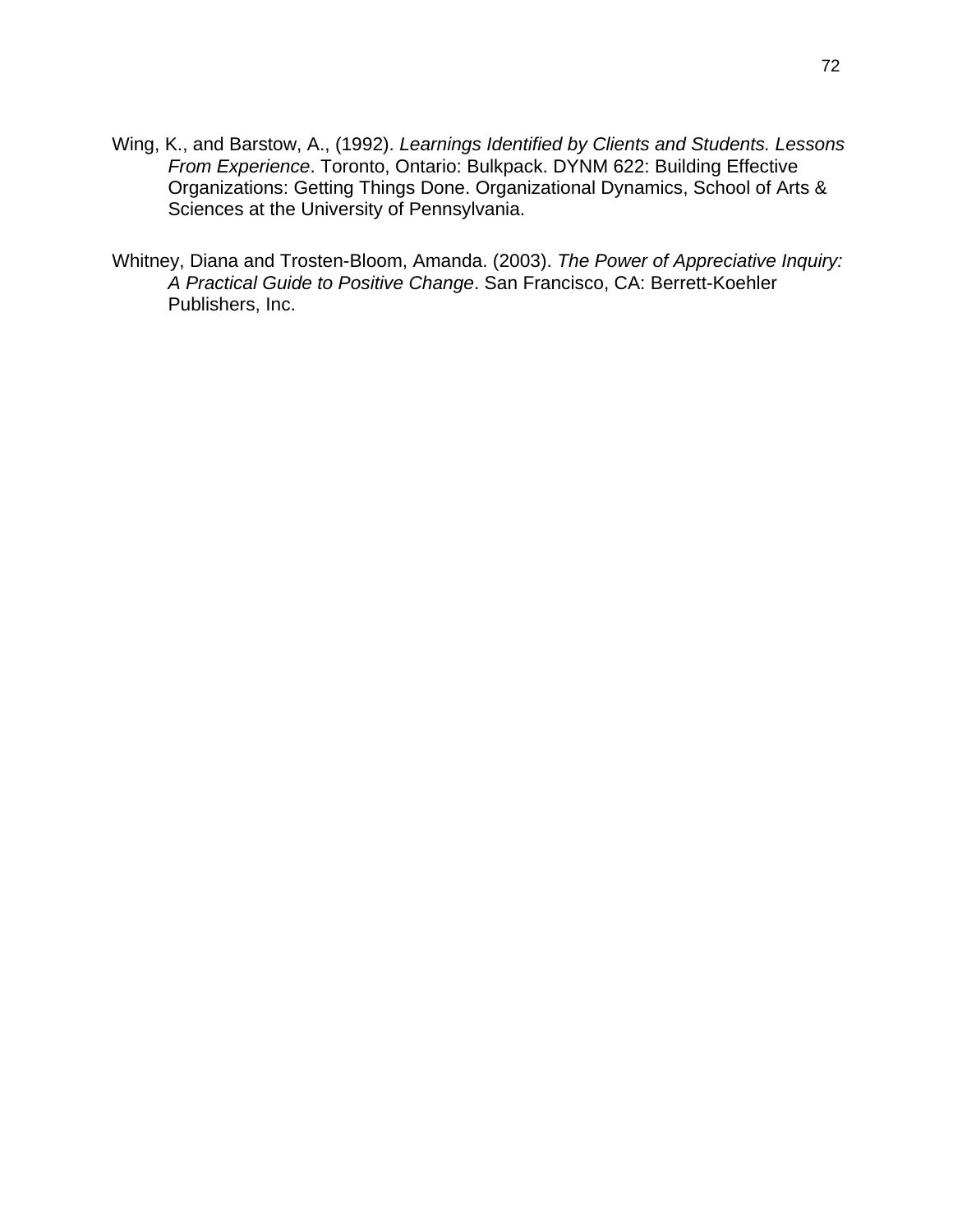Wing, K., and Barstow, A., (1992). *Learnings Identified by Clients and Students. Lessons From Experience*. Toronto, Ontario: Bulkpack. DYNM 622: Building Effective Organizations: Getting Things Done. Organizational Dynamics, School of Arts & Sciences at the University of Pennsylvania.

Whitney, Diana and Trosten-Bloom, Amanda. (2003). *The Power of Appreciative Inquiry: A Practical Guide to Positive Change*. San Francisco, CA: Berrett-Koehler Publishers, Inc.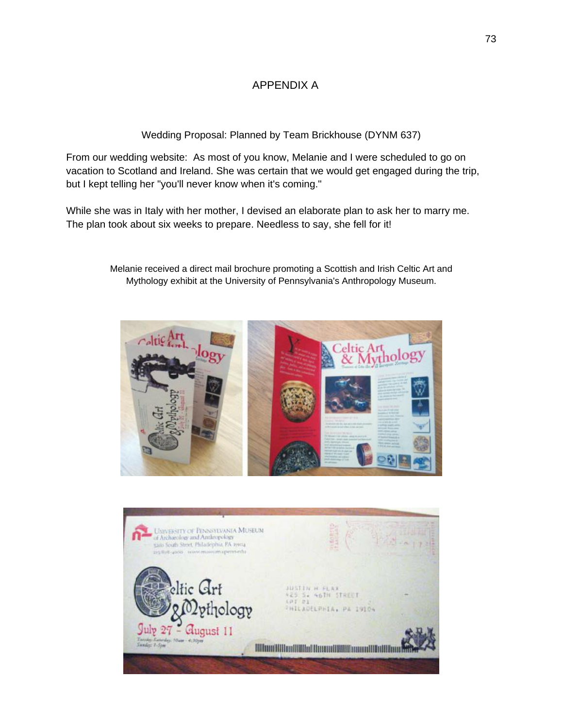# APPENDIX A

Wedding Proposal: Planned by Team Brickhouse (DYNM 637)

From our wedding website: As most of you know, Melanie and I were scheduled to go on vacation to Scotland and Ireland. She was certain that we would get engaged during the trip, but I kept telling her "you'll never know when it's coming."

While she was in Italy with her mother, I devised an elaborate plan to ask her to marry me. The plan took about six weeks to prepare. Needless to say, she fell for it!

Melanie received a direct mail brochure promoting a Scottish and Irish Celtic Art and Mythology exhibit at the University of Pennsylvania's Anthropology Museum.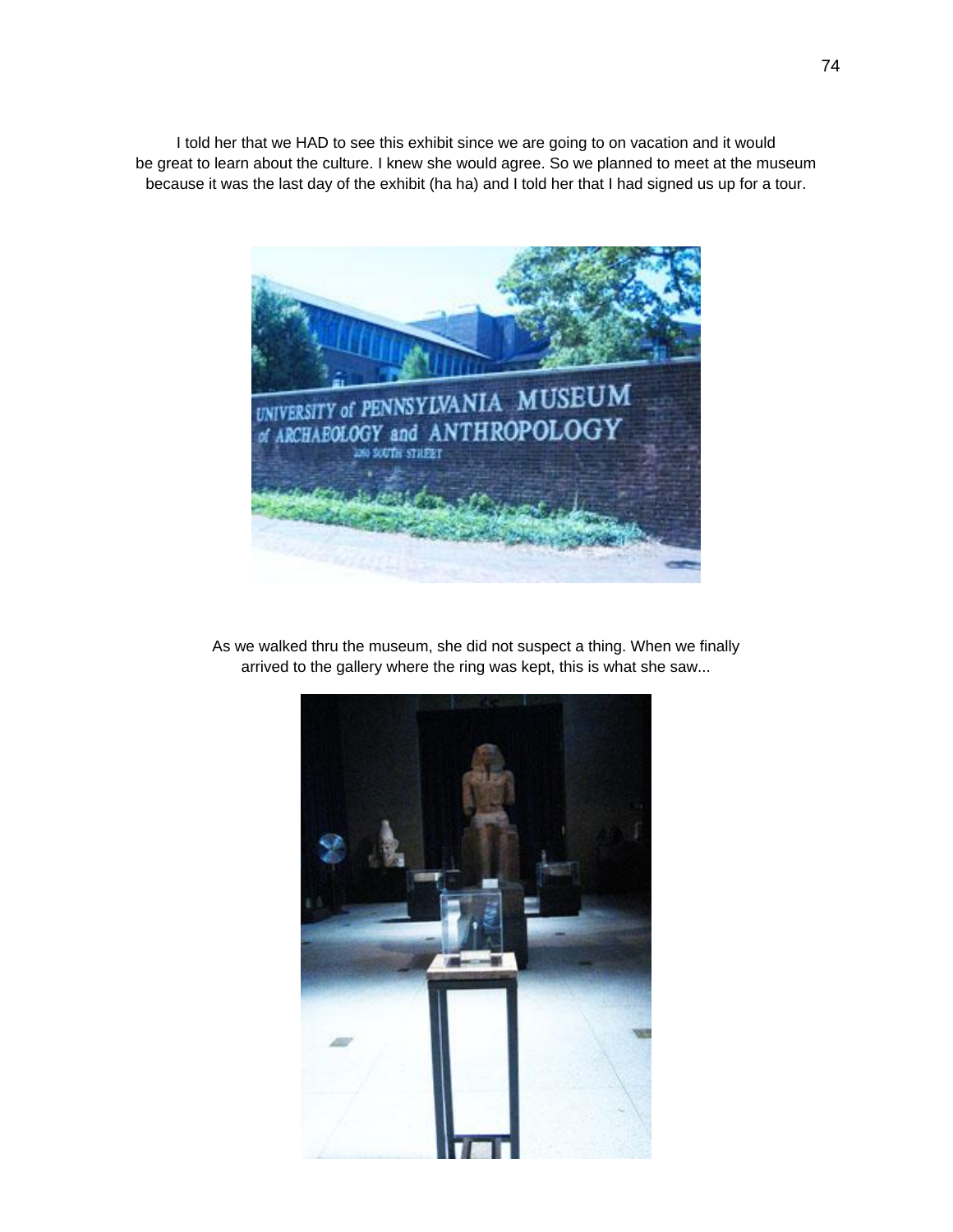I told her that we HAD to see this exhibit since we are going to on vacation and it would be great to learn about the culture. I knew she would agree. So we planned to meet at the museum because it was the last day of the exhibit (ha ha) and I told her that I had signed us up for a tour.

As we walked thru the museum, she did not suspect a thing. When we finally arrived to the gallery where the ring was kept, this is what she saw...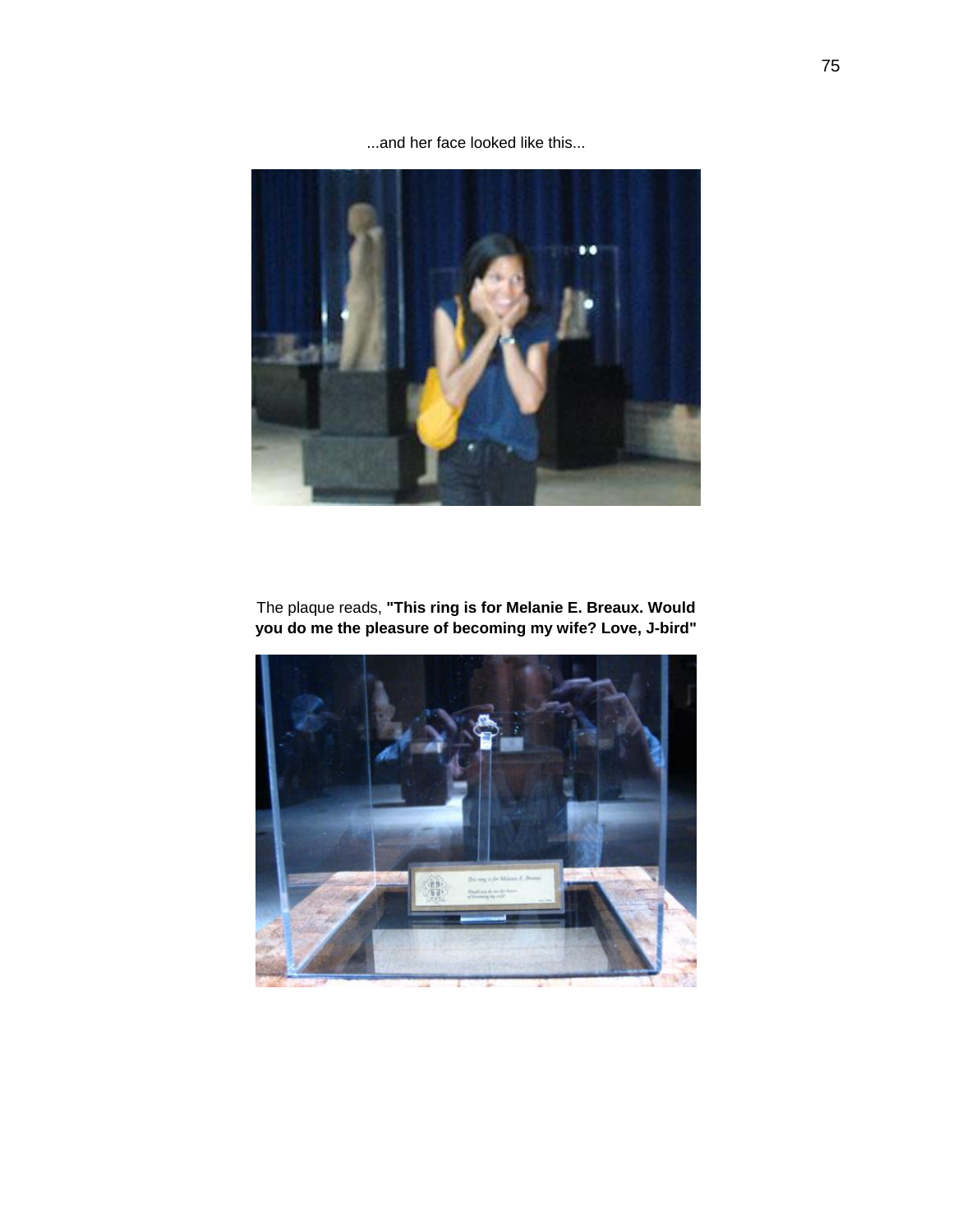...and her face looked like this...

The plaque reads, **"This ring is for Melanie E. Breaux. Would you do me the pleasure of becoming my wife? Love, J-bird"**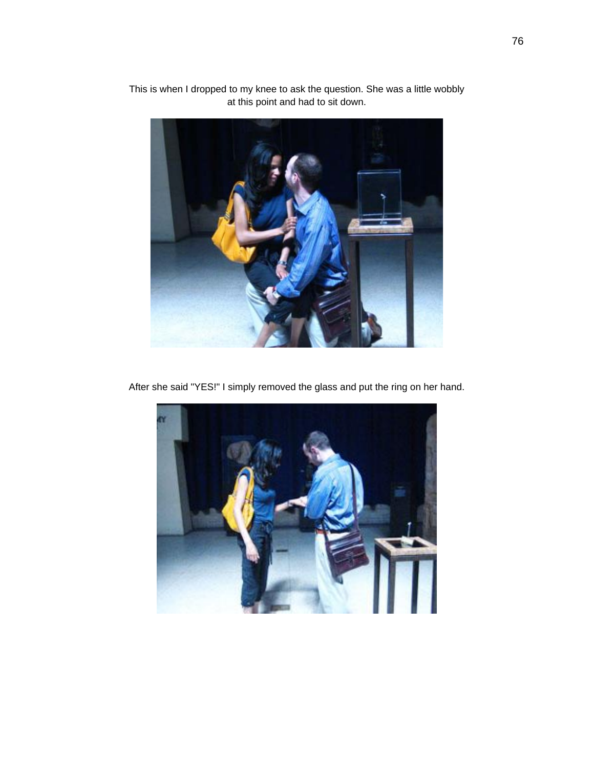This is when I dropped to my knee to ask the question. She was a little wobbly at this point and had to sit down.

After she said "YES!" I simply removed the glass and put the ring on her hand.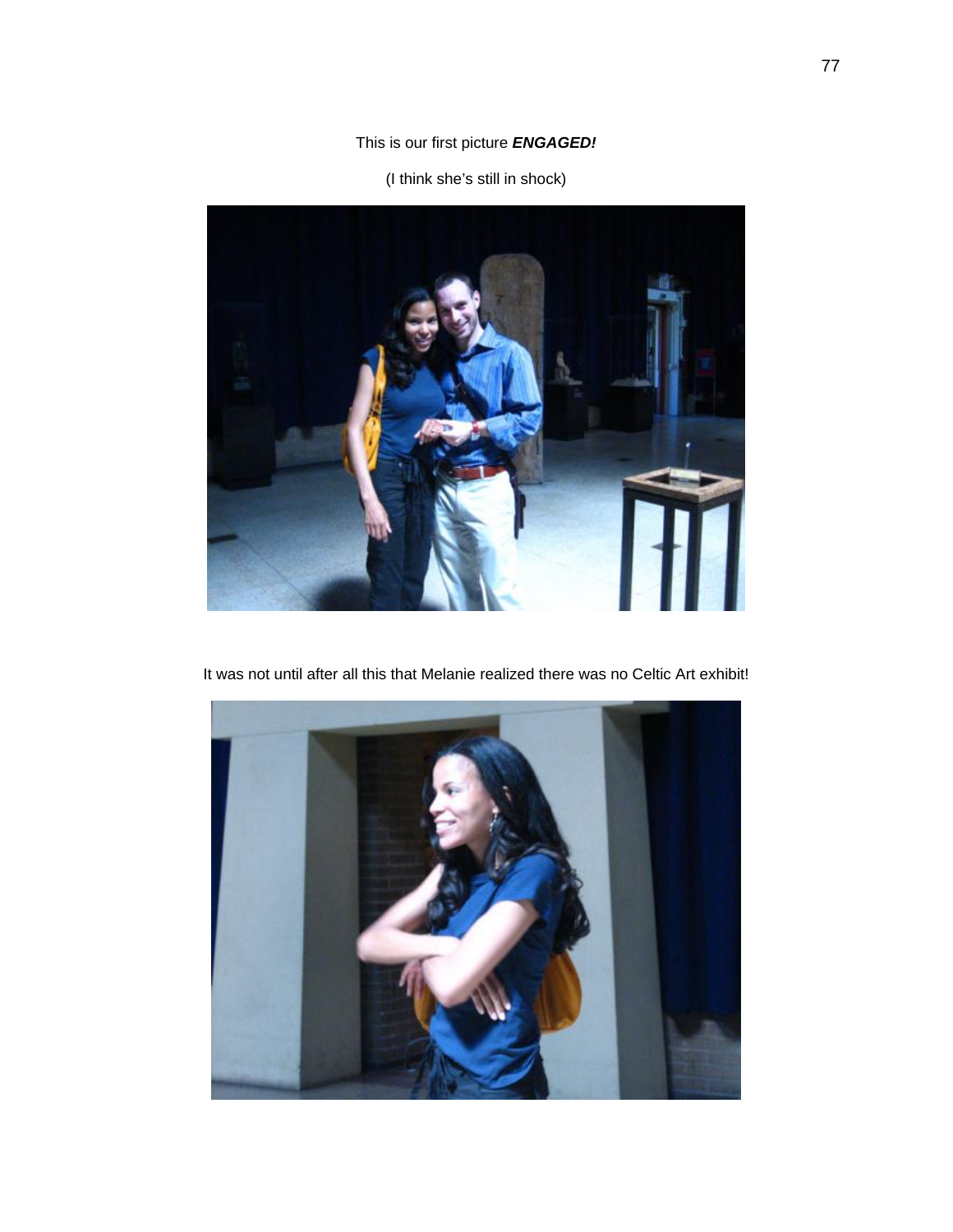This is our first picture ***ENGAGED!***

(I think she's still in shock)

It was not until after all this that Melanie realized there was no Celtic Art exhibit!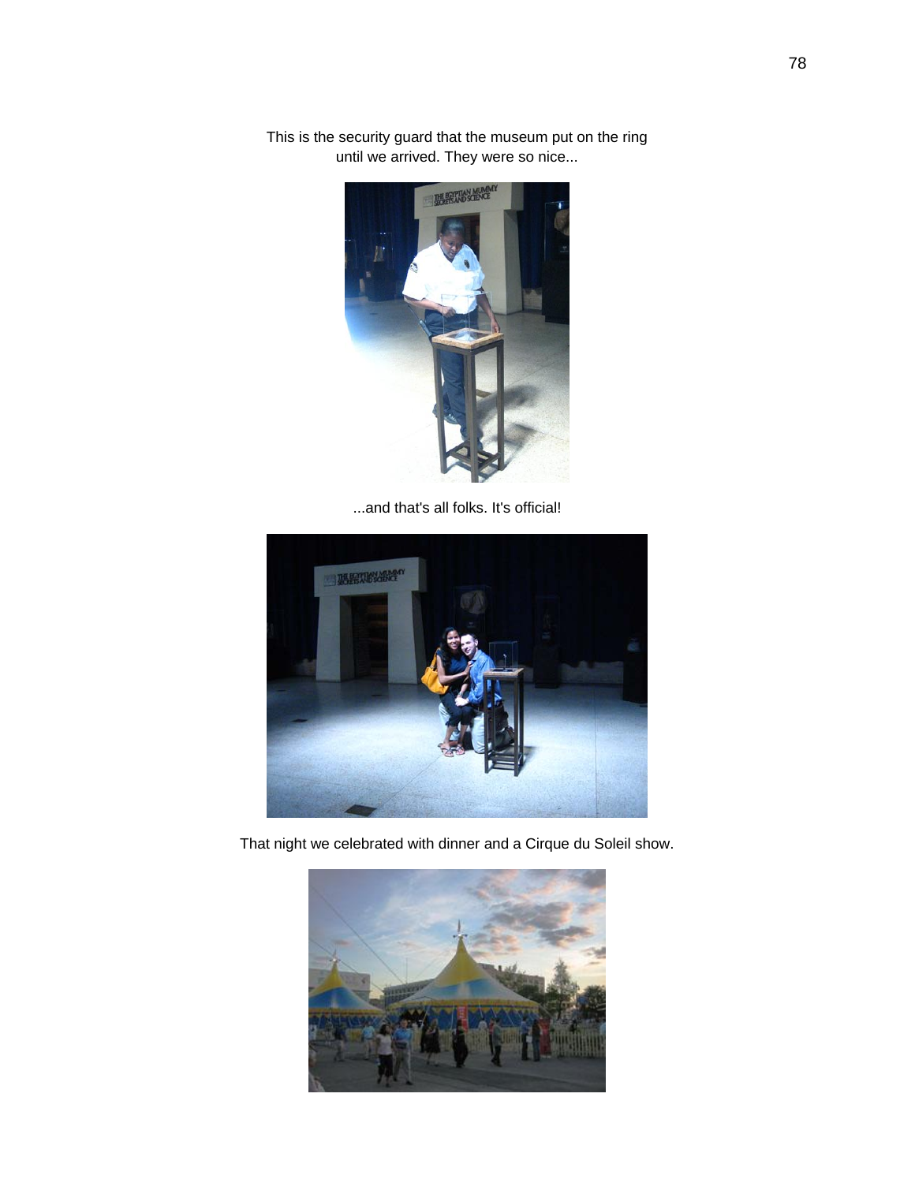This is the security guard that the museum put on the ring until we arrived. They were so nice...

...and that's all folks. It's official!

That night we celebrated with dinner and a Cirque du Soleil show.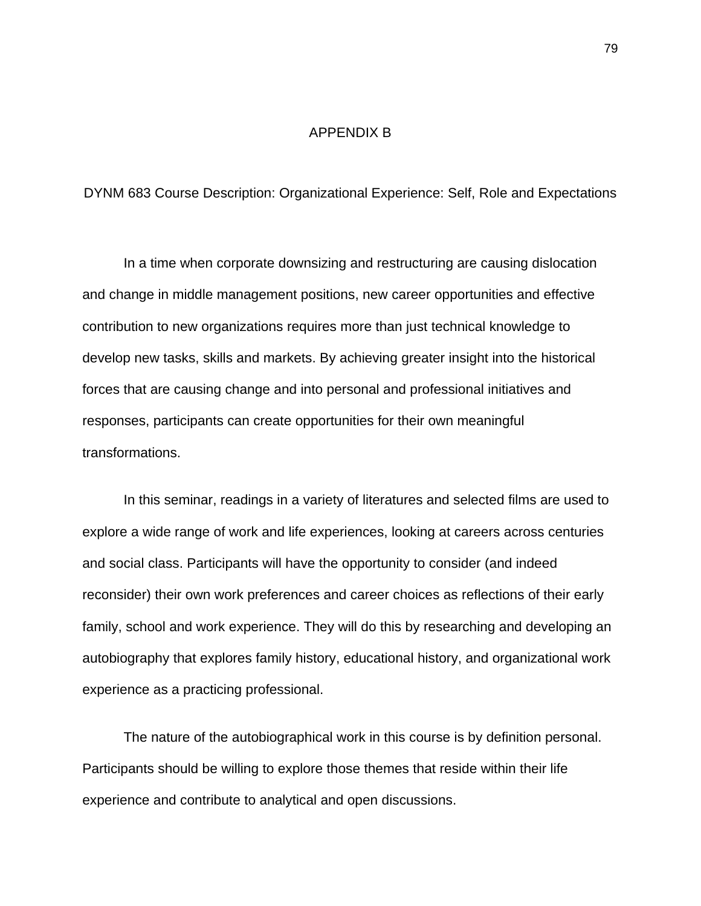# APPENDIX B

## DYNM 683 Course Description: Organizational Experience: Self, Role and Expectations

In a time when corporate downsizing and restructuring are causing dislocation and change in middle management positions, new career opportunities and effective contribution to new organizations requires more than just technical knowledge to develop new tasks, skills and markets. By achieving greater insight into the historical forces that are causing change and into personal and professional initiatives and responses, participants can create opportunities for their own meaningful transformations.

In this seminar, readings in a variety of literatures and selected films are used to explore a wide range of work and life experiences, looking at careers across centuries and social class. Participants will have the opportunity to consider (and indeed reconsider) their own work preferences and career choices as reflections of their early family, school and work experience. They will do this by researching and developing an autobiography that explores family history, educational history, and organizational work experience as a practicing professional.

The nature of the autobiographical work in this course is by definition personal. Participants should be willing to explore those themes that reside within their life experience and contribute to analytical and open discussions.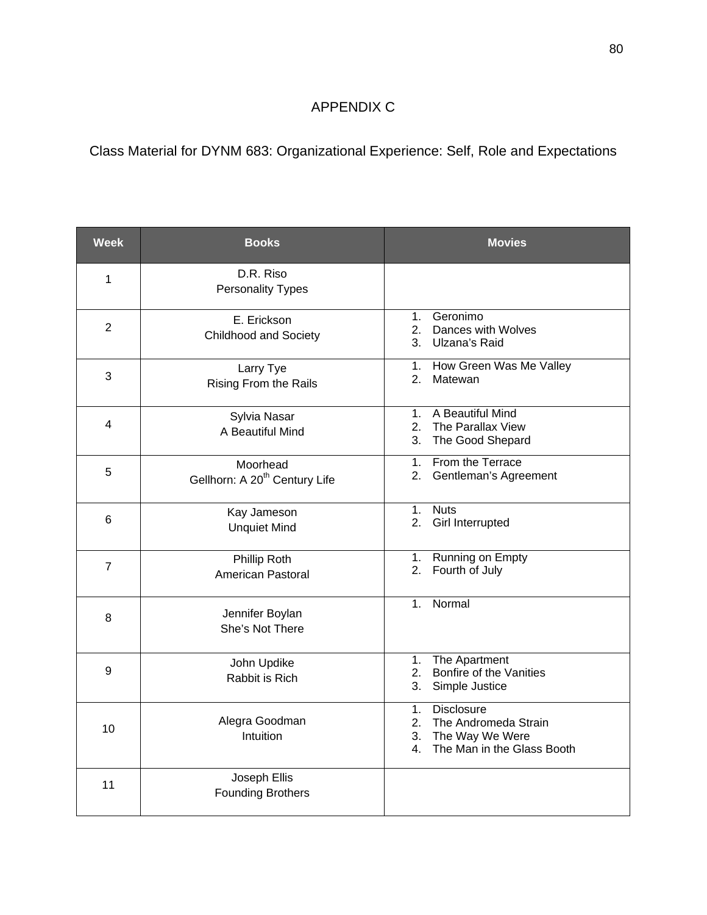# APPENDIX C

## Class Material for DYNM 683: Organizational Experience: Self, Role and Expectations

| Week | Books | Movies |
|---|---|---|
| 1 | D.R. Riso<br>Personality Types | |
| 2 | E. Erickson<br>Childhood and Society | 1. Geronimo<br>2. Dances with Wolves<br>3. Ulzana's Raid |
| 3 | Larry Tye<br>Rising From the Rails | 1. How Green Was Me Valley<br>2. Matewan |
| 4 | Sylvia Nasar<br>A Beautiful Mind | 1. A Beautiful Mind<br>2. The Parallax View<br>3. The Good Shepard |
| 5 | Moorhead<br>Gellhorn: A 20th Century Life | 1. From the Terrace<br>2. Gentleman's Agreement |
| 6 | Kay Jameson<br>Unquiet Mind | 1. Nuts<br>2. Girl Interrupted |
| 7 | Phillip Roth<br>American Pastoral | 1. Running on Empty<br>2. Fourth of July |
| 8 | Jennifer Boylan<br>She's Not There | 1. Normal |
| 9 | John Updike<br>Rabbit is Rich | 1. The Apartment<br>2. Bonfire of the Vanities<br>3. Simple Justice |
| 10 | Alegra Goodman<br>Intuition | 1. Disclosure<br>2. The Andromeda Strain<br>3. The Way We Were<br>4. The Man in the Glass Booth |
| 11 | Joseph Ellis<br>Founding Brothers | |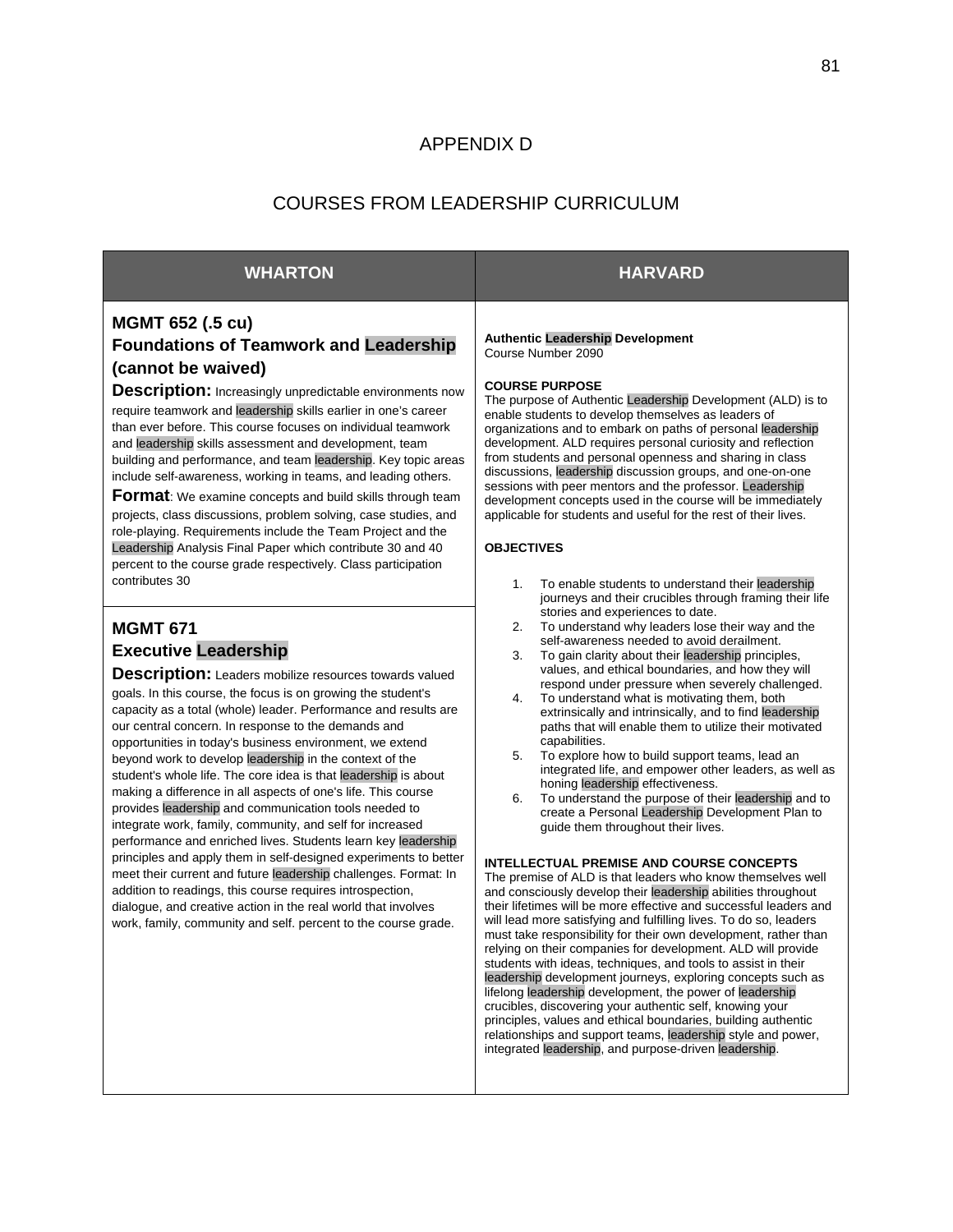# APPENDIX D

## COURSES FROM LEADERSHIP CURRICULUM

| WHARTON | HARVARD |
| --- | --- |
| **MGMT 652 (.5 cu)**<br>**Foundations of Teamwork and Leadership (cannot be waived)**<br>**Description:** Increasingly unpredictable environments now require teamwork and leadership skills earlier in one's career than ever before. This course focuses on individual teamwork and leadership skills assessment and development, team building and performance, and team leadership. Key topic areas include self-awareness, working in teams, and leading others.<br>**Format**: We examine concepts and build skills through team projects, class discussions, problem solving, case studies, and role-playing. Requirements include the Team Project and the Leadership Analysis Final Paper which contribute 30 and 40 percent to the course grade respectively. Class participation contributes 30<br><br>**MGMT 671**<br>**Executive Leadership**<br>**Description:** Leaders mobilize resources towards valued goals. In this course, the focus is on growing the student's capacity as a total (whole) leader. Performance and results are our central concern. In response to the demands and opportunities in today's business environment, we extend beyond work to develop leadership in the context of the student's whole life. The core idea is that leadership is about making a difference in all aspects of one's life. This course provides leadership and communication tools needed to integrate work, family, community, and self for increased performance and enriched lives. Students learn key leadership principles and apply them in self-designed experiments to better meet their current and future leadership challenges. Format: In addition to readings, this course requires introspection, dialogue, and creative action in the real world that involves work, family, community and self. percent to the course grade. | **Authentic Leadership Development**<br>Course Number 2090<br><br>**COURSE PURPOSE**<br>The purpose of Authentic Leadership Development (ALD) is to enable students to develop themselves as leaders of organizations and to embark on paths of personal leadership development. ALD requires personal curiosity and reflection from students and personal openness and sharing in class discussions, leadership discussion groups, and one-on-one sessions with peer mentors and the professor. Leadership development concepts used in the course will be immediately applicable for students and useful for the rest of their lives.<br><br>**OBJECTIVES**<br>1. To enable students to understand their leadership journeys and their crucibles through framing their life stories and experiences to date.<br>2. To understand why leaders lose their way and the self-awareness needed to avoid derailment.<br>3. To gain clarity about their leadership principles, values, and ethical boundaries, and how they will respond under pressure when severely challenged.<br>4. To understand what is motivating them, both extrinsically and intrinsically, and to find leadership paths that will enable them to utilize their motivated capabilities.<br>5. To explore how to build support teams, lead an integrated life, and empower other leaders, as well as honing leadership effectiveness.<br>6. To understand the purpose of their leadership and to create a Personal Leadership Development Plan to guide them throughout their lives.<br><br>**INTELLECTUAL PREMISE AND COURSE CONCEPTS**<br>The premise of ALD is that leaders who know themselves well and consciously develop their leadership abilities throughout their lifetimes will be more effective and successful leaders and will lead more satisfying and fulfilling lives. To do so, leaders must take responsibility for their own development, rather than relying on their companies for development. ALD will provide students with ideas, techniques, and tools to assist in their leadership development journeys, exploring concepts such as lifelong leadership development, the power of leadership crucibles, discovering your authentic self, knowing your principles, values and ethical boundaries, building authentic relationships and support teams, leadership style and power, integrated leadership, and purpose-driven leadership. |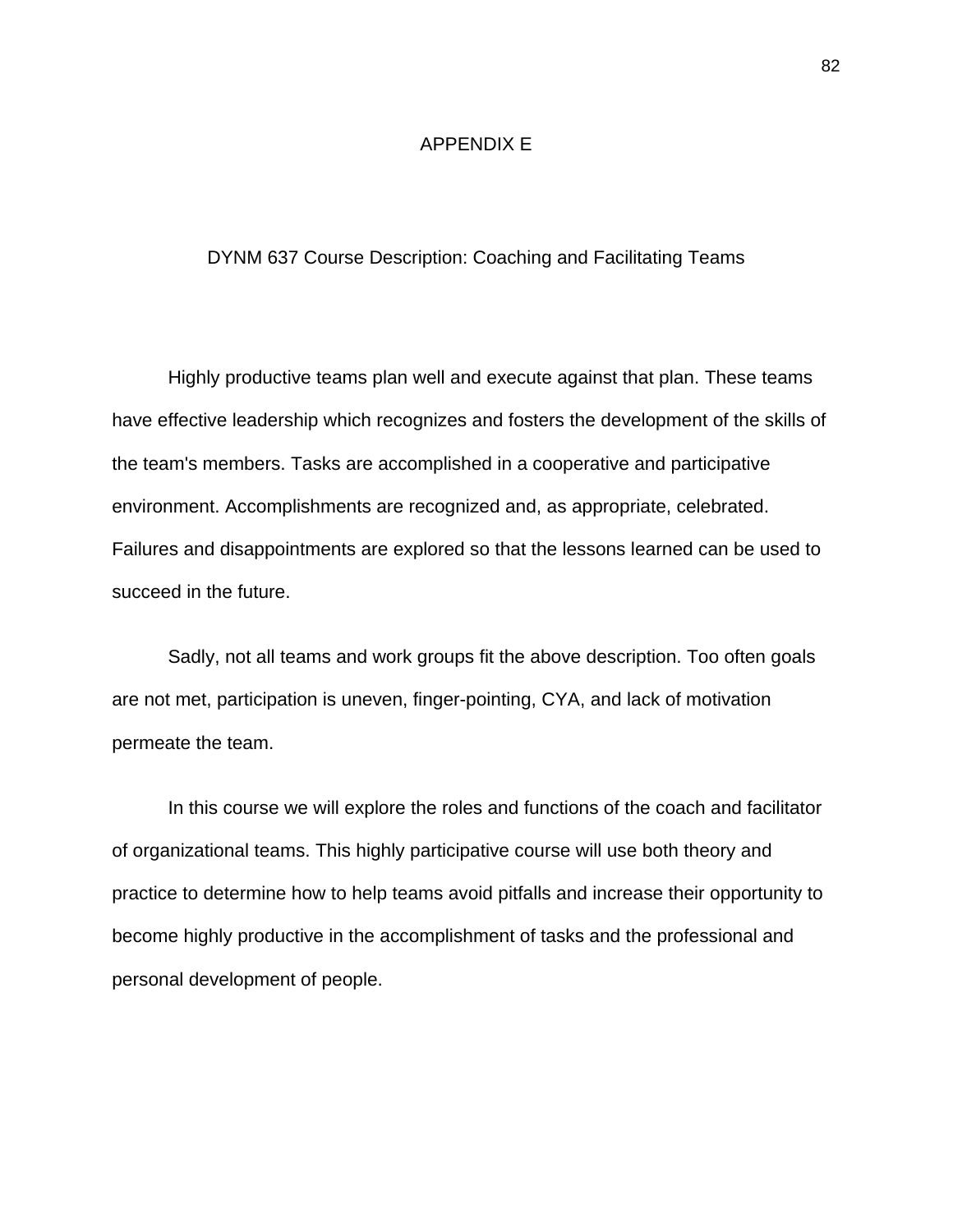# APPENDIX E

## DYNM 637 Course Description: Coaching and Facilitating Teams

Highly productive teams plan well and execute against that plan. These teams have effective leadership which recognizes and fosters the development of the skills of the team's members. Tasks are accomplished in a cooperative and participative environment. Accomplishments are recognized and, as appropriate, celebrated. Failures and disappointments are explored so that the lessons learned can be used to succeed in the future.

Sadly, not all teams and work groups fit the above description. Too often goals are not met, participation is uneven, finger-pointing, CYA, and lack of motivation permeate the team.

In this course we will explore the roles and functions of the coach and facilitator of organizational teams. This highly participative course will use both theory and practice to determine how to help teams avoid pitfalls and increase their opportunity to become highly productive in the accomplishment of tasks and the professional and personal development of people.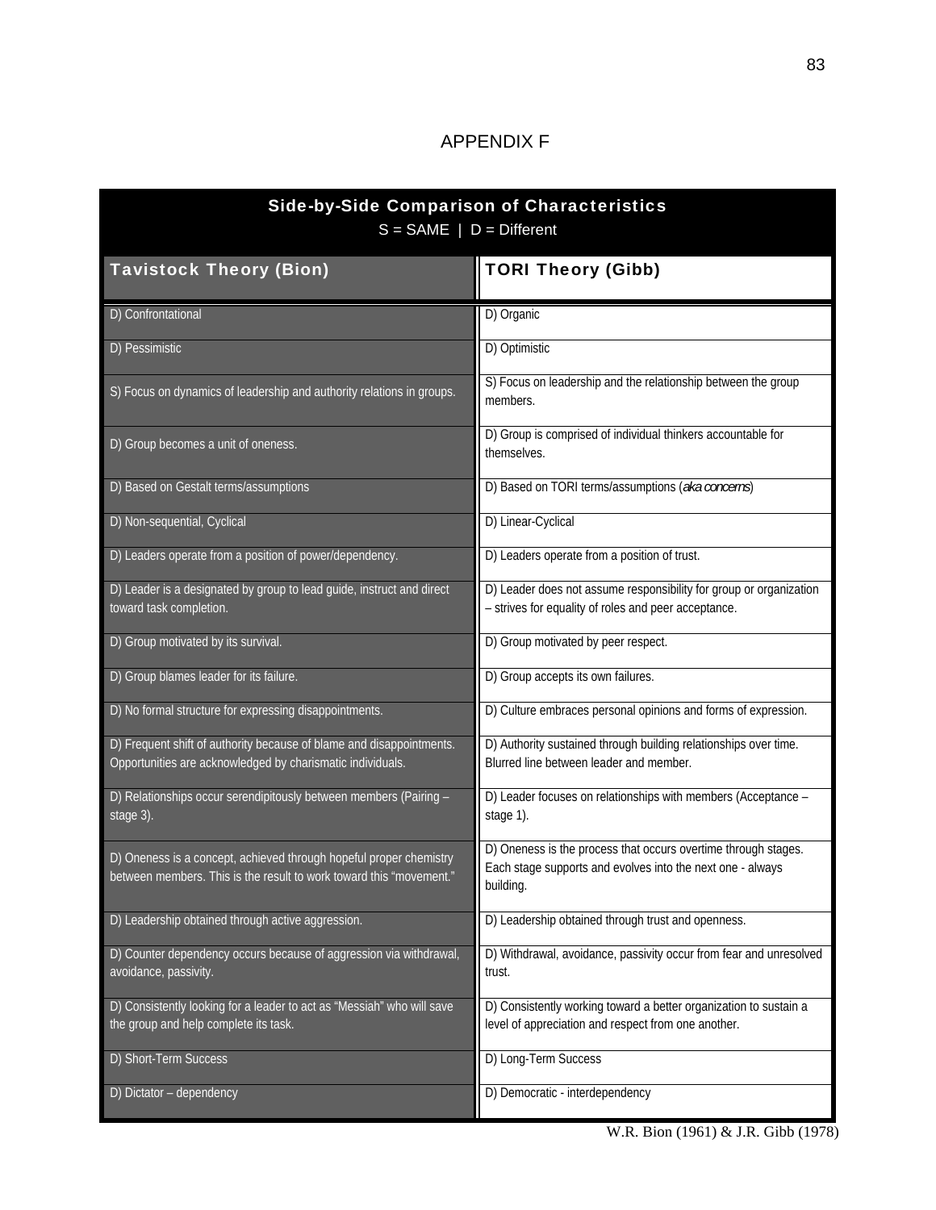# APPENDIX F

**Side-by-Side Comparison of Characteristics**

S = SAME | D = Different

| Tavistock Theory (Bion) | TORI Theory (Gibb) |
|---|---|
| D) Confrontational | D) Organic |
| D) Pessimistic | D) Optimistic |
| S) Focus on dynamics of leadership and authority relations in groups. | S) Focus on leadership and the relationship between the group members. |
| D) Group becomes a unit of oneness. | D) Group is comprised of individual thinkers accountable for themselves. |
| D) Based on Gestalt terms/assumptions | D) Based on TORI terms/assumptions (*aka concerns*) |
| D) Non-sequential, Cyclical | D) Linear-Cyclical |
| D) Leaders operate from a position of power/dependency. | D) Leaders operate from a position of trust. |
| D) Leader is a designated by group to lead guide, instruct and direct toward task completion. | D) Leader does not assume responsibility for group or organization – strives for equality of roles and peer acceptance. |
| D) Group motivated by its survival. | D) Group motivated by peer respect. |
| D) Group blames leader for its failure. | D) Group accepts its own failures. |
| D) No formal structure for expressing disappointments. | D) Culture embraces personal opinions and forms of expression. |
| D) Frequent shift of authority because of blame and disappointments. Opportunities are acknowledged by charismatic individuals. | D) Authority sustained through building relationships over time. Blurred line between leader and member. |
| D) Relationships occur serendipitously between members (Pairing – stage 3). | D) Leader focuses on relationships with members (Acceptance – stage 1). |
| D) Oneness is a concept, achieved through hopeful proper chemistry between members. This is the result to work toward this "movement." | D) Oneness is the process that occurs overtime through stages. Each stage supports and evolves into the next one - always building. |
| D) Leadership obtained through active aggression. | D) Leadership obtained through trust and openness. |
| D) Counter dependency occurs because of aggression via withdrawal, avoidance, passivity. | D) Withdrawal, avoidance, passivity occur from fear and unresolved trust. |
| D) Consistently looking for a leader to act as "Messiah" who will save the group and help complete its task. | D) Consistently working toward a better organization to sustain a level of appreciation and respect from one another. |
| D) Short-Term Success | D) Long-Term Success |
| D) Dictator – dependency | D) Democratic - interdependency |

W.R. Bion (1961) & J.R. Gibb (1978)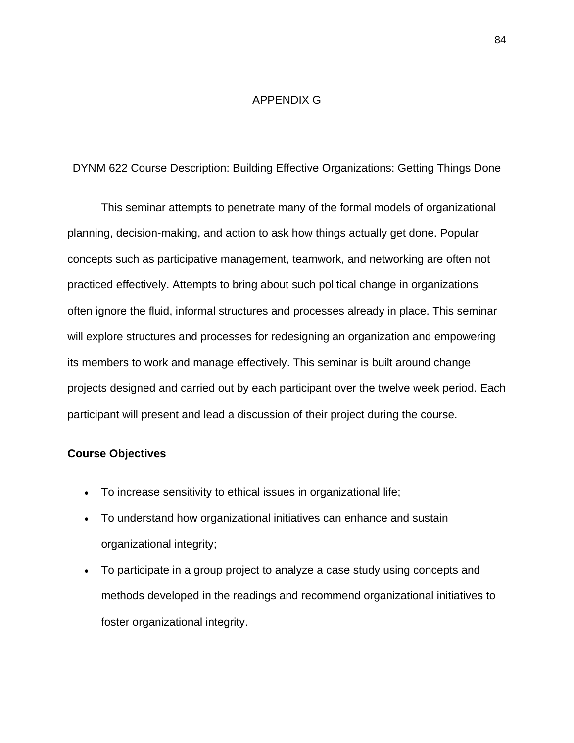# APPENDIX G

## DYNM 622 Course Description: Building Effective Organizations: Getting Things Done

This seminar attempts to penetrate many of the formal models of organizational planning, decision-making, and action to ask how things actually get done. Popular concepts such as participative management, teamwork, and networking are often not practiced effectively. Attempts to bring about such political change in organizations often ignore the fluid, informal structures and processes already in place. This seminar will explore structures and processes for redesigning an organization and empowering its members to work and manage effectively. This seminar is built around change projects designed and carried out by each participant over the twelve week period. Each participant will present and lead a discussion of their project during the course.

**Course Objectives**

- To increase sensitivity to ethical issues in organizational life;
- To understand how organizational initiatives can enhance and sustain organizational integrity;
- To participate in a group project to analyze a case study using concepts and methods developed in the readings and recommend organizational initiatives to foster organizational integrity.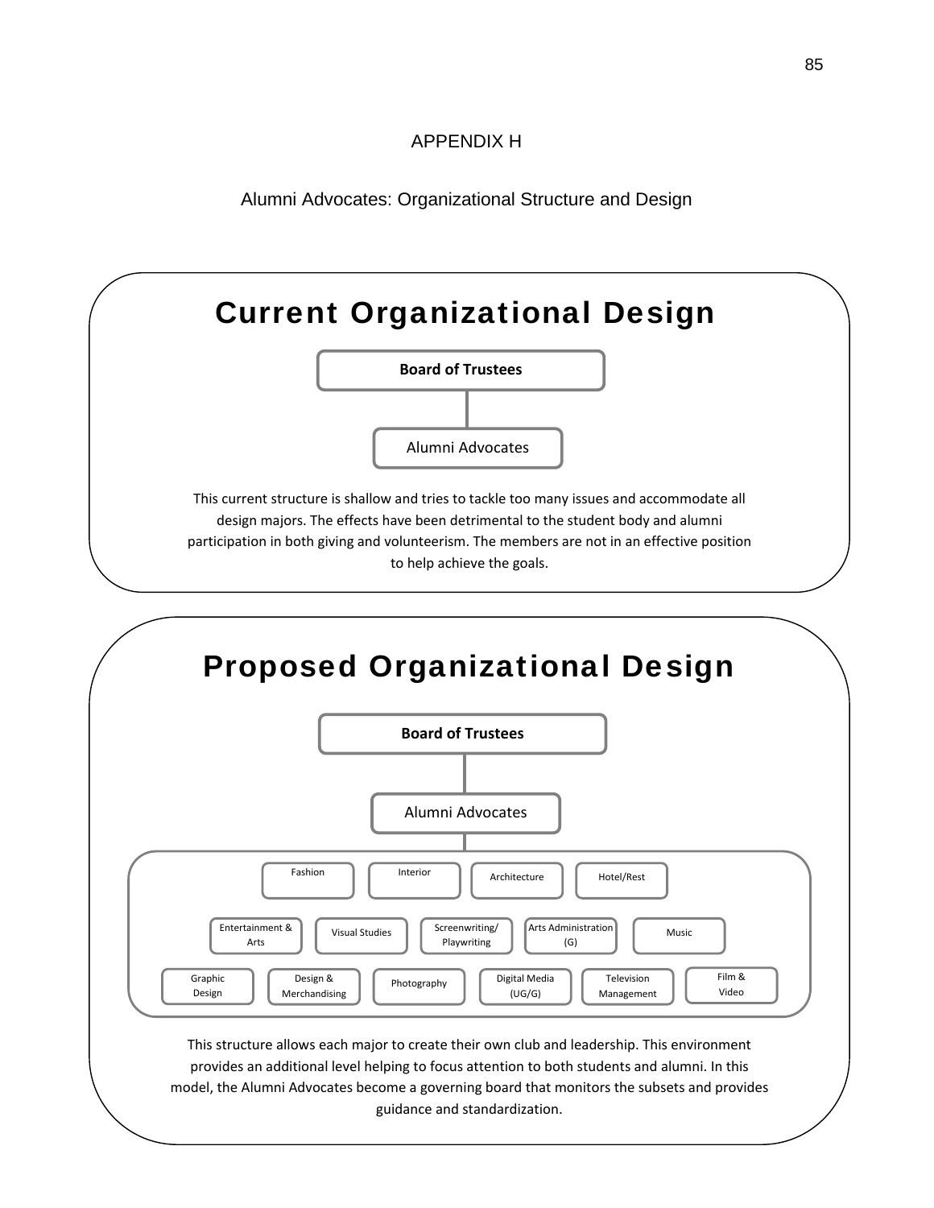# APPENDIX H

## Alumni Advocates: Organizational Structure and Design

### Current Organizational Design

**Board of Trustees**

Alumni Advocates

This current structure is shallow and tries to tackle too many issues and accommodate all design majors. The effects have been detrimental to the student body and alumni participation in both giving and volunteerism. The members are not in an effective position to help achieve the goals.

### Proposed Organizational Design

**Board of Trustees**

Alumni Advocates

- Fashion
- Interior
- Architecture
- Hotel/Rest
- Entertainment & Arts
- Visual Studies
- Screenwriting/ Playwriting
- Arts Administration (G)
- Music
- Graphic Design
- Design & Merchandising
- Photography
- Digital Media (UG/G)
- Television Management
- Film & Video

This structure allows each major to create their own club and leadership. This environment provides an additional level helping to focus attention to both students and alumni. In this model, the Alumni Advocates become a governing board that monitors the subsets and provides guidance and standardization.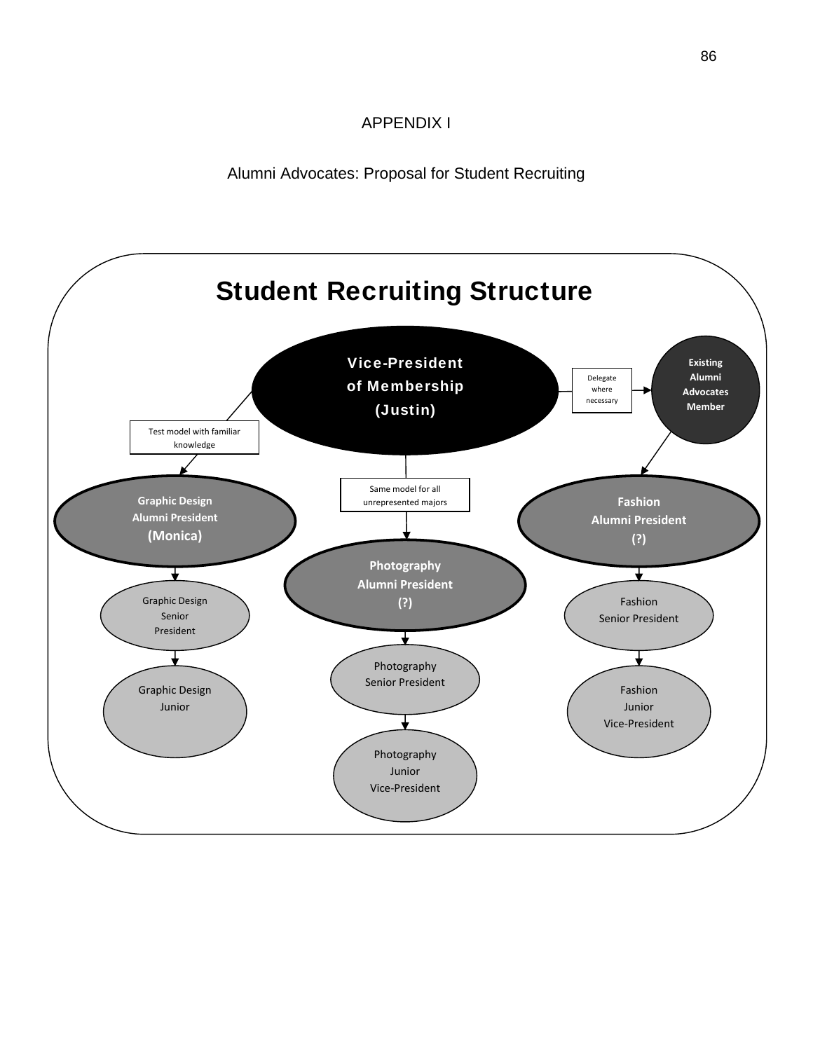# APPENDIX I

## Alumni Advocates: Proposal for Student Recruiting

### Student Recruiting Structure

Vice-President of Membership (Justin)

Delegate where necessary

Existing Alumni Advocates Member

Test model with familiar knowledge

Same model for all unrepresented majors

Graphic Design Alumni President (Monica)

Photography Alumni President (?)

Fashion Alumni President (?)

Graphic Design Senior President

Graphic Design Junior

Photography Senior President

Photography Junior Vice-President

Fashion Senior President

Fashion Junior Vice-President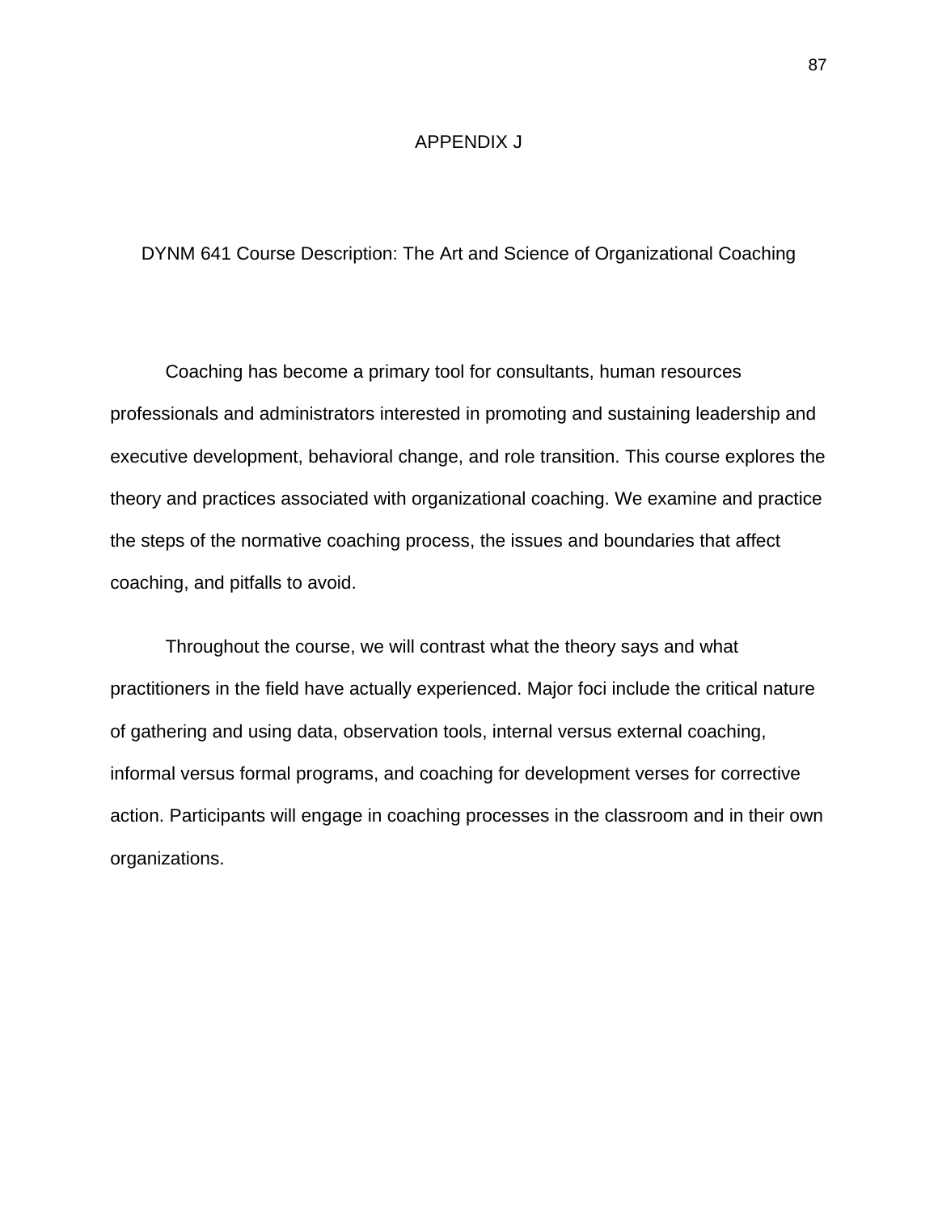# APPENDIX J

## DYNM 641 Course Description: The Art and Science of Organizational Coaching

Coaching has become a primary tool for consultants, human resources professionals and administrators interested in promoting and sustaining leadership and executive development, behavioral change, and role transition. This course explores the theory and practices associated with organizational coaching. We examine and practice the steps of the normative coaching process, the issues and boundaries that affect coaching, and pitfalls to avoid.

Throughout the course, we will contrast what the theory says and what practitioners in the field have actually experienced. Major foci include the critical nature of gathering and using data, observation tools, internal versus external coaching, informal versus formal programs, and coaching for development verses for corrective action. Participants will engage in coaching processes in the classroom and in their own organizations.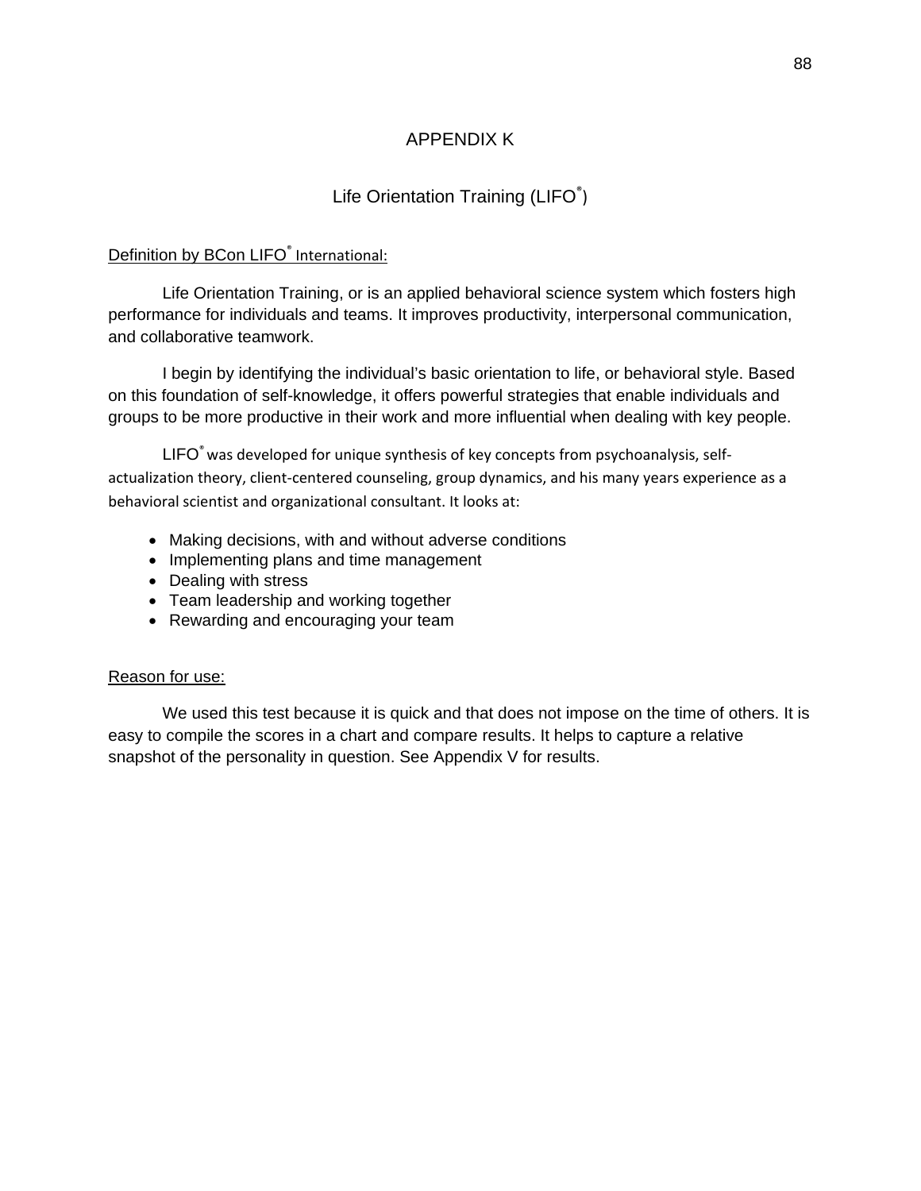# APPENDIX K

## Life Orientation Training (LIFO®)

<u>Definition by BCon LIFO® International:</u>

Life Orientation Training, or is an applied behavioral science system which fosters high performance for individuals and teams. It improves productivity, interpersonal communication, and collaborative teamwork.

I begin by identifying the individual's basic orientation to life, or behavioral style. Based on this foundation of self-knowledge, it offers powerful strategies that enable individuals and groups to be more productive in their work and more influential when dealing with key people.

LIFO® was developed for unique synthesis of key concepts from psychoanalysis, self-actualization theory, client-centered counseling, group dynamics, and his many years experience as a behavioral scientist and organizational consultant. It looks at:

- Making decisions, with and without adverse conditions
- Implementing plans and time management
- Dealing with stress
- Team leadership and working together
- Rewarding and encouraging your team

<u>Reason for use:</u>

We used this test because it is quick and that does not impose on the time of others. It is easy to compile the scores in a chart and compare results. It helps to capture a relative snapshot of the personality in question. See Appendix V for results.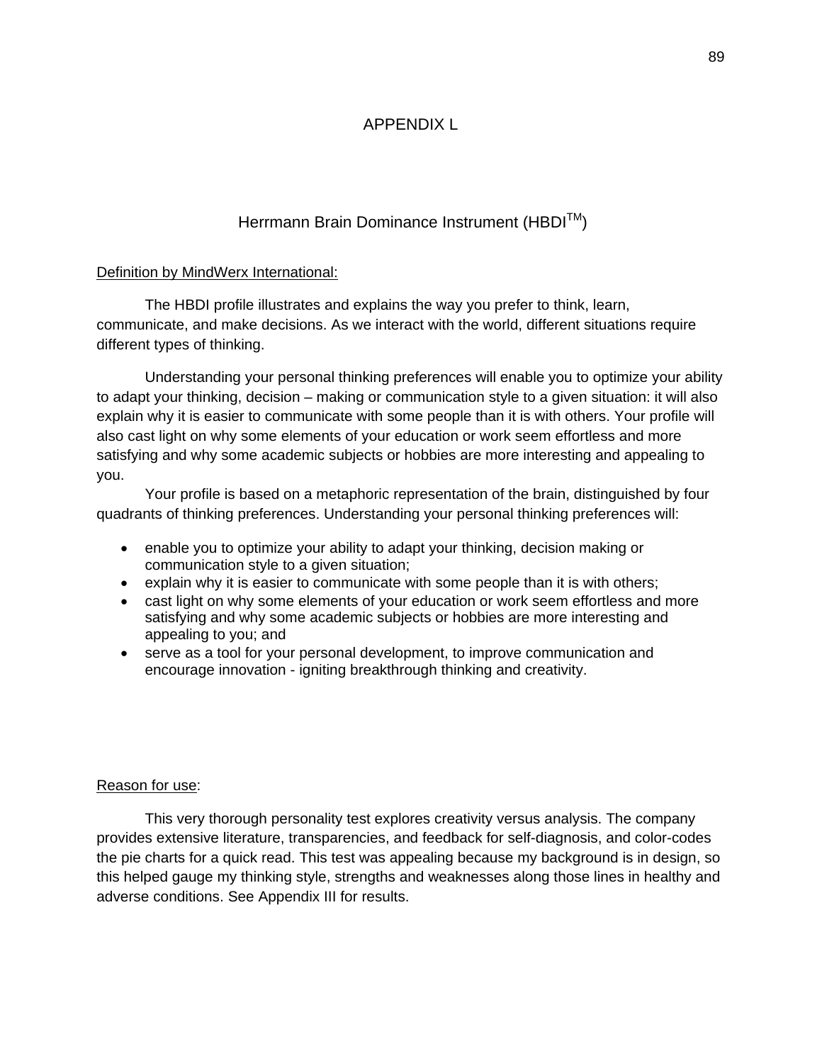# APPENDIX L

## Herrmann Brain Dominance Instrument (HBDI™)

Definition by MindWerx International:

The HBDI profile illustrates and explains the way you prefer to think, learn, communicate, and make decisions. As we interact with the world, different situations require different types of thinking.

Understanding your personal thinking preferences will enable you to optimize your ability to adapt your thinking, decision – making or communication style to a given situation: it will also explain why it is easier to communicate with some people than it is with others. Your profile will also cast light on why some elements of your education or work seem effortless and more satisfying and why some academic subjects or hobbies are more interesting and appealing to you.

Your profile is based on a metaphoric representation of the brain, distinguished by four quadrants of thinking preferences. Understanding your personal thinking preferences will:

- enable you to optimize your ability to adapt your thinking, decision making or communication style to a given situation;
- explain why it is easier to communicate with some people than it is with others;
- cast light on why some elements of your education or work seem effortless and more satisfying and why some academic subjects or hobbies are more interesting and appealing to you; and
- serve as a tool for your personal development, to improve communication and encourage innovation - igniting breakthrough thinking and creativity.

Reason for use:

This very thorough personality test explores creativity versus analysis. The company provides extensive literature, transparencies, and feedback for self-diagnosis, and color-codes the pie charts for a quick read. This test was appealing because my background is in design, so this helped gauge my thinking style, strengths and weaknesses along those lines in healthy and adverse conditions. See Appendix III for results.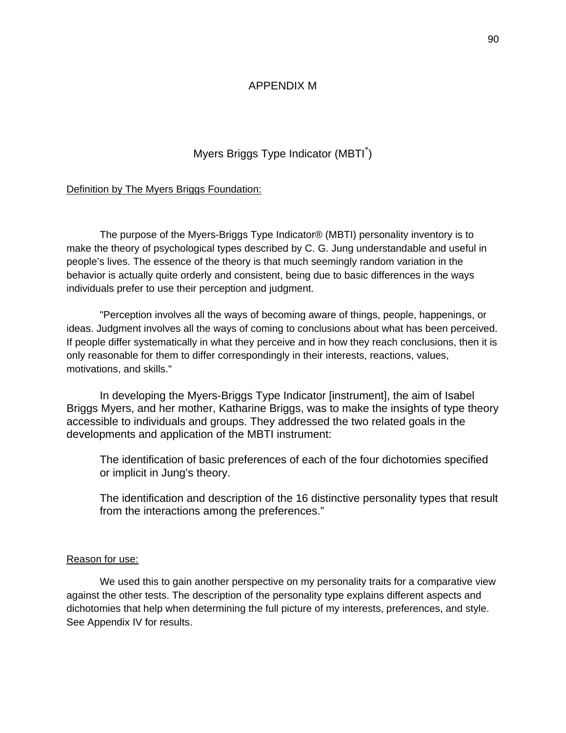# APPENDIX M

## Myers Briggs Type Indicator (MBTI®)

<u>Definition by The Myers Briggs Foundation:</u>

The purpose of the Myers-Briggs Type Indicator® (MBTI) personality inventory is to make the theory of psychological types described by C. G. Jung understandable and useful in people's lives. The essence of the theory is that much seemingly random variation in the behavior is actually quite orderly and consistent, being due to basic differences in the ways individuals prefer to use their perception and judgment.

"Perception involves all the ways of becoming aware of things, people, happenings, or ideas. Judgment involves all the ways of coming to conclusions about what has been perceived. If people differ systematically in what they perceive and in how they reach conclusions, then it is only reasonable for them to differ correspondingly in their interests, reactions, values, motivations, and skills."

In developing the Myers-Briggs Type Indicator [instrument], the aim of Isabel Briggs Myers, and her mother, Katharine Briggs, was to make the insights of type theory accessible to individuals and groups. They addressed the two related goals in the developments and application of the MBTI instrument:

> The identification of basic preferences of each of the four dichotomies specified or implicit in Jung's theory.
>
> The identification and description of the 16 distinctive personality types that result from the interactions among the preferences."

<u>Reason for use:</u>

We used this to gain another perspective on my personality traits for a comparative view against the other tests. The description of the personality type explains different aspects and dichotomies that help when determining the full picture of my interests, preferences, and style. See Appendix IV for results.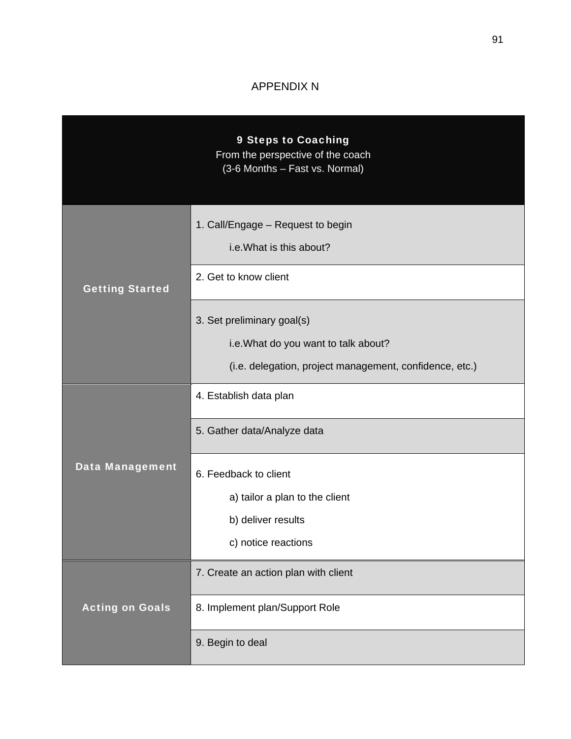# APPENDIX N

| 9 Steps to Coaching<br>From the perspective of the coach<br>(3-6 Months – Fast vs. Normal) | |
|---|---|
| **Getting Started** | 1. Call/Engage – Request to begin<br>i.e.What is this about? |
| | 2. Get to know client |
| | 3. Set preliminary goal(s)<br>i.e.What do you want to talk about?<br>(i.e. delegation, project management, confidence, etc.) |
| **Data Management** | 4. Establish data plan |
| | 5. Gather data/Analyze data |
| | 6. Feedback to client<br>a) tailor a plan to the client<br>b) deliver results<br>c) notice reactions |
| **Acting on Goals** | 7. Create an action plan with client |
| | 8. Implement plan/Support Role |
| | 9. Begin to deal |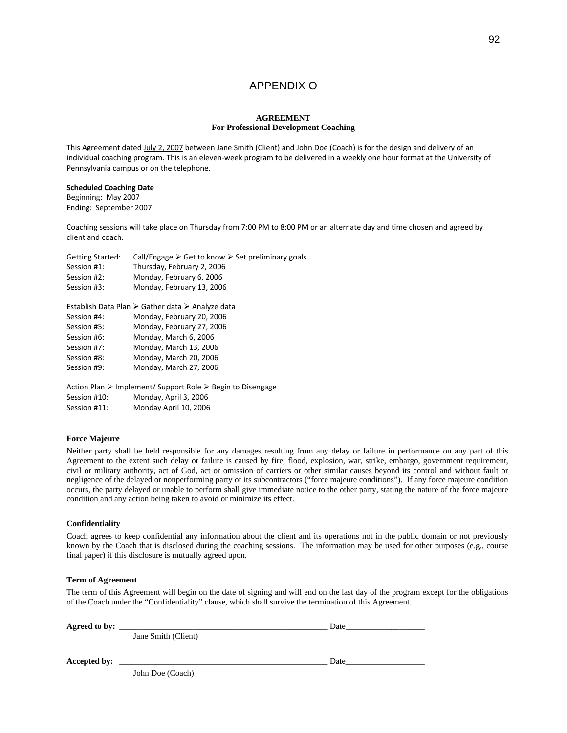# APPENDIX O

**AGREEMENT**
**For Professional Development Coaching**

This Agreement dated July 2, 2007 between Jane Smith (Client) and John Doe (Coach) is for the design and delivery of an individual coaching program. This is an eleven-week program to be delivered in a weekly one hour format at the University of Pennsylvania campus or on the telephone.

**Scheduled Coaching Date**
Beginning: May 2007
Ending: September 2007

Coaching sessions will take place on Thursday from 7:00 PM to 8:00 PM or an alternate day and time chosen and agreed by client and coach.

Getting Started: Call/Engage ➢ Get to know ➢ Set preliminary goals
Session #1: Thursday, February 2, 2006
Session #2: Monday, February 6, 2006
Session #3: Monday, February 13, 2006

Establish Data Plan ➢ Gather data ➢ Analyze data
Session #4: Monday, February 20, 2006
Session #5: Monday, February 27, 2006
Session #6: Monday, March 6, 2006
Session #7: Monday, March 13, 2006
Session #8: Monday, March 20, 2006
Session #9: Monday, March 27, 2006

Action Plan ➢ Implement/ Support Role ➢ Begin to Disengage
Session #10: Monday, April 3, 2006
Session #11: Monday April 10, 2006

**Force Majeure**

Neither party shall be held responsible for any damages resulting from any delay or failure in performance on any part of this Agreement to the extent such delay or failure is caused by fire, flood, explosion, war, strike, embargo, government requirement, civil or military authority, act of God, act or omission of carriers or other similar causes beyond its control and without fault or negligence of the delayed or nonperforming party or its subcontractors ("force majeure conditions"). If any force majeure condition occurs, the party delayed or unable to perform shall give immediate notice to the other party, stating the nature of the force majeure condition and any action being taken to avoid or minimize its effect.

**Confidentiality**

Coach agrees to keep confidential any information about the client and its operations not in the public domain or not previously known by the Coach that is disclosed during the coaching sessions. The information may be used for other purposes (e.g., course final paper) if this disclosure is mutually agreed upon.

**Term of Agreement**

The term of this Agreement will begin on the date of signing and will end on the last day of the program except for the obligations of the Coach under the "Confidentiality" clause, which shall survive the termination of this Agreement.

**Agreed to by:** ______________________________ Date__________________
Jane Smith (Client)

**Accepted by:** ______________________________ Date__________________
John Doe (Coach)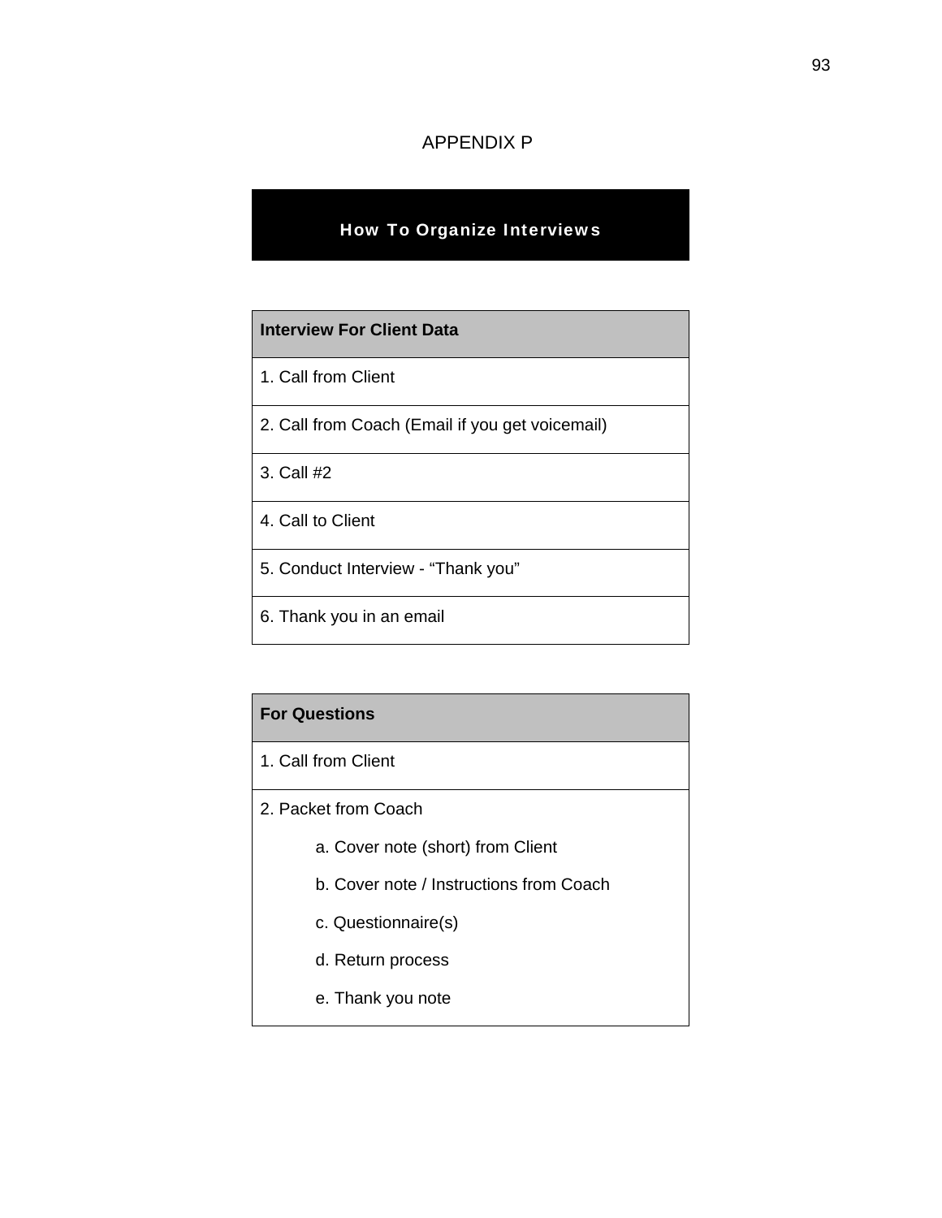# APPENDIX P

## How To Organize Interviews

| Interview For Client Data |
|---|
| 1. Call from Client |
| 2. Call from Coach (Email if you get voicemail) |
| 3. Call #2 |
| 4. Call to Client |
| 5. Conduct Interview - "Thank you" |
| 6. Thank you in an email |

| For Questions |
|---|
| 1. Call from Client |
| 2. Packet from Coach<br>a. Cover note (short) from Client<br>b. Cover note / Instructions from Coach<br>c. Questionnaire(s)<br>d. Return process<br>e. Thank you note |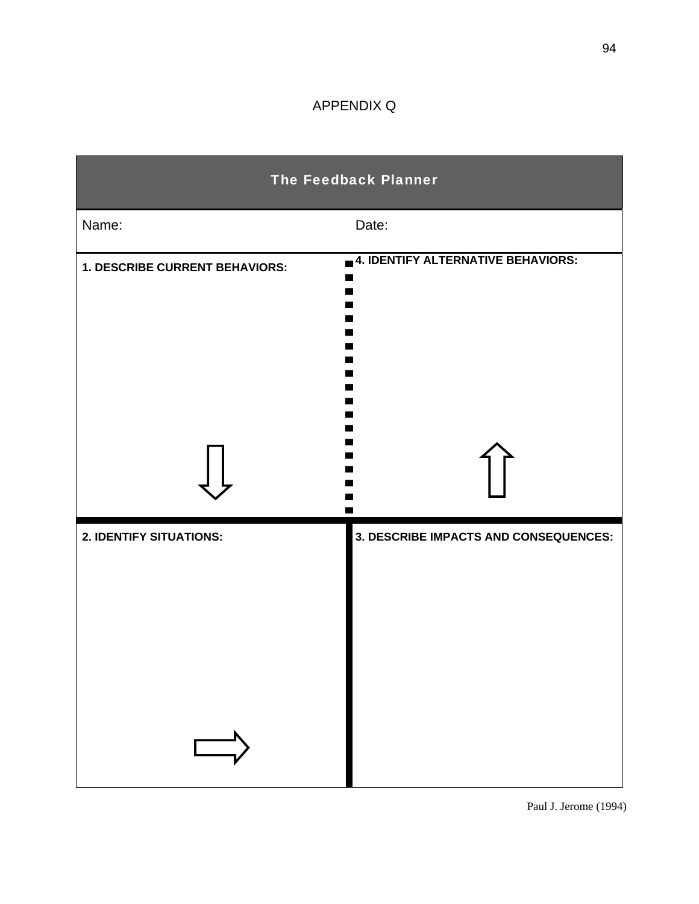# APPENDIX Q

## The Feedback Planner

Name:

Date:

**1. DESCRIBE CURRENT BEHAVIORS:**

**4. IDENTIFY ALTERNATIVE BEHAVIORS:**

**2. IDENTIFY SITUATIONS:**

**3. DESCRIBE IMPACTS AND CONSEQUENCES:**

Paul J. Jerome (1994)